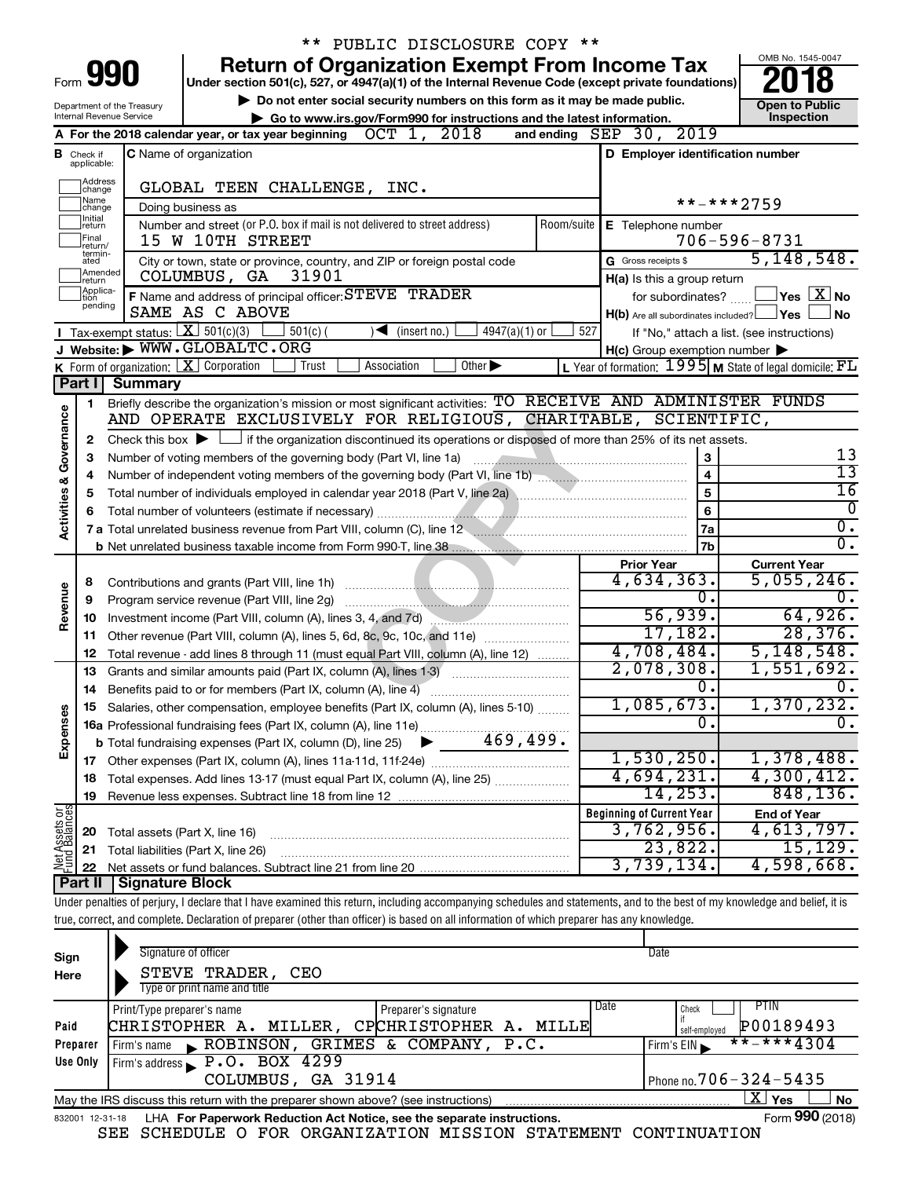** PUBLIC DISCLOSURE COPY **

# Form 990 — Return of Organization Exempt From Income Tax (2018)

Under section 501(c), 527, or 4947(a)(1) of the Internal Revenue Code (except private foundations)

▶ Do not enter social security numbers on this form as it may be made public.

▶ Go to www.irs.gov/Form990 for instructions and the latest information.

Department of the Treasury
Internal Revenue Service

OMB No. 1545-0047

**Open to Public Inspection**

**A** For the 2018 calendar year, or tax year beginning OCT 1, 2018 and ending SEP 30, 2019

**B** Check if applicable: Address change, Name change, Initial return, Final return/terminated, Amended return, Application pending

**C** Name of organization: GLOBAL TEEN CHALLENGE, INC.

Doing business as

Number and street (or P.O. box if mail is not delivered to street address): 15 W 10TH STREET — Room/suite

City or town, state or province, country, and ZIP or foreign postal code: COLUMBUS, GA 31901

**D** Employer identification number: **-***2759

**E** Telephone number: 706-596-8731

**G** Gross receipts $ 5,148,548.

**F** Name and address of principal officer: STEVE TRADER, SAME AS C ABOVE

**H(a)** Is this a group return for subordinates? ☐ Yes ☒ No

**H(b)** Are all subordinates included? ☐ Yes ☐ No — If "No," attach a list. (see instructions)

**H(c)** Group exemption number ▶

**I** Tax-exempt status: ☒ 501(c)(3) ☐ 501(c) ( ) ◀ (insert no.) ☐ 4947(a)(1) or ☐ 527

**J** Website: ▶ WWW.GLOBALTC.ORG

**K** Form of organization: ☒ Corporation ☐ Trust ☐ Association ☐ Other ▶

**L** Year of formation: 1995 **M** State of legal domicile: FL

## Part I Summary

**Activities & Governance**

1. Briefly describe the organization's mission or most significant activities: TO RECEIVE AND ADMINISTER FUNDS AND OPERATE EXCLUSIVELY FOR RELIGIOUS, CHARITABLE, SCIENTIFIC,
2. Check this box ▶ ☐ if the organization discontinued its operations or disposed of more than 25% of its net assets.

| | | | |
|---|---|---|---|
| 3 | Number of voting members of the governing body (Part VI, line 1a) | 3 | 13 |
| 4 | Number of independent voting members of the governing body (Part VI, line 1b) | 4 | 13 |
| 5 | Total number of individuals employed in calendar year 2018 (Part V, line 2a) | 5 | 16 |
| 6 | Total number of volunteers (estimate if necessary) | 6 | 0 |
| 7a | Total unrelated business revenue from Part VIII, column (C), line 12 | 7a | 0. |
| b | Net unrelated business taxable income from Form 990-T, line 38 | 7b | 0. |

| | | Prior Year | Current Year |
|---|---|---|---|
| **Revenue** | | | |
| 8 | Contributions and grants (Part VIII, line 1h) | 4,634,363. | 5,055,246. |
| 9 | Program service revenue (Part VIII, line 2g) | 0. | 0. |
| 10 | Investment income (Part VIII, column (A), lines 3, 4, and 7d) | 56,939. | 64,926. |
| 11 | Other revenue (Part VIII, column (A), lines 5, 6d, 8c, 9c, 10c, and 11e) | 17,182. | 28,376. |
| 12 | Total revenue - add lines 8 through 11 (must equal Part VIII, column (A), line 12) | 4,708,484. | 5,148,548. |
| **Expenses** | | | |
| 13 | Grants and similar amounts paid (Part IX, column (A), lines 1-3) | 2,078,308. | 1,551,692. |
| 14 | Benefits paid to or for members (Part IX, column (A), line 4) | 0. | 0. |
| 15 | Salaries, other compensation, employee benefits (Part IX, column (A), lines 5-10) | 1,085,673. | 1,370,232. |
| 16a | Professional fundraising fees (Part IX, column (A), line 11e) | 0. | 0. |
| b | Total fundraising expenses (Part IX, column (D), line 25) ▶ 469,499. | | |
| 17 | Other expenses (Part IX, column (A), lines 11a-11d, 11f-24e) | 1,530,250. | 1,378,488. |
| 18 | Total expenses. Add lines 13-17 (must equal Part IX, column (A), line 25) | 4,694,231. | 4,300,412. |
| 19 | Revenue less expenses. Subtract line 18 from line 12 | 14,253. | 848,136. |

| **Net Assets or Fund Balances** | | Beginning of Current Year | End of Year |
|---|---|---|---|
| 20 | Total assets (Part X, line 16) | 3,762,956. | 4,613,797. |
| 21 | Total liabilities (Part X, line 26) | 23,822. | 15,129. |
| 22 | Net assets or fund balances. Subtract line 21 from line 20 | 3,739,134. | 4,598,668. |

## Part II Signature Block

Under penalties of perjury, I declare that I have examined this return, including accompanying schedules and statements, and to the best of my knowledge and belief, it is true, correct, and complete. Declaration of preparer (other than officer) is based on all information of which preparer has any knowledge.

**Sign Here**

Signature of officer — Date

STEVE TRADER, CEO
Type or print name and title

**Paid Preparer Use Only**

| Print/Type preparer's name | Preparer's signature | Date | Check ☐ if self-employed | PTIN |
|---|---|---|---|---|
| CHRISTOPHER A. MILLER, CP | CHRISTOPHER A. MILLE | | | P00189493 |

Firm's name ▶ ROBINSON, GRIMES & COMPANY, P.C. — Firm's EIN ▶ **-***4304

Firm's address ▶ P.O. BOX 4299, COLUMBUS, GA 31914 — Phone no. 706-324-5435

May the IRS discuss this return with the preparer shown above? (see instructions) ☒ Yes ☐ No

832001 12-31-18 LHA For Paperwork Reduction Act Notice, see the separate instructions. Form **990** (2018)

SEE SCHEDULE O FOR ORGANIZATION MISSION STATEMENT CONTINUATION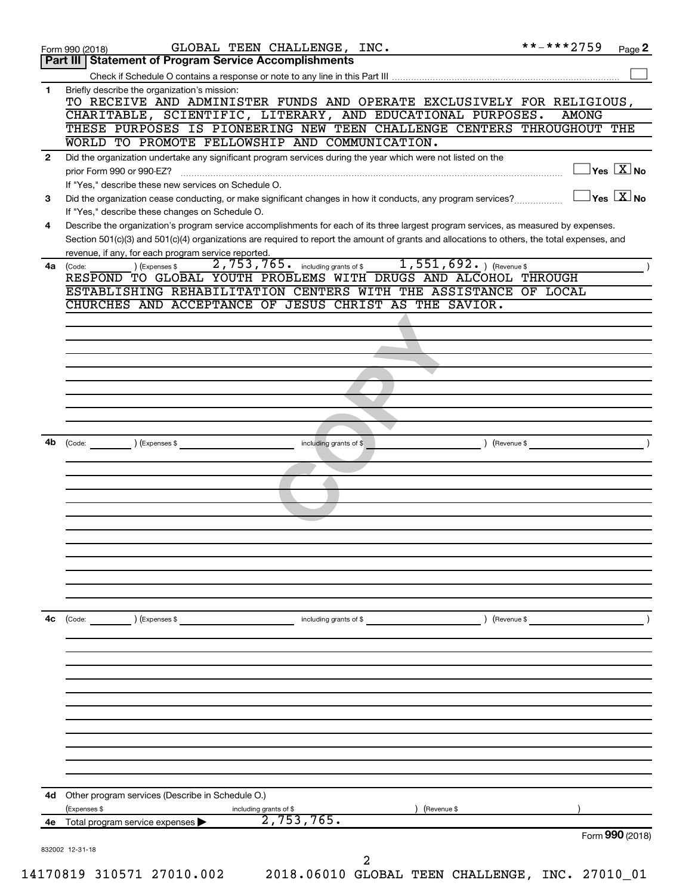Form 990 (2018) GLOBAL TEEN CHALLENGE, INC. **-***2759 Page 2

## Part III | Statement of Program Service Accomplishments

Check if Schedule O contains a response or note to any line in this Part III ☐

**1** Briefly describe the organization's mission:

TO RECEIVE AND ADMINISTER FUNDS AND OPERATE EXCLUSIVELY FOR RELIGIOUS, CHARITABLE, SCIENTIFIC, LITERARY, AND EDUCATIONAL PURPOSES. AMONG THESE PURPOSES IS PIONEERING NEW TEEN CHALLENGE CENTERS THROUGHOUT THE WORLD TO PROMOTE FELLOWSHIP AND COMMUNICATION.

**2** Did the organization undertake any significant program services during the year which were not listed on the prior Form 990 or 990-EZ? ☐ Yes ☒ No

If "Yes," describe these new services on Schedule O.

**3** Did the organization cease conducting, or make significant changes in how it conducts, any program services? ☐ Yes ☒ No

If "Yes," describe these changes on Schedule O.

**4** Describe the organization's program service accomplishments for each of its three largest program services, as measured by expenses. Section 501(c)(3) and 501(c)(4) organizations are required to report the amount of grants and allocations to others, the total expenses, and revenue, if any, for each program service reported.

**4a** (Code: ) (Expenses $ 2,753,765. including grants of $ 1,551,692. ) (Revenue $ )

RESPOND TO GLOBAL YOUTH PROBLEMS WITH DRUGS AND ALCOHOL THROUGH ESTABLISHING REHABILITATION CENTERS WITH THE ASSISTANCE OF LOCAL CHURCHES AND ACCEPTANCE OF JESUS CHRIST AS THE SAVIOR.

**4b** (Code: ) (Expenses $ including grants of $ ) (Revenue $ )

**4c** (Code: ) (Expenses $ including grants of $ ) (Revenue $ )

**4d** Other program services (Describe in Schedule O.)

(Expenses $ including grants of $ ) (Revenue $ )

**4e** Total program service expenses ▶ 2,753,765.

Form **990** (2018)

832002 12-31-18

14170819 310571 27010.002 2018.06010 GLOBAL TEEN CHALLENGE, INC. 27010_01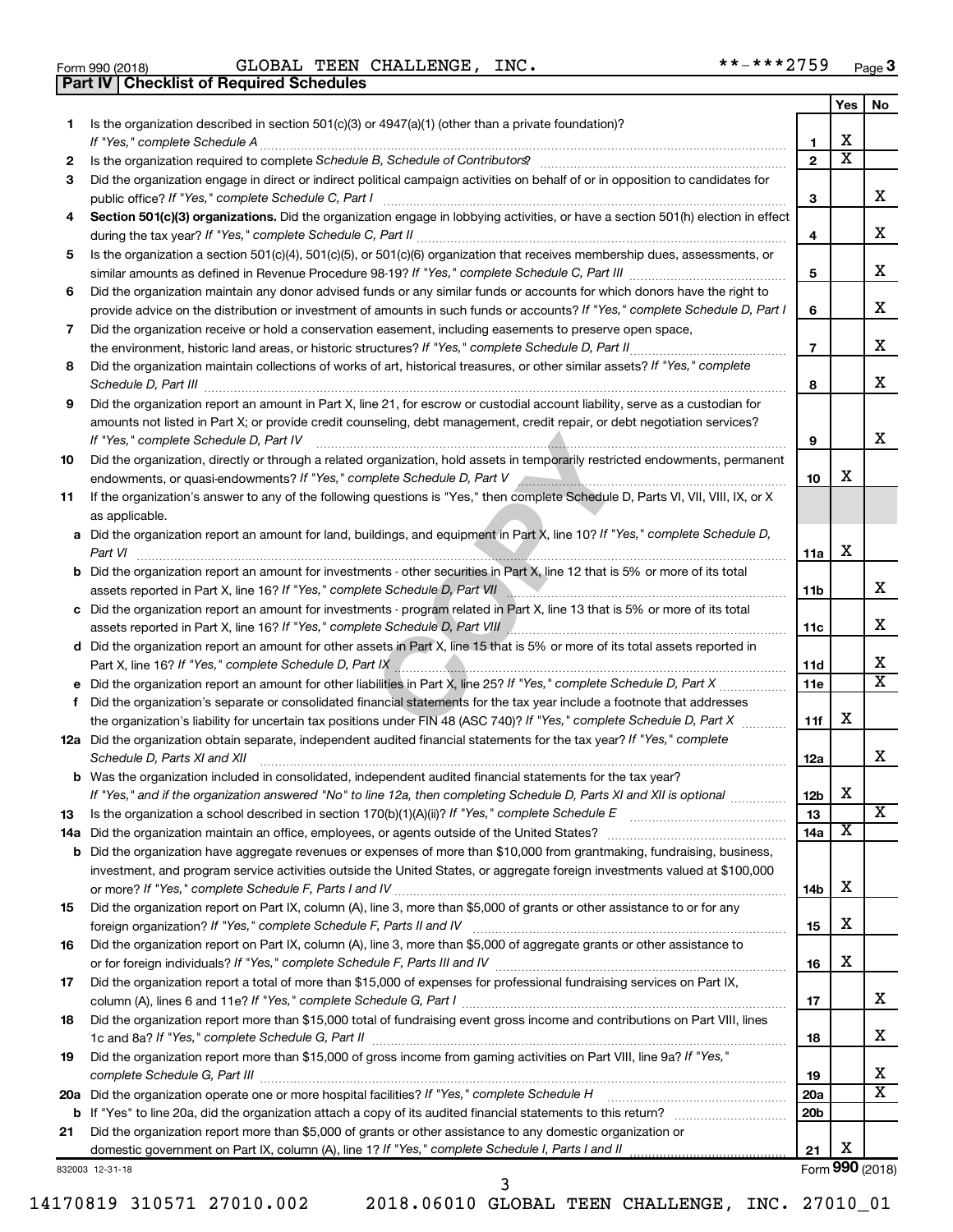Form 990 (2018) GLOBAL TEEN CHALLENGE, INC. **-***2759 Page 3

## Part IV | Checklist of Required Schedules

| | | | Yes | No |
|---|---|---|---|---|
| 1 | Is the organization described in section 501(c)(3) or 4947(a)(1) (other than a private foundation)? *If "Yes," complete Schedule A* | 1 | X | |
| 2 | Is the organization required to complete *Schedule B, Schedule of Contributors*? | 2 | X | |
| 3 | Did the organization engage in direct or indirect political campaign activities on behalf of or in opposition to candidates for public office? *If "Yes," complete Schedule C, Part I* | 3 | | X |
| 4 | **Section 501(c)(3) organizations.** Did the organization engage in lobbying activities, or have a section 501(h) election in effect during the tax year? *If "Yes," complete Schedule C, Part II* | 4 | | X |
| 5 | Is the organization a section 501(c)(4), 501(c)(5), or 501(c)(6) organization that receives membership dues, assessments, or similar amounts as defined in Revenue Procedure 98-19? *If "Yes," complete Schedule C, Part III* | 5 | | X |
| 6 | Did the organization maintain any donor advised funds or any similar funds or accounts for which donors have the right to provide advice on the distribution or investment of amounts in such funds or accounts? *If "Yes," complete Schedule D, Part I* | 6 | | X |
| 7 | Did the organization receive or hold a conservation easement, including easements to preserve open space, the environment, historic land areas, or historic structures? *If "Yes," complete Schedule D, Part II* | 7 | | X |
| 8 | Did the organization maintain collections of works of art, historical treasures, or other similar assets? *If "Yes," complete Schedule D, Part III* | 8 | | X |
| 9 | Did the organization report an amount in Part X, line 21, for escrow or custodial account liability, serve as a custodian for amounts not listed in Part X; or provide credit counseling, debt management, credit repair, or debt negotiation services? *If "Yes," complete Schedule D, Part IV* | 9 | | X |
| 10 | Did the organization, directly or through a related organization, hold assets in temporarily restricted endowments, permanent endowments, or quasi-endowments? *If "Yes," complete Schedule D, Part V* | 10 | X | |
| 11 | If the organization's answer to any of the following questions is "Yes," then complete Schedule D, Parts VI, VII, VIII, IX, or X as applicable. | | | |
| a | Did the organization report an amount for land, buildings, and equipment in Part X, line 10? *If "Yes," complete Schedule D, Part VI* | 11a | X | |
| b | Did the organization report an amount for investments - other securities in Part X, line 12 that is 5% or more of its total assets reported in Part X, line 16? *If "Yes," complete Schedule D, Part VII* | 11b | | X |
| c | Did the organization report an amount for investments - program related in Part X, line 13 that is 5% or more of its total assets reported in Part X, line 16? *If "Yes," complete Schedule D, Part VIII* | 11c | | X |
| d | Did the organization report an amount for other assets in Part X, line 15 that is 5% or more of its total assets reported in Part X, line 16? *If "Yes," complete Schedule D, Part IX* | 11d | | X |
| e | Did the organization report an amount for other liabilities in Part X, line 25? *If "Yes," complete Schedule D, Part X* | 11e | | X |
| f | Did the organization's separate or consolidated financial statements for the tax year include a footnote that addresses the organization's liability for uncertain tax positions under FIN 48 (ASC 740)? *If "Yes," complete Schedule D, Part X* | 11f | X | |
| 12a | Did the organization obtain separate, independent audited financial statements for the tax year? *If "Yes," complete Schedule D, Parts XI and XII* | 12a | | X |
| b | Was the organization included in consolidated, independent audited financial statements for the tax year? *If "Yes," and if the organization answered "No" to line 12a, then completing Schedule D, Parts XI and XII is optional* | 12b | X | |
| 13 | Is the organization a school described in section 170(b)(1)(A)(ii)? *If "Yes," complete Schedule E* | 13 | | X |
| 14a | Did the organization maintain an office, employees, or agents outside of the United States? | 14a | X | |
| b | Did the organization have aggregate revenues or expenses of more than $10,000 from grantmaking, fundraising, business, investment, and program service activities outside the United States, or aggregate foreign investments valued at $100,000 or more? *If "Yes," complete Schedule F, Parts I and IV* | 14b | X | |
| 15 | Did the organization report on Part IX, column (A), line 3, more than $5,000 of grants or other assistance to or for any foreign organization? *If "Yes," complete Schedule F, Parts II and IV* | 15 | X | |
| 16 | Did the organization report on Part IX, column (A), line 3, more than $5,000 of aggregate grants or other assistance to or for foreign individuals? *If "Yes," complete Schedule F, Parts III and IV* | 16 | X | |
| 17 | Did the organization report a total of more than $15,000 of expenses for professional fundraising services on Part IX, column (A), lines 6 and 11e? *If "Yes," complete Schedule G, Part I* | 17 | | X |
| 18 | Did the organization report more than $15,000 total of fundraising event gross income and contributions on Part VIII, lines 1c and 8a? *If "Yes," complete Schedule G, Part II* | 18 | | X |
| 19 | Did the organization report more than $15,000 of gross income from gaming activities on Part VIII, line 9a? *If "Yes," complete Schedule G, Part III* | 19 | | X |
| 20a | Did the organization operate one or more hospital facilities? *If "Yes," complete Schedule H* | 20a | | X |
| b | If "Yes" to line 20a, did the organization attach a copy of its audited financial statements to this return? | 20b | | |
| 21 | Did the organization report more than $5,000 of grants or other assistance to any domestic organization or domestic government on Part IX, column (A), line 1? *If "Yes," complete Schedule I, Parts I and II* | 21 | X | |

832003 12-31-18 Form **990** (2018)

14170819 310571 27010.002 2018.06010 GLOBAL TEEN CHALLENGE, INC. 27010_01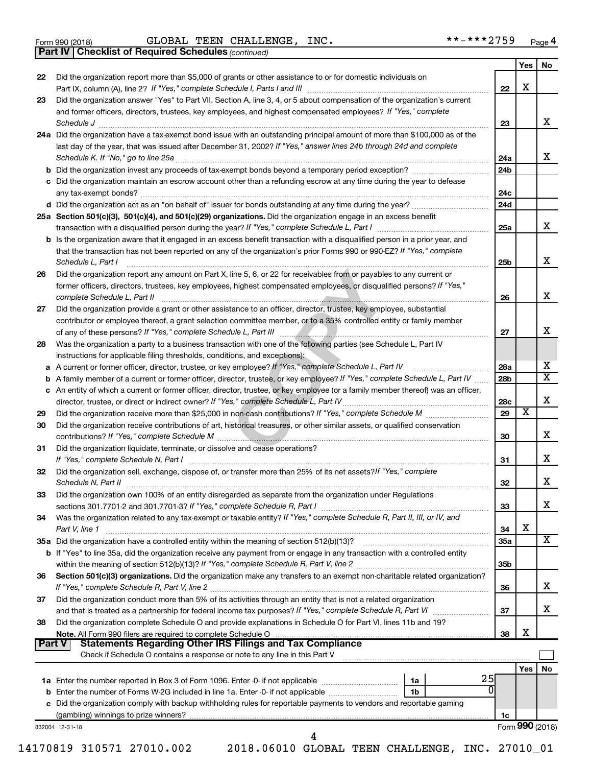Form 990 (2018) GLOBAL TEEN CHALLENGE, INC. **-***2759 Page 4

**Part IV | Checklist of Required Schedules** *(continued)*

| | | | Yes | No |
|---|---|---|---|---|
| 22 | Did the organization report more than $5,000 of grants or other assistance to or for domestic individuals on Part IX, column (A), line 2? *If "Yes," complete Schedule I, Parts I and III* | 22 | X | |
| 23 | Did the organization answer "Yes" to Part VII, Section A, line 3, 4, or 5 about compensation of the organization's current and former officers, directors, trustees, key employees, and highest compensated employees? *If "Yes," complete Schedule J* | 23 | | X |
| 24a | Did the organization have a tax-exempt bond issue with an outstanding principal amount of more than $100,000 as of the last day of the year, that was issued after December 31, 2002? *If "Yes," answer lines 24b through 24d and complete Schedule K. If "No," go to line 25a* | 24a | | X |
| b | Did the organization invest any proceeds of tax-exempt bonds beyond a temporary period exception? | 24b | | |
| c | Did the organization maintain an escrow account other than a refunding escrow at any time during the year to defease any tax-exempt bonds? | 24c | | |
| d | Did the organization act as an "on behalf of" issuer for bonds outstanding at any time during the year? | 24d | | |
| 25a | **Section 501(c)(3), 501(c)(4), and 501(c)(29) organizations.** Did the organization engage in an excess benefit transaction with a disqualified person during the year? *If "Yes," complete Schedule L, Part I* | 25a | | X |
| b | Is the organization aware that it engaged in an excess benefit transaction with a disqualified person in a prior year, and that the transaction has not been reported on any of the organization's prior Forms 990 or 990-EZ? *If "Yes," complete Schedule L, Part I* | 25b | | X |
| 26 | Did the organization report any amount on Part X, line 5, 6, or 22 for receivables from or payables to any current or former officers, directors, trustees, key employees, highest compensated employees, or disqualified persons? *If "Yes," complete Schedule L, Part II* | 26 | | X |
| 27 | Did the organization provide a grant or other assistance to an officer, director, trustee, key employee, substantial contributor or employee thereof, a grant selection committee member, or to a 35% controlled entity or family member of any of these persons? *If "Yes," complete Schedule L, Part III* | 27 | | X |
| 28 | Was the organization a party to a business transaction with one of the following parties (see Schedule L, Part IV instructions for applicable filing thresholds, conditions, and exceptions): | | | |
| a | A current or former officer, director, trustee, or key employee? *If "Yes," complete Schedule L, Part IV* | 28a | | X |
| b | A family member of a current or former officer, director, trustee, or key employee? *If "Yes," complete Schedule L, Part IV* | 28b | | X |
| c | An entity of which a current or former officer, director, trustee, or key employee (or a family member thereof) was an officer, director, trustee, or direct or indirect owner? *If "Yes," complete Schedule L, Part IV* | 28c | | X |
| 29 | Did the organization receive more than $25,000 in non-cash contributions? *If "Yes," complete Schedule M* | 29 | X | |
| 30 | Did the organization receive contributions of art, historical treasures, or other similar assets, or qualified conservation contributions? *If "Yes," complete Schedule M* | 30 | | X |
| 31 | Did the organization liquidate, terminate, or dissolve and cease operations? *If "Yes," complete Schedule N, Part I* | 31 | | X |
| 32 | Did the organization sell, exchange, dispose of, or transfer more than 25% of its net assets? *If "Yes," complete Schedule N, Part II* | 32 | | X |
| 33 | Did the organization own 100% of an entity disregarded as separate from the organization under Regulations sections 301.7701-2 and 301.7701-3? *If "Yes," complete Schedule R, Part I* | 33 | | X |
| 34 | Was the organization related to any tax-exempt or taxable entity? *If "Yes," complete Schedule R, Part II, III, or IV, and Part V, line 1* | 34 | X | |
| 35a | Did the organization have a controlled entity within the meaning of section 512(b)(13)? | 35a | | X |
| b | If "Yes" to line 35a, did the organization receive any payment from or engage in any transaction with a controlled entity within the meaning of section 512(b)(13)? *If "Yes," complete Schedule R, Part V, line 2* | 35b | | |
| 36 | **Section 501(c)(3) organizations.** Did the organization make any transfers to an exempt non-charitable related organization? *If "Yes," complete Schedule R, Part V, line 2* | 36 | | X |
| 37 | Did the organization conduct more than 5% of its activities through an entity that is not a related organization and that is treated as a partnership for federal income tax purposes? *If "Yes," complete Schedule R, Part VI* | 37 | | X |
| 38 | Did the organization complete Schedule O and provide explanations in Schedule O for Part VI, lines 11b and 19? **Note.** All Form 990 filers are required to complete Schedule O | 38 | X | |

**Part V | Statements Regarding Other IRS Filings and Tax Compliance**

Check if Schedule O contains a response or note to any line in this Part V ☐

| | | | | | Yes | No |
|---|---|---|---|---|---|---|
| 1a | Enter the number reported in Box 3 of Form 1096. Enter -0- if not applicable | 1a | 25 | | | |
| b | Enter the number of Forms W-2G included in line 1a. Enter -0- if not applicable | 1b | 0 | | | |
| c | Did the organization comply with backup withholding rules for reportable payments to vendors and reportable gaming (gambling) winnings to prize winners? | | | 1c | | |

832004 12-31-18 Form **990** (2018)

14170819 310571 27010.002 2018.06010 GLOBAL TEEN CHALLENGE, INC. 27010_01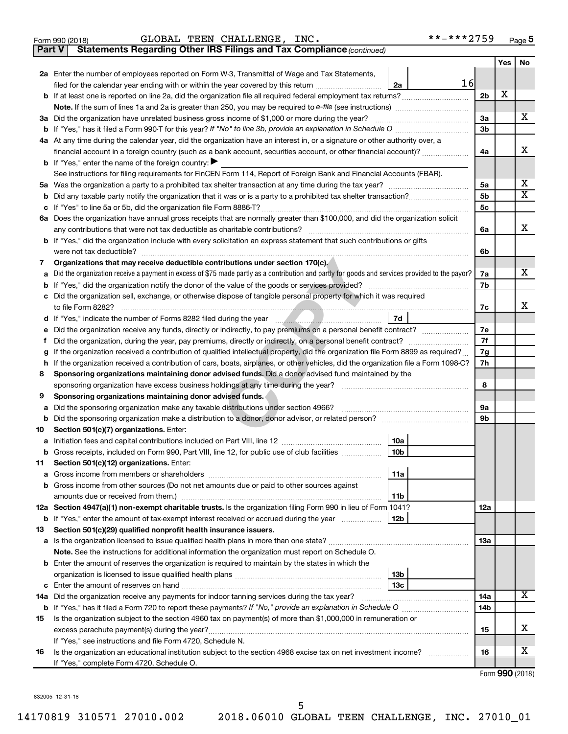Form 990 (2018) GLOBAL TEEN CHALLENGE, INC. **-***2759 Page 5

## Part V Statements Regarding Other IRS Filings and Tax Compliance *(continued)*

| | | | | Yes | No |
|---|---|---|---|---|---|
| **2a** | Enter the number of employees reported on Form W-3, Transmittal of Wage and Tax Statements, filed for the calendar year ending with or within the year covered by this return | 2a 16 | | | |
| **b** | If at least one is reported on line 2a, did the organization file all required federal employment tax returns? | | 2b | X | |
| | **Note.** If the sum of lines 1a and 2a is greater than 250, you may be required to *e-file* (see instructions) | | | | |
| **3a** | Did the organization have unrelated business gross income of $1,000 or more during the year? | | 3a | | X |
| **b** | If "Yes," has it filed a Form 990-T for this year? *If "No" to line 3b, provide an explanation in Schedule O* | | 3b | | |
| **4a** | At any time during the calendar year, did the organization have an interest in, or a signature or other authority over, a financial account in a foreign country (such as a bank account, securities account, or other financial account)? | | 4a | | X |
| **b** | If "Yes," enter the name of the foreign country: ▶ | | | | |
| | See instructions for filing requirements for FinCEN Form 114, Report of Foreign Bank and Financial Accounts (FBAR). | | | | |
| **5a** | Was the organization a party to a prohibited tax shelter transaction at any time during the tax year? | | 5a | | X |
| **b** | Did any taxable party notify the organization that it was or is a party to a prohibited tax shelter transaction? | | 5b | | X |
| **c** | If "Yes" to line 5a or 5b, did the organization file Form 8886-T? | | 5c | | |
| **6a** | Does the organization have annual gross receipts that are normally greater than $100,000, and did the organization solicit any contributions that were not tax deductible as charitable contributions? | | 6a | | X |
| **b** | If "Yes," did the organization include with every solicitation an express statement that such contributions or gifts were not tax deductible? | | 6b | | |
| **7** | **Organizations that may receive deductible contributions under section 170(c).** | | | | |
| **a** | Did the organization receive a payment in excess of $75 made partly as a contribution and partly for goods and services provided to the payor? | | 7a | | X |
| **b** | If "Yes," did the organization notify the donor of the value of the goods or services provided? | | 7b | | |
| **c** | Did the organization sell, exchange, or otherwise dispose of tangible personal property for which it was required to file Form 8282? | | 7c | | X |
| **d** | If "Yes," indicate the number of Forms 8282 filed during the year | 7d | | | |
| **e** | Did the organization receive any funds, directly or indirectly, to pay premiums on a personal benefit contract? | | 7e | | |
| **f** | Did the organization, during the year, pay premiums, directly or indirectly, on a personal benefit contract? | | 7f | | |
| **g** | If the organization received a contribution of qualified intellectual property, did the organization file Form 8899 as required? | | 7g | | |
| **h** | If the organization received a contribution of cars, boats, airplanes, or other vehicles, did the organization file a Form 1098-C? | | 7h | | |
| **8** | **Sponsoring organizations maintaining donor advised funds.** Did a donor advised fund maintained by the sponsoring organization have excess business holdings at any time during the year? | | 8 | | |
| **9** | **Sponsoring organizations maintaining donor advised funds.** | | | | |
| **a** | Did the sponsoring organization make any taxable distributions under section 4966? | | 9a | | |
| **b** | Did the sponsoring organization make a distribution to a donor, donor advisor, or related person? | | 9b | | |
| **10** | **Section 501(c)(7) organizations.** Enter: | | | | |
| **a** | Initiation fees and capital contributions included on Part VIII, line 12 | 10a | | | |
| **b** | Gross receipts, included on Form 990, Part VIII, line 12, for public use of club facilities | 10b | | | |
| **11** | **Section 501(c)(12) organizations.** Enter: | | | | |
| **a** | Gross income from members or shareholders | 11a | | | |
| **b** | Gross income from other sources (Do not net amounts due or paid to other sources against amounts due or received from them.) | 11b | | | |
| **12a** | **Section 4947(a)(1) non-exempt charitable trusts.** Is the organization filing Form 990 in lieu of Form 1041? | | 12a | | |
| **b** | If "Yes," enter the amount of tax-exempt interest received or accrued during the year | 12b | | | |
| **13** | **Section 501(c)(29) qualified nonprofit health insurance issuers.** | | | | |
| **a** | Is the organization licensed to issue qualified health plans in more than one state? | | 13a | | |
| | **Note.** See the instructions for additional information the organization must report on Schedule O. | | | | |
| **b** | Enter the amount of reserves the organization is required to maintain by the states in which the organization is licensed to issue qualified health plans | 13b | | | |
| **c** | Enter the amount of reserves on hand | 13c | | | |
| **14a** | Did the organization receive any payments for indoor tanning services during the tax year? | | 14a | | X |
| **b** | If "Yes," has it filed a Form 720 to report these payments? *If "No," provide an explanation in Schedule O* | | 14b | | |
| **15** | Is the organization subject to the section 4960 tax on payment(s) of more than $1,000,000 in remuneration or excess parachute payment(s) during the year? | | 15 | | X |
| | If "Yes," see instructions and file Form 4720, Schedule N. | | | | |
| **16** | Is the organization an educational institution subject to the section 4968 excise tax on net investment income? | | 16 | | X |
| | If "Yes," complete Form 4720, Schedule O. | | | | |

Form **990** (2018)

832005 12-31-18

14170819 310571 27010.002 2018.06010 GLOBAL TEEN CHALLENGE, INC. 27010_01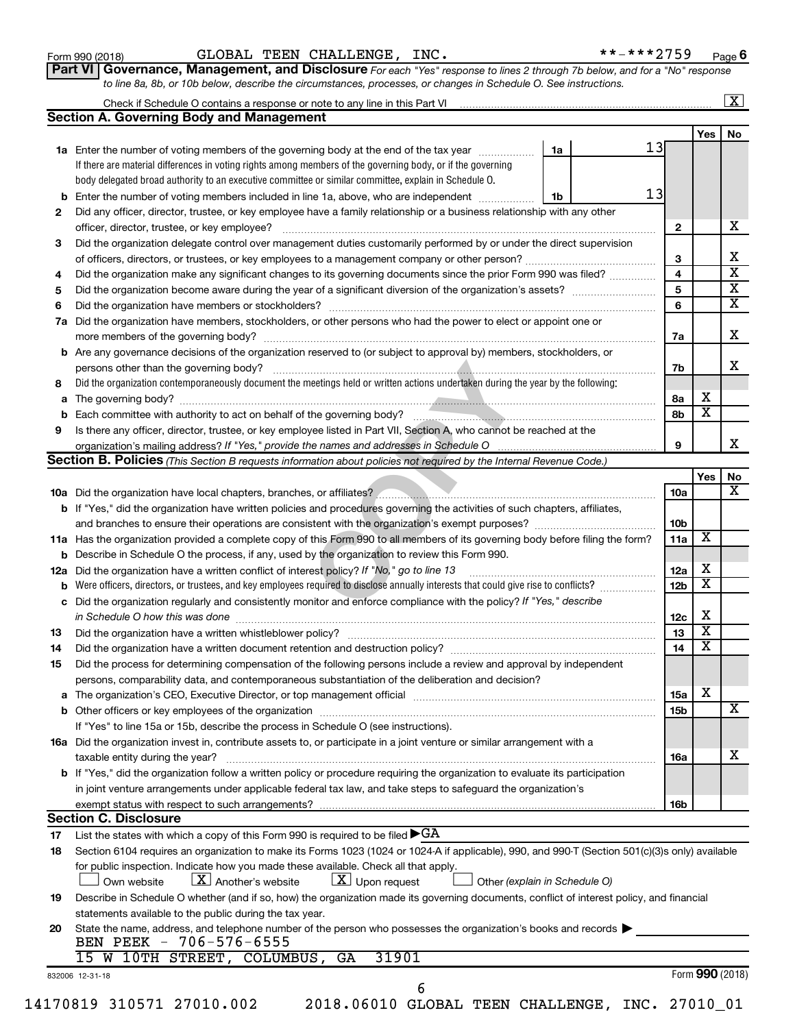Form 990 (2018) GLOBAL TEEN CHALLENGE, INC. **-***2759 Page 6

## Part VI Governance, Management, and Disclosure

*For each "Yes" response to lines 2 through 7b below, and for a "No" response to line 8a, 8b, or 10b below, describe the circumstances, processes, or changes in Schedule O. See instructions.*

Check if Schedule O contains a response or note to any line in this Part VI ..... [X]

### Section A. Governing Body and Management

| | | | | Yes | No |
|---|---|---|---|---|---|
| 1a | Enter the number of voting members of the governing body at the end of the tax year | 1a | 13 | | |
| | If there are material differences in voting rights among members of the governing body, or if the governing body delegated broad authority to an executive committee or similar committee, explain in Schedule O. | | | | |
| b | Enter the number of voting members included in line 1a, above, who are independent | 1b | 13 | | |
| 2 | Did any officer, director, trustee, or key employee have a family relationship or a business relationship with any other officer, director, trustee, or key employee? | 2 | | | X |
| 3 | Did the organization delegate control over management duties customarily performed by or under the direct supervision of officers, directors, or trustees, or key employees to a management company or other person? | 3 | | | X |
| 4 | Did the organization make any significant changes to its governing documents since the prior Form 990 was filed? | 4 | | | X |
| 5 | Did the organization become aware during the year of a significant diversion of the organization's assets? | 5 | | | X |
| 6 | Did the organization have members or stockholders? | 6 | | | X |
| 7a | Did the organization have members, stockholders, or other persons who had the power to elect or appoint one or more members of the governing body? | 7a | | | X |
| b | Are any governance decisions of the organization reserved to (or subject to approval by) members, stockholders, or persons other than the governing body? | 7b | | | X |
| 8 | Did the organization contemporaneously document the meetings held or written actions undertaken during the year by the following: | | | | |
| a | The governing body? | 8a | | X | |
| b | Each committee with authority to act on behalf of the governing body? | 8b | | X | |
| 9 | Is there any officer, director, trustee, or key employee listed in Part VII, Section A, who cannot be reached at the organization's mailing address? *If "Yes," provide the names and addresses in Schedule O* | 9 | | | X |

### Section B. Policies *(This Section B requests information about policies not required by the Internal Revenue Code.)*

| | | | Yes | No |
|---|---|---|---|---|
| 10a | Did the organization have local chapters, branches, or affiliates? | 10a | | X |
| b | If "Yes," did the organization have written policies and procedures governing the activities of such chapters, affiliates, and branches to ensure their operations are consistent with the organization's exempt purposes? | 10b | | |
| 11a | Has the organization provided a complete copy of this Form 990 to all members of its governing body before filing the form? | 11a | X | |
| b | Describe in Schedule O the process, if any, used by the organization to review this Form 990. | | | |
| 12a | Did the organization have a written conflict of interest policy? *If "No," go to line 13* | 12a | X | |
| b | Were officers, directors, or trustees, and key employees required to disclose annually interests that could give rise to conflicts? | 12b | X | |
| c | Did the organization regularly and consistently monitor and enforce compliance with the policy? *If "Yes," describe in Schedule O how this was done* | 12c | X | |
| 13 | Did the organization have a written whistleblower policy? | 13 | X | |
| 14 | Did the organization have a written document retention and destruction policy? | 14 | X | |
| 15 | Did the process for determining compensation of the following persons include a review and approval by independent persons, comparability data, and contemporaneous substantiation of the deliberation and decision? | | | |
| a | The organization's CEO, Executive Director, or top management official | 15a | X | |
| b | Other officers or key employees of the organization | 15b | | X |
| | If "Yes" to line 15a or 15b, describe the process in Schedule O (see instructions). | | | |
| 16a | Did the organization invest in, contribute assets to, or participate in a joint venture or similar arrangement with a taxable entity during the year? | 16a | | X |
| b | If "Yes," did the organization follow a written policy or procedure requiring the organization to evaluate its participation in joint venture arrangements under applicable federal tax law, and take steps to safeguard the organization's exempt status with respect to such arrangements? | 16b | | |

### Section C. Disclosure

17 List the states with which a copy of this Form 990 is required to be filed ▶ GA

18 Section 6104 requires an organization to make its Forms 1023 (1024 or 1024-A if applicable), 990, and 990-T (Section 501(c)(3)s only) available for public inspection. Indicate how you made these available. Check all that apply.

[ ] Own website [X] Another's website [X] Upon request [ ] Other *(explain in Schedule O)*

19 Describe in Schedule O whether (and if so, how) the organization made its governing documents, conflict of interest policy, and financial statements available to the public during the tax year.

20 State the name, address, and telephone number of the person who possesses the organization's books and records ▶

BEN PEEK - 706-576-6555
15 W 10TH STREET, COLUMBUS, GA 31901

832006 12-31-18 Form 990 (2018)

14170819 310571 27010.002 2018.06010 GLOBAL TEEN CHALLENGE, INC. 27010_01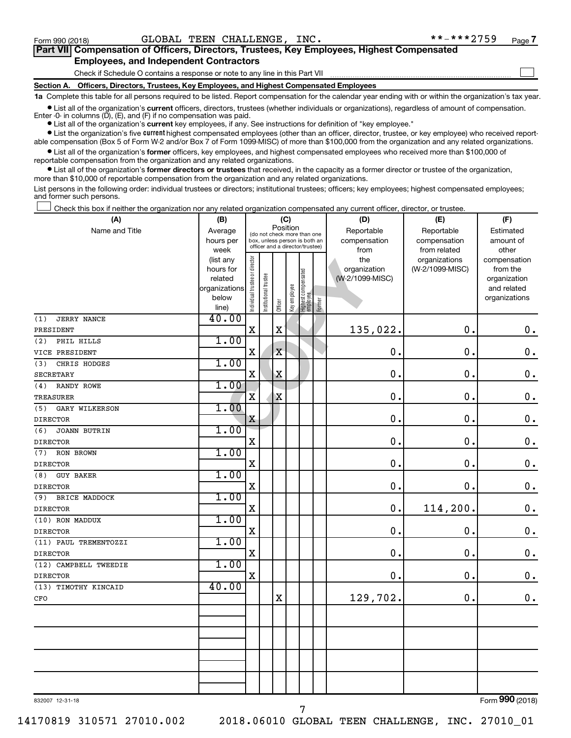Form 990 (2018) GLOBAL TEEN CHALLENGE, INC. **-***2759 Page 7

## Part VII Compensation of Officers, Directors, Trustees, Key Employees, Highest Compensated Employees, and Independent Contractors

Check if Schedule O contains a response or note to any line in this Part VII

### Section A. Officers, Directors, Trustees, Key Employees, and Highest Compensated Employees

**1a** Complete this table for all persons required to be listed. Report compensation for the calendar year ending with or within the organization's tax year.

- List all of the organization's **current** officers, directors, trustees (whether individuals or organizations), regardless of amount of compensation. Enter -0- in columns (D), (E), and (F) if no compensation was paid.
- List all of the organization's **current** key employees, if any. See instructions for definition of "key employee."
- List the organization's five **current** highest compensated employees (other than an officer, director, trustee, or key employee) who received reportable compensation (Box 5 of Form W-2 and/or Box 7 of Form 1099-MISC) of more than $100,000 from the organization and any related organizations.
- List all of the organization's **former** officers, key employees, and highest compensated employees who received more than $100,000 of reportable compensation from the organization and any related organizations.
- List all of the organization's **former directors or trustees** that received, in the capacity as a former director or trustee of the organization, more than $10,000 of reportable compensation from the organization and any related organizations.

List persons in the following order: individual trustees or directors; institutional trustees; officers; key employees; highest compensated employees; and former such persons.

Check this box if neither the organization nor any related organization compensated any current officer, director, or trustee.

| (A) Name and Title | (B) Average hours per week (list any hours for related organizations below line) | (C) Position: Individual trustee or director | Institutional trustee | Officer | Key employee | Highest compensated employee | Former | (D) Reportable compensation from the organization (W-2/1099-MISC) | (E) Reportable compensation from related organizations (W-2/1099-MISC) | (F) Estimated amount of other compensation from the organization and related organizations |
|---|---|---|---|---|---|---|---|---|---|---|
| (1) JERRY NANCE<br>PRESIDENT | 40.00 | X | | X | | | | 135,022. | 0. | 0. |
| (2) PHIL HILLS<br>VICE PRESIDENT | 1.00 | X | | X | | | | 0. | 0. | 0. |
| (3) CHRIS HODGES<br>SECRETARY | 1.00 | X | | X | | | | 0. | 0. | 0. |
| (4) RANDY ROWE<br>TREASURER | 1.00 | X | | X | | | | 0. | 0. | 0. |
| (5) GARY WILKERSON<br>DIRECTOR | 1.00 | X | | | | | | 0. | 0. | 0. |
| (6) JOANN BUTRIN<br>DIRECTOR | 1.00 | X | | | | | | 0. | 0. | 0. |
| (7) RON BROWN<br>DIRECTOR | 1.00 | X | | | | | | 0. | 0. | 0. |
| (8) GUY BAKER<br>DIRECTOR | 1.00 | X | | | | | | 0. | 0. | 0. |
| (9) BRICE MADDOCK<br>DIRECTOR | 1.00 | X | | | | | | 0. | 114,200. | 0. |
| (10) RON MADDUX<br>DIRECTOR | 1.00 | X | | | | | | 0. | 0. | 0. |
| (11) PAUL TREMENTOZZI<br>DIRECTOR | 1.00 | X | | | | | | 0. | 0. | 0. |
| (12) CAMPBELL TWEEDIE<br>DIRECTOR | 1.00 | X | | | | | | 0. | 0. | 0. |
| (13) TIMOTHY KINCAID<br>CFO | 40.00 | | | X | | | | 129,702. | 0. | 0. |

832007 12-31-18

Form 990 (2018)

14170819 310571 27010.002 2018.06010 GLOBAL TEEN CHALLENGE, INC. 27010_01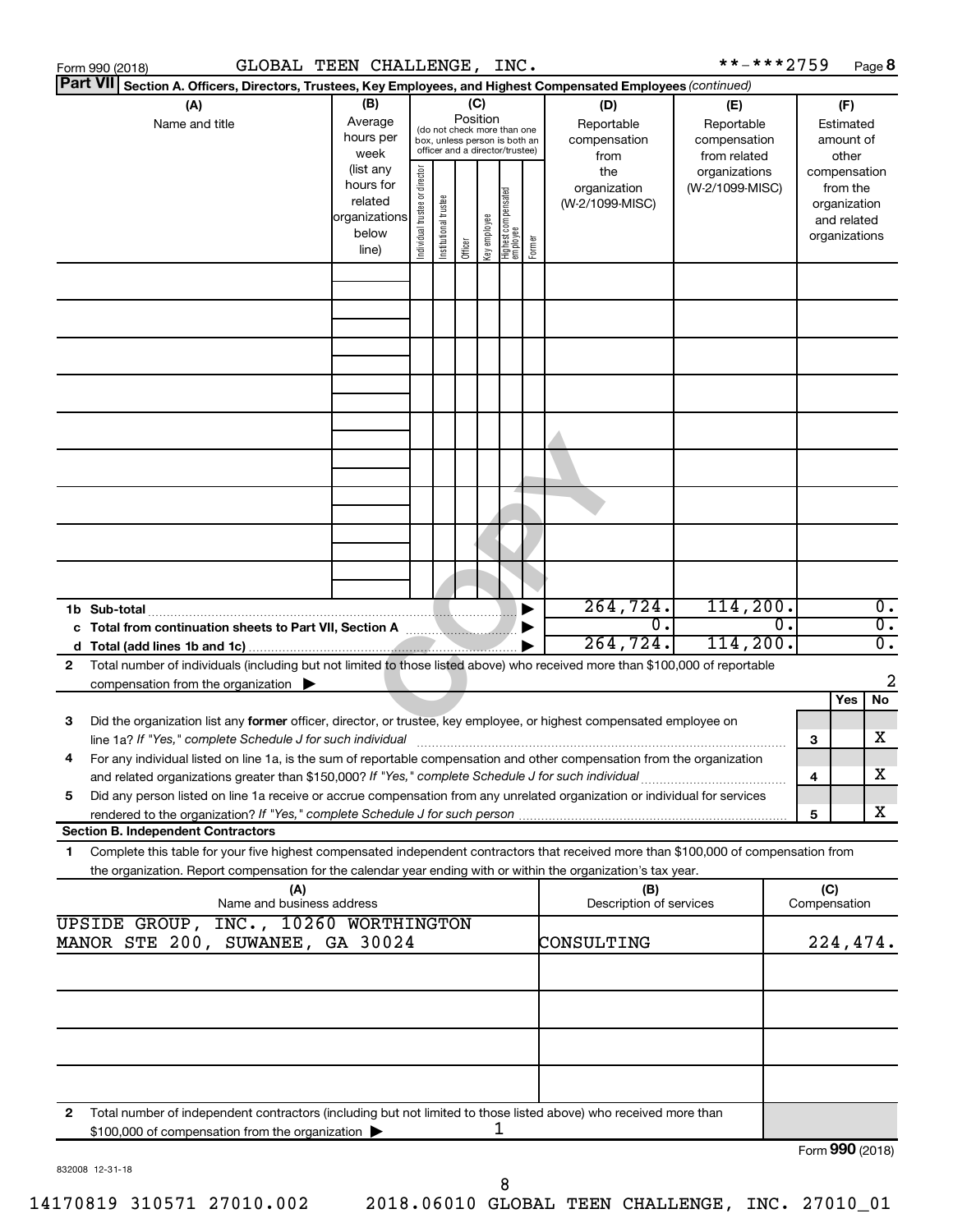Form 990 (2018) GLOBAL TEEN CHALLENGE, INC. **-***2759 Page 8

**Part VII** Section A. Officers, Directors, Trustees, Key Employees, and Highest Compensated Employees *(continued)*

| (A) Name and title | (B) Average hours per week (list any hours for related organizations below line) | (C) Position (do not check more than one box, unless person is both an officer and a director/trustee) Individual trustee or director | Institutional trustee | Officer | Key employee | Highest compensated employee | Former | (D) Reportable compensation from the organization (W-2/1099-MISC) | (E) Reportable compensation from related organizations (W-2/1099-MISC) | (F) Estimated amount of other compensation from the organization and related organizations |
|---|---|---|---|---|---|---|---|---|---|---|
| | | | | | | | | | | |
| | | | | | | | | | | |
| | | | | | | | | | | |
| | | | | | | | | | | |
| | | | | | | | | | | |
| | | | | | | | | | | |
| | | | | | | | | | | |
| | | | | | | | | | | |
| | | | | | | | | | | |
| **1b Sub-total** | | | | | | | | 264,724. | 114,200. | 0. |
| **c Total from continuation sheets to Part VII, Section A** | | | | | | | | 0. | 0. | 0. |
| **d Total (add lines 1b and 1c)** | | | | | | | | 264,724. | 114,200. | 0. |

2 Total number of individuals (including but not limited to those listed above) who received more than $100,000 of reportable compensation from the organization ▶ 2

| | | Yes | No |
|---|---|---|---|
| 3 Did the organization list any **former** officer, director, or trustee, key employee, or highest compensated employee on line 1a? *If "Yes," complete Schedule J for such individual* | 3 | | X |
| 4 For any individual listed on line 1a, is the sum of reportable compensation and other compensation from the organization and related organizations greater than $150,000? *If "Yes," complete Schedule J for such individual* | 4 | | X |
| 5 Did any person listed on line 1a receive or accrue compensation from any unrelated organization or individual for services rendered to the organization? *If "Yes," complete Schedule J for such person* | 5 | | X |

**Section B. Independent Contractors**

1 Complete this table for your five highest compensated independent contractors that received more than $100,000 of compensation from the organization. Report compensation for the calendar year ending with or within the organization's tax year.

| (A) Name and business address | (B) Description of services | (C) Compensation |
|---|---|---|
| UPSIDE GROUP, INC., 10260 WORTHINGTON MANOR STE 200, SUWANEE, GA 30024 | CONSULTING | 224,474. |
| | | |
| | | |
| | | |
| | | |

2 Total number of independent contractors (including but not limited to those listed above) who received more than $100,000 of compensation from the organization ▶ 1

Form **990** (2018)

832008 12-31-18

14170819 310571 27010.002 2018.06010 GLOBAL TEEN CHALLENGE, INC. 27010_01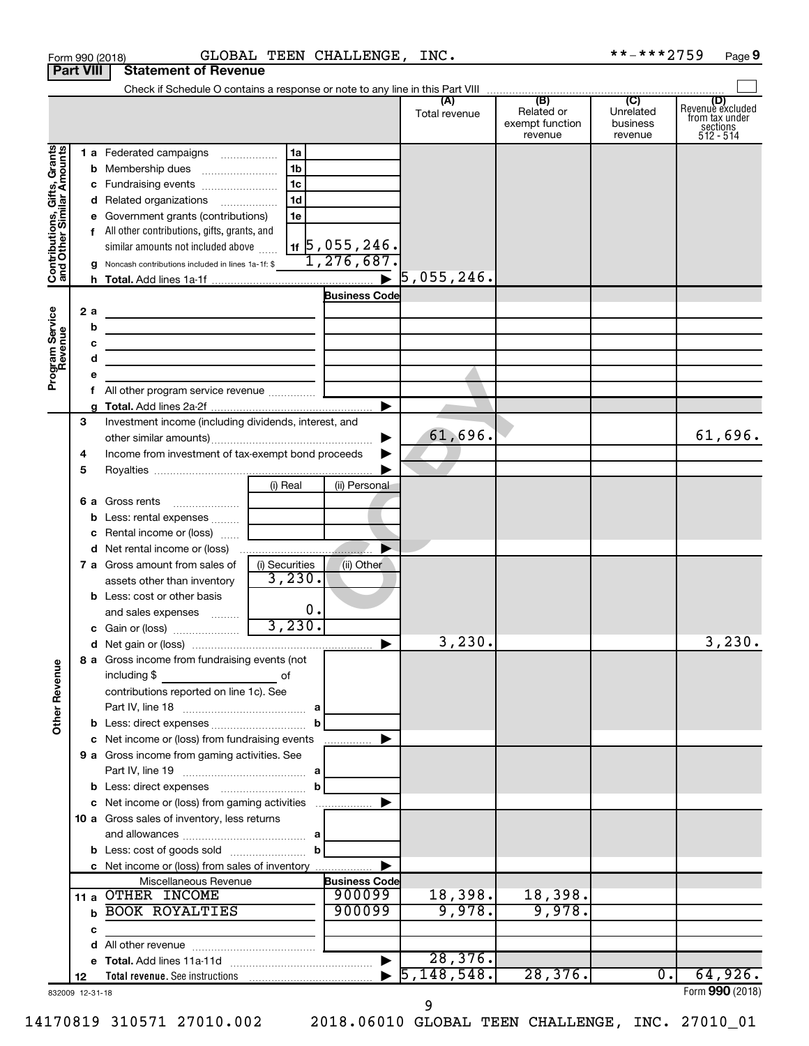Form 990 (2018) GLOBAL TEEN CHALLENGE, INC. **-***2759 Page 9

**Part VIII Statement of Revenue**

Check if Schedule O contains a response or note to any line in this Part VIII

| | | | | (A) Total revenue | (B) Related or exempt function revenue | (C) Unrelated business revenue | (D) Revenue excluded from tax under sections 512 - 514 |
|---|---|---|---|---|---|---|---|
| **Contributions, Gifts, Grants and Other Similar Amounts** | 1 a Federated campaigns | 1a | | | | | |
| | b Membership dues | 1b | | | | | |
| | c Fundraising events | 1c | | | | | |
| | d Related organizations | 1d | | | | | |
| | e Government grants (contributions) | 1e | | | | | |
| | f All other contributions, gifts, grants, and similar amounts not included above | 1f | 5,055,246. | | | | |
| | g Noncash contributions included in lines 1a-1f: $ | | 1,276,687. | | | | |
| | h Total. Add lines 1a-1f | | | 5,055,246. | | | |
| **Program Service Revenue** | | | Business Code | | | | |
| | 2 a | | | | | | |
| | b | | | | | | |
| | c | | | | | | |
| | d | | | | | | |
| | e | | | | | | |
| | f All other program service revenue | | | | | | |
| | g Total. Add lines 2a-2f | | | | | | |
| **Other Revenue** | 3 Investment income (including dividends, interest, and other similar amounts) | | | 61,696. | | | 61,696. |
| | 4 Income from investment of tax-exempt bond proceeds | | | | | | |
| | 5 Royalties | | | | | | |
| | | (i) Real | (ii) Personal | | | | |
| | 6 a Gross rents | | | | | | |
| | b Less: rental expenses | | | | | | |
| | c Rental income or (loss) | | | | | | |
| | d Net rental income or (loss) | | | | | | |
| | | (i) Securities | (ii) Other | | | | |
| | 7 a Gross amount from sales of assets other than inventory | 3,230. | | | | | |
| | b Less: cost or other basis and sales expenses | 0. | | | | | |
| | c Gain or (loss) | 3,230. | | | | | |
| | d Net gain or (loss) | | | 3,230. | | | 3,230. |
| | 8 a Gross income from fundraising events (not including $ _____ of contributions reported on line 1c). See Part IV, line 18 | a | | | | | |
| | b Less: direct expenses | b | | | | | |
| | c Net income or (loss) from fundraising events | | | | | | |
| | 9 a Gross income from gaming activities. See Part IV, line 19 | a | | | | | |
| | b Less: direct expenses | b | | | | | |
| | c Net income or (loss) from gaming activities | | | | | | |
| | 10 a Gross sales of inventory, less returns and allowances | a | | | | | |
| | b Less: cost of goods sold | b | | | | | |
| | c Net income or (loss) from sales of inventory | | | | | | |
| | Miscellaneous Revenue | | Business Code | | | | |
| | 11 a OTHER INCOME | | 900099 | 18,398. | 18,398. | | |
| | b BOOK ROYALTIES | | 900099 | 9,978. | 9,978. | | |
| | c | | | | | | |
| | d All other revenue | | | | | | |
| | e Total. Add lines 11a-11d | | | 28,376. | | | |
| | 12 Total revenue. See instructions | | | 5,148,548. | 28,376. | 0. | 64,926. |

832009 12-31-18 Form **990** (2018)

14170819 310571 27010.002 2018.06010 GLOBAL TEEN CHALLENGE, INC. 27010_01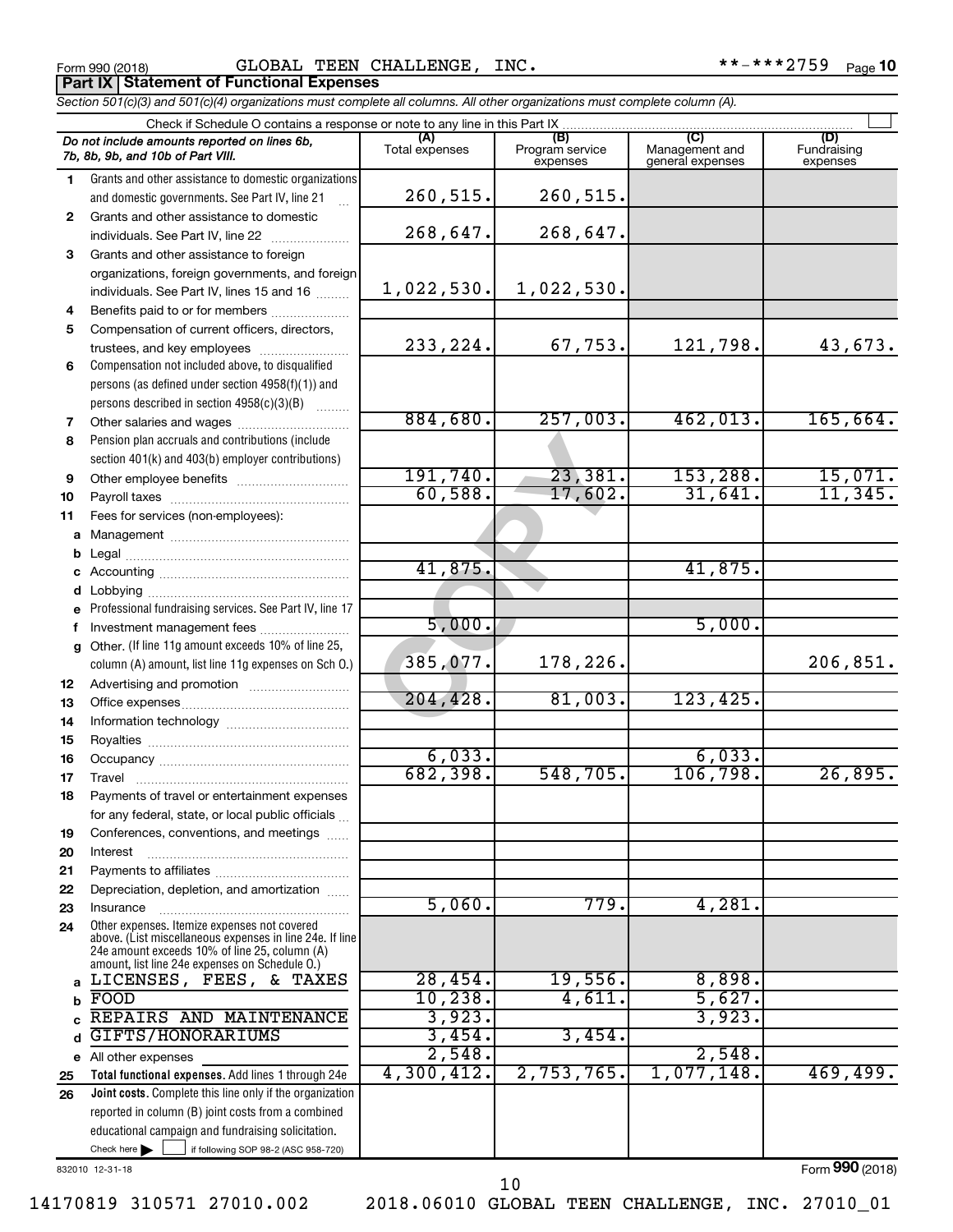Form 990 (2018) GLOBAL TEEN CHALLENGE, INC. **-***2759 Page 10

**Part IX | Statement of Functional Expenses**

*Section 501(c)(3) and 501(c)(4) organizations must complete all columns. All other organizations must complete column (A).*

Check if Schedule O contains a response or note to any line in this Part IX

| *Do not include amounts reported on lines 6b, 7b, 8b, 9b, and 10b of Part VIII.* | (A) Total expenses | (B) Program service expenses | (C) Management and general expenses | (D) Fundraising expenses |
|---|---|---|---|---|
| 1 Grants and other assistance to domestic organizations and domestic governments. See Part IV, line 21 | 260,515. | 260,515. | | |
| 2 Grants and other assistance to domestic individuals. See Part IV, line 22 | 268,647. | 268,647. | | |
| 3 Grants and other assistance to foreign organizations, foreign governments, and foreign individuals. See Part IV, lines 15 and 16 | 1,022,530. | 1,022,530. | | |
| 4 Benefits paid to or for members | | | | |
| 5 Compensation of current officers, directors, trustees, and key employees | 233,224. | 67,753. | 121,798. | 43,673. |
| 6 Compensation not included above, to disqualified persons (as defined under section 4958(f)(1)) and persons described in section 4958(c)(3)(B) | | | | |
| 7 Other salaries and wages | 884,680. | 257,003. | 462,013. | 165,664. |
| 8 Pension plan accruals and contributions (include section 401(k) and 403(b) employer contributions) | | | | |
| 9 Other employee benefits | 191,740. | 23,381. | 153,288. | 15,071. |
| 10 Payroll taxes | 60,588. | 17,602. | 31,641. | 11,345. |
| 11 Fees for services (non-employees): | | | | |
| a Management | | | | |
| b Legal | | | | |
| c Accounting | 41,875. | | 41,875. | |
| d Lobbying | | | | |
| e Professional fundraising services. See Part IV, line 17 | | | | |
| f Investment management fees | 5,000. | | 5,000. | |
| g Other. (If line 11g amount exceeds 10% of line 25, column (A) amount, list line 11g expenses on Sch O.) | 385,077. | 178,226. | | 206,851. |
| 12 Advertising and promotion | | | | |
| 13 Office expenses | 204,428. | 81,003. | 123,425. | |
| 14 Information technology | | | | |
| 15 Royalties | | | | |
| 16 Occupancy | 6,033. | | 6,033. | |
| 17 Travel | 682,398. | 548,705. | 106,798. | 26,895. |
| 18 Payments of travel or entertainment expenses for any federal, state, or local public officials | | | | |
| 19 Conferences, conventions, and meetings | | | | |
| 20 Interest | | | | |
| 21 Payments to affiliates | | | | |
| 22 Depreciation, depletion, and amortization | | | | |
| 23 Insurance | 5,060. | 779. | 4,281. | |
| 24 Other expenses. Itemize expenses not covered above. (List miscellaneous expenses in line 24e. If line 24e amount exceeds 10% of line 25, column (A) amount, list line 24e expenses on Schedule O.) | | | | |
| a LICENSES, FEES, & TAXES | 28,454. | 19,556. | 8,898. | |
| b FOOD | 10,238. | 4,611. | 5,627. | |
| c REPAIRS AND MAINTENANCE | 3,923. | | 3,923. | |
| d GIFTS/HONORARIUMS | 3,454. | 3,454. | | |
| e All other expenses | 2,548. | | 2,548. | |
| 25 **Total functional expenses.** Add lines 1 through 24e | 4,300,412. | 2,753,765. | 1,077,148. | 469,499. |
| 26 **Joint costs.** Complete this line only if the organization reported in column (B) joint costs from a combined educational campaign and fundraising solicitation. Check here ☐ if following SOP 98-2 (ASC 958-720) | | | | |

832010 12-31-18

Form **990** (2018)

14170819 310571 27010.002 2018.06010 GLOBAL TEEN CHALLENGE, INC. 27010_01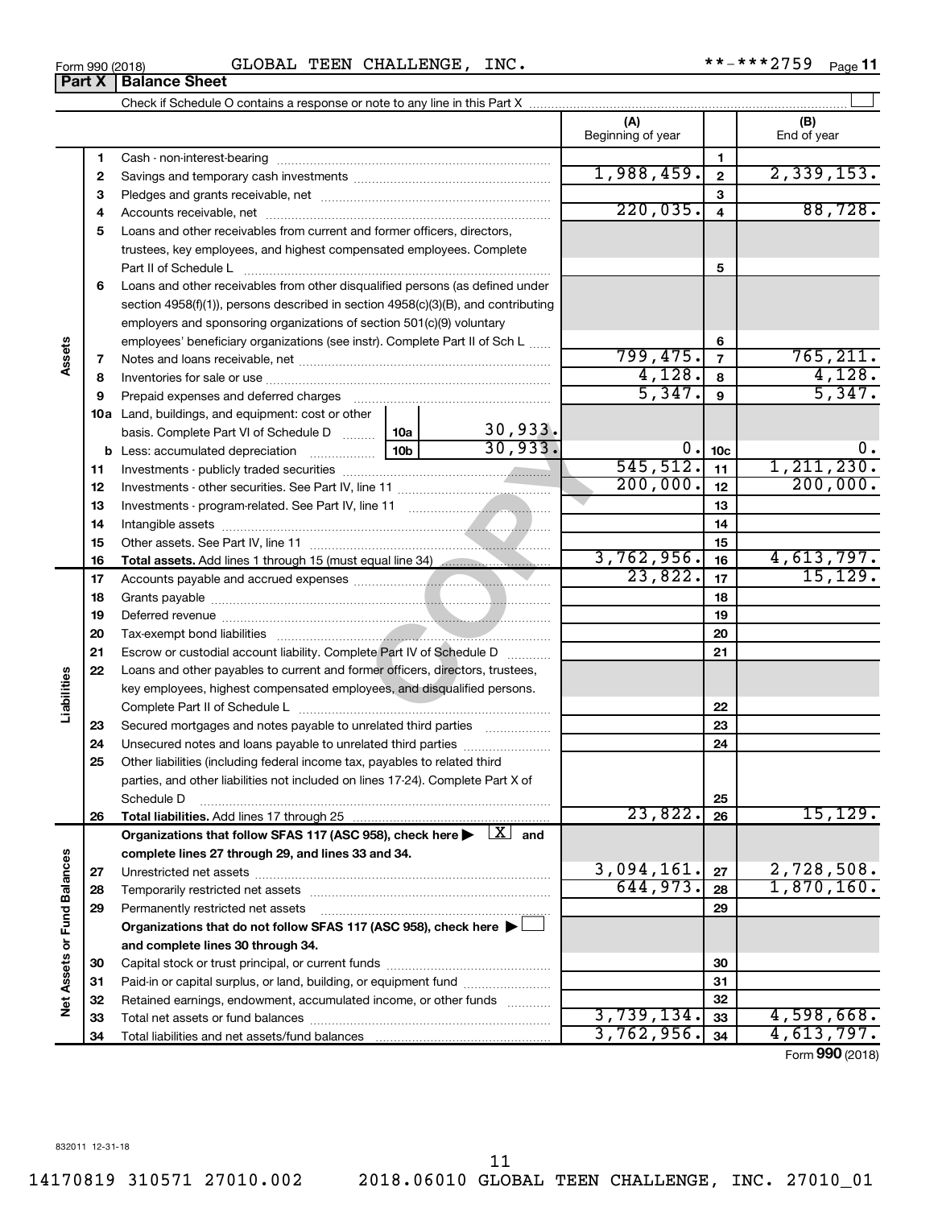Form 990 (2018) GLOBAL TEEN CHALLENGE, INC. **-***2759 Page 11

## Part X | Balance Sheet

Check if Schedule O contains a response or note to any line in this Part X

| Section | Line | Description | | | (A) Beginning of year | Line | (B) End of year |
|---|---|---|---|---|---|---|---|
| Assets | 1 | Cash - non-interest-bearing | | | | 1 | |
| | 2 | Savings and temporary cash investments | | | 1,988,459. | 2 | 2,339,153. |
| | 3 | Pledges and grants receivable, net | | | | 3 | |
| | 4 | Accounts receivable, net | | | 220,035. | 4 | 88,728. |
| | 5 | Loans and other receivables from current and former officers, directors, trustees, key employees, and highest compensated employees. Complete Part II of Schedule L | | | | 5 | |
| | 6 | Loans and other receivables from other disqualified persons (as defined under section 4958(f)(1)), persons described in section 4958(c)(3)(B), and contributing employers and sponsoring organizations of section 501(c)(9) voluntary employees' beneficiary organizations (see instr). Complete Part II of Sch L | | | | 6 | |
| | 7 | Notes and loans receivable, net | | | 799,475. | 7 | 765,211. |
| | 8 | Inventories for sale or use | | | 4,128. | 8 | 4,128. |
| | 9 | Prepaid expenses and deferred charges | | | 5,347. | 9 | 5,347. |
| | 10a | Land, buildings, and equipment: cost or other basis. Complete Part VI of Schedule D | 10a | 30,933. | | | |
| | b | Less: accumulated depreciation | 10b | 30,933. | 0. | 10c | 0. |
| | 11 | Investments - publicly traded securities | | | 545,512. | 11 | 1,211,230. |
| | 12 | Investments - other securities. See Part IV, line 11 | | | 200,000. | 12 | 200,000. |
| | 13 | Investments - program-related. See Part IV, line 11 | | | | 13 | |
| | 14 | Intangible assets | | | | 14 | |
| | 15 | Other assets. See Part IV, line 11 | | | | 15 | |
| | 16 | **Total assets.** Add lines 1 through 15 (must equal line 34) | | | 3,762,956. | 16 | 4,613,797. |
| Liabilities | 17 | Accounts payable and accrued expenses | | | 23,822. | 17 | 15,129. |
| | 18 | Grants payable | | | | 18 | |
| | 19 | Deferred revenue | | | | 19 | |
| | 20 | Tax-exempt bond liabilities | | | | 20 | |
| | 21 | Escrow or custodial account liability. Complete Part IV of Schedule D | | | | 21 | |
| | 22 | Loans and other payables to current and former officers, directors, trustees, key employees, highest compensated employees, and disqualified persons. Complete Part II of Schedule L | | | | 22 | |
| | 23 | Secured mortgages and notes payable to unrelated third parties | | | | 23 | |
| | 24 | Unsecured notes and loans payable to unrelated third parties | | | | 24 | |
| | 25 | Other liabilities (including federal income tax, payables to related third parties, and other liabilities not included on lines 17-24). Complete Part X of Schedule D | | | | 25 | |
| | 26 | **Total liabilities.** Add lines 17 through 25 | | | 23,822. | 26 | 15,129. |
| Net Assets or Fund Balances | | **Organizations that follow SFAS 117 (ASC 958), check here ▶ [X] and complete lines 27 through 29, and lines 33 and 34.** | | | | | |
| | 27 | Unrestricted net assets | | | 3,094,161. | 27 | 2,728,508. |
| | 28 | Temporarily restricted net assets | | | 644,973. | 28 | 1,870,160. |
| | 29 | Permanently restricted net assets | | | | 29 | |
| | | **Organizations that do not follow SFAS 117 (ASC 958), check here ▶ [ ] and complete lines 30 through 34.** | | | | | |
| | 30 | Capital stock or trust principal, or current funds | | | | 30 | |
| | 31 | Paid-in or capital surplus, or land, building, or equipment fund | | | | 31 | |
| | 32 | Retained earnings, endowment, accumulated income, or other funds | | | | 32 | |
| | 33 | Total net assets or fund balances | | | 3,739,134. | 33 | 4,598,668. |
| | 34 | Total liabilities and net assets/fund balances | | | 3,762,956. | 34 | 4,613,797. |

Form **990** (2018)

832011 12-31-18

14170819 310571 27010.002 2018.06010 GLOBAL TEEN CHALLENGE, INC. 27010_01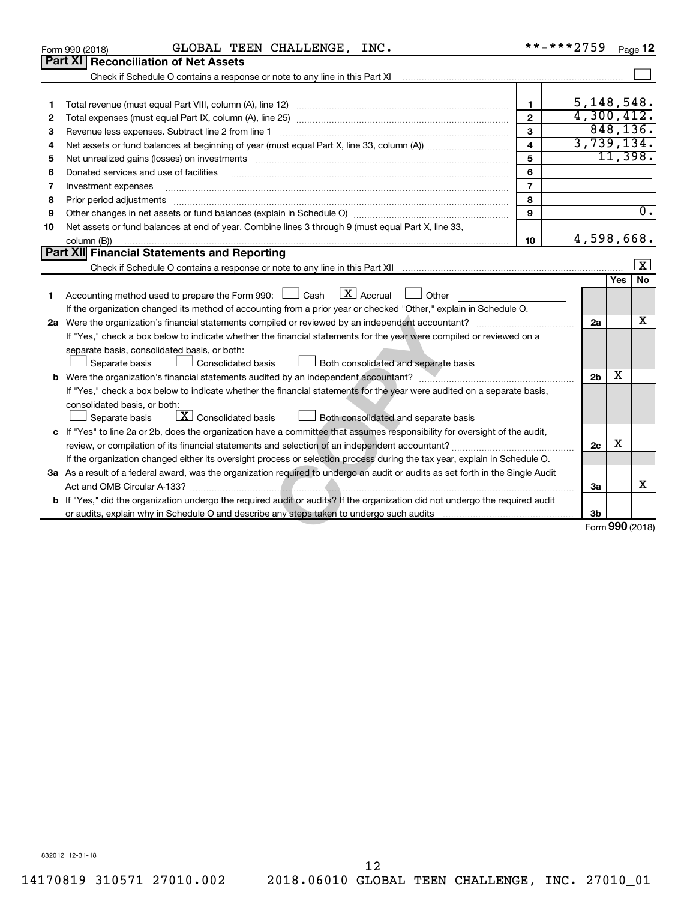Form 990 (2018) GLOBAL TEEN CHALLENGE, INC. **-***2759

## Part XI Reconciliation of Net Assets

Check if Schedule O contains a response or note to any line in this Part XI ☐

| | | | |
|---|---|---|---|
| 1 | Total revenue (must equal Part VIII, column (A), line 12) | 1 | 5,148,548. |
| 2 | Total expenses (must equal Part IX, column (A), line 25) | 2 | 4,300,412. |
| 3 | Revenue less expenses. Subtract line 2 from line 1 | 3 | 848,136. |
| 4 | Net assets or fund balances at beginning of year (must equal Part X, line 33, column (A)) | 4 | 3,739,134. |
| 5 | Net unrealized gains (losses) on investments | 5 | 11,398. |
| 6 | Donated services and use of facilities | 6 | |
| 7 | Investment expenses | 7 | |
| 8 | Prior period adjustments | 8 | |
| 9 | Other changes in net assets or fund balances (explain in Schedule O) | 9 | 0. |
| 10 | Net assets or fund balances at end of year. Combine lines 3 through 9 (must equal Part X, line 33, column (B)) | 10 | 4,598,668. |

## Part XII Financial Statements and Reporting

Check if Schedule O contains a response or note to any line in this Part XII ☒

| | | | Yes | No |
|---|---|---|---|---|
| 1 | Accounting method used to prepare the Form 990: ☐ Cash ☒ Accrual ☐ Other<br>If the organization changed its method of accounting from a prior year or checked "Other," explain in Schedule O. | | | |
| 2a | Were the organization's financial statements compiled or reviewed by an independent accountant? | 2a | | X |
| | If "Yes," check a box below to indicate whether the financial statements for the year were compiled or reviewed on a separate basis, consolidated basis, or both:<br>☐ Separate basis ☐ Consolidated basis ☐ Both consolidated and separate basis | | | |
| b | Were the organization's financial statements audited by an independent accountant? | 2b | X | |
| | If "Yes," check a box below to indicate whether the financial statements for the year were audited on a separate basis, consolidated basis, or both:<br>☐ Separate basis ☒ Consolidated basis ☐ Both consolidated and separate basis | | | |
| c | If "Yes" to line 2a or 2b, does the organization have a committee that assumes responsibility for oversight of the audit, review, or compilation of its financial statements and selection of an independent accountant? | 2c | X | |
| | If the organization changed either its oversight process or selection process during the tax year, explain in Schedule O. | | | |
| 3a | As a result of a federal award, was the organization required to undergo an audit or audits as set forth in the Single Audit Act and OMB Circular A-133? | 3a | | X |
| b | If "Yes," did the organization undergo the required audit or audits? If the organization did not undergo the required audit or audits, explain why in Schedule O and describe any steps taken to undergo such audits | 3b | | |

Form **990** (2018)

832012 12-31-18

14170819 310571 27010.002 2018.06010 GLOBAL TEEN CHALLENGE, INC. 27010_01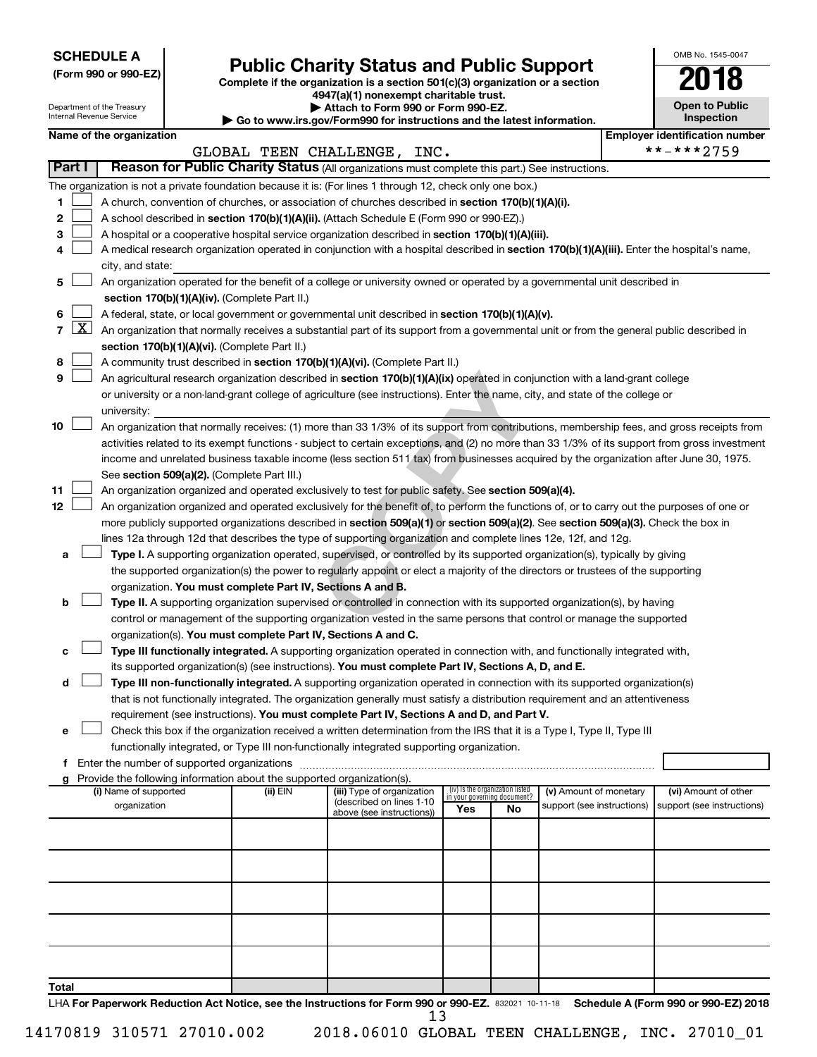**SCHEDULE A**
**(Form 990 or 990-EZ)**

Department of the Treasury
Internal Revenue Service

# Public Charity Status and Public Support

**Complete if the organization is a section 501(c)(3) organization or a section 4947(a)(1) nonexempt charitable trust.**
**▶ Attach to Form 990 or Form 990-EZ.**
**▶ Go to www.irs.gov/Form990 for instructions and the latest information.**

OMB No. 1545-0047
**2018**
**Open to Public Inspection**

**Name of the organization:** GLOBAL TEEN CHALLENGE, INC.
**Employer identification number:** **-***2759

## Part I Reason for Public Charity Status (All organizations must complete this part.) See instructions.

The organization is not a private foundation because it is: (For lines 1 through 12, check only one box.)

1. [ ] A church, convention of churches, or association of churches described in **section 170(b)(1)(A)(i).**
2. [ ] A school described in **section 170(b)(1)(A)(ii).** (Attach Schedule E (Form 990 or 990-EZ).)
3. [ ] A hospital or a cooperative hospital service organization described in **section 170(b)(1)(A)(iii).**
4. [ ] A medical research organization operated in conjunction with a hospital described in **section 170(b)(1)(A)(iii).** Enter the hospital's name, city, and state:
5. [ ] An organization operated for the benefit of a college or university owned or operated by a governmental unit described in **section 170(b)(1)(A)(iv).** (Complete Part II.)
6. [ ] A federal, state, or local government or governmental unit described in **section 170(b)(1)(A)(v).**
7. [X] An organization that normally receives a substantial part of its support from a governmental unit or from the general public described in **section 170(b)(1)(A)(vi).** (Complete Part II.)
8. [ ] A community trust described in **section 170(b)(1)(A)(vi).** (Complete Part II.)
9. [ ] An agricultural research organization described in **section 170(b)(1)(A)(ix)** operated in conjunction with a land-grant college or university or a non-land-grant college of agriculture (see instructions). Enter the name, city, and state of the college or university:
10. [ ] An organization that normally receives: (1) more than 33 1/3% of its support from contributions, membership fees, and gross receipts from activities related to its exempt functions - subject to certain exceptions, and (2) no more than 33 1/3% of its support from gross investment income and unrelated business taxable income (less section 511 tax) from businesses acquired by the organization after June 30, 1975. See **section 509(a)(2).** (Complete Part III.)
11. [ ] An organization organized and operated exclusively to test for public safety. See **section 509(a)(4).**
12. [ ] An organization organized and operated exclusively for the benefit of, to perform the functions of, or to carry out the purposes of one or more publicly supported organizations described in **section 509(a)(1)** or **section 509(a)(2)**. See **section 509(a)(3).** Check the box in lines 12a through 12d that describes the type of supporting organization and complete lines 12e, 12f, and 12g.
   - **a** [ ] **Type I.** A supporting organization operated, supervised, or controlled by its supported organization(s), typically by giving the supported organization(s) the power to regularly appoint or elect a majority of the directors or trustees of the supporting organization. **You must complete Part IV, Sections A and B.**
   - **b** [ ] **Type II.** A supporting organization supervised or controlled in connection with its supported organization(s), by having control or management of the supporting organization vested in the same persons that control or manage the supported organization(s). **You must complete Part IV, Sections A and C.**
   - **c** [ ] **Type III functionally integrated.** A supporting organization operated in connection with, and functionally integrated with, its supported organization(s) (see instructions). **You must complete Part IV, Sections A, D, and E.**
   - **d** [ ] **Type III non-functionally integrated.** A supporting organization operated in connection with its supported organization(s) that is not functionally integrated. The organization generally must satisfy a distribution requirement and an attentiveness requirement (see instructions). **You must complete Part IV, Sections A and D, and Part V.**
   - **e** [ ] Check this box if the organization received a written determination from the IRS that it is a Type I, Type II, Type III functionally integrated, or Type III non-functionally integrated supporting organization.
   - **f** Enter the number of supported organizations
   - **g** Provide the following information about the supported organization(s).

| (i) Name of supported organization | (ii) EIN | (iii) Type of organization (described on lines 1-10 above (see instructions)) | (iv) Is the organization listed in your governing document? Yes | No | (v) Amount of monetary support (see instructions) | (vi) Amount of other support (see instructions) |
|---|---|---|---|---|---|---|
| | | | | | | |
| | | | | | | |
| | | | | | | |
| | | | | | | |
| | | | | | | |
| **Total** | | | | | | |

LHA **For Paperwork Reduction Act Notice, see the Instructions for Form 990 or 990-EZ.** 832021 10-11-18 **Schedule A (Form 990 or 990-EZ) 2018**

14170819 310571 27010.002 2018.06010 GLOBAL TEEN CHALLENGE, INC. 27010_01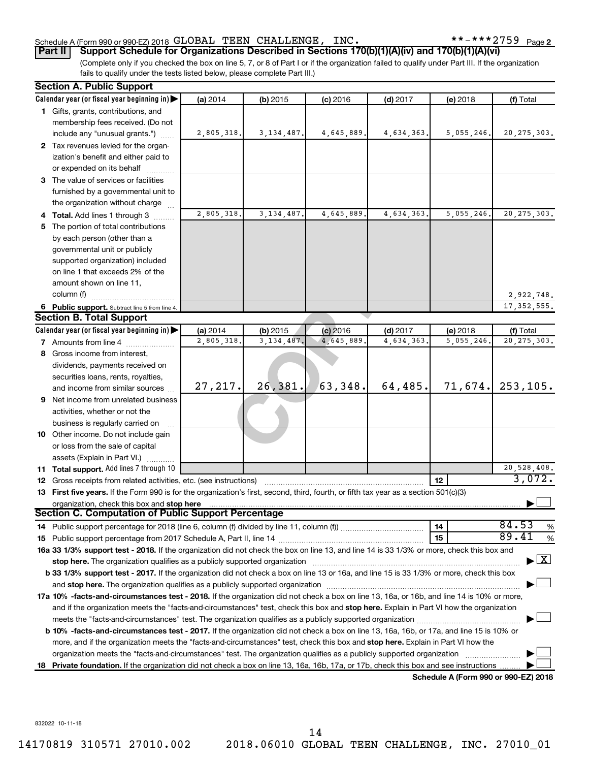Schedule A (Form 990 or 990-EZ) 2018 GLOBAL TEEN CHALLENGE, INC. **-***2759 Page 2

**Part II | Support Schedule for Organizations Described in Sections 170(b)(1)(A)(iv) and 170(b)(1)(A)(vi)**

(Complete only if you checked the box on line 5, 7, or 8 of Part I or if the organization failed to qualify under Part III. If the organization fails to qualify under the tests listed below, please complete Part III.)

**Section A. Public Support**

| Calendar year (or fiscal year beginning in) | (a) 2014 | (b) 2015 | (c) 2016 | (d) 2017 | (e) 2018 | (f) Total |
|---|---|---|---|---|---|---|
| 1 Gifts, grants, contributions, and membership fees received. (Do not include any "unusual grants.") | 2,805,318. | 3,134,487. | 4,645,889. | 4,634,363. | 5,055,246. | 20,275,303. |
| 2 Tax revenues levied for the organization's benefit and either paid to or expended on its behalf | | | | | | |
| 3 The value of services or facilities furnished by a governmental unit to the organization without charge | | | | | | |
| 4 **Total.** Add lines 1 through 3 | 2,805,318. | 3,134,487. | 4,645,889. | 4,634,363. | 5,055,246. | 20,275,303. |
| 5 The portion of total contributions by each person (other than a governmental unit or publicly supported organization) included on line 1 that exceeds 2% of the amount shown on line 11, column (f) | | | | | | 2,922,748. |
| 6 **Public support.** Subtract line 5 from line 4. | | | | | | 17,352,555. |

**Section B. Total Support**

| Calendar year (or fiscal year beginning in) | (a) 2014 | (b) 2015 | (c) 2016 | (d) 2017 | (e) 2018 | (f) Total |
|---|---|---|---|---|---|---|
| 7 Amounts from line 4 | 2,805,318. | 3,134,487. | 4,645,889. | 4,634,363. | 5,055,246. | 20,275,303. |
| 8 Gross income from interest, dividends, payments received on securities loans, rents, royalties, and income from similar sources | 27,217. | 26,381. | 63,348. | 64,485. | 71,674. | 253,105. |
| 9 Net income from unrelated business activities, whether or not the business is regularly carried on | | | | | | |
| 10 Other income. Do not include gain or loss from the sale of capital assets (Explain in Part VI.) | | | | | | |
| 11 **Total support.** Add lines 7 through 10 | | | | | | 20,528,408. |

12 Gross receipts from related activities, etc. (see instructions) | 12 | 3,072.

13 **First five years.** If the Form 990 is for the organization's first, second, third, fourth, or fifth tax year as a section 501(c)(3) organization, check this box and **stop here** ☐

**Section C. Computation of Public Support Percentage**

14 Public support percentage for 2018 (line 6, column (f) divided by line 11, column (f)) | 14 | 84.53 %

15 Public support percentage from 2017 Schedule A, Part II, line 14 | 15 | 89.41 %

**16a 33 1/3% support test - 2018.** If the organization did not check the box on line 13, and line 14 is 33 1/3% or more, check this box and **stop here.** The organization qualifies as a publicly supported organization ☒

**b 33 1/3% support test - 2017.** If the organization did not check a box on line 13 or 16a, and line 15 is 33 1/3% or more, check this box and **stop here.** The organization qualifies as a publicly supported organization ☐

**17a 10% -facts-and-circumstances test - 2018.** If the organization did not check a box on line 13, 16a, or 16b, and line 14 is 10% or more, and if the organization meets the "facts-and-circumstances" test, check this box and **stop here.** Explain in Part VI how the organization meets the "facts-and-circumstances" test. The organization qualifies as a publicly supported organization ☐

**b 10% -facts-and-circumstances test - 2017.** If the organization did not check a box on line 13, 16a, 16b, or 17a, and line 15 is 10% or more, and if the organization meets the "facts-and-circumstances" test, check this box and **stop here.** Explain in Part VI how the organization meets the "facts-and-circumstances" test. The organization qualifies as a publicly supported organization ☐

**18 Private foundation.** If the organization did not check a box on line 13, 16a, 16b, 17a, or 17b, check this box and see instructions ☐

**Schedule A (Form 990 or 990-EZ) 2018**

832022 10-11-18

14170819 310571 27010.002 2018.06010 GLOBAL TEEN CHALLENGE, INC. 27010_01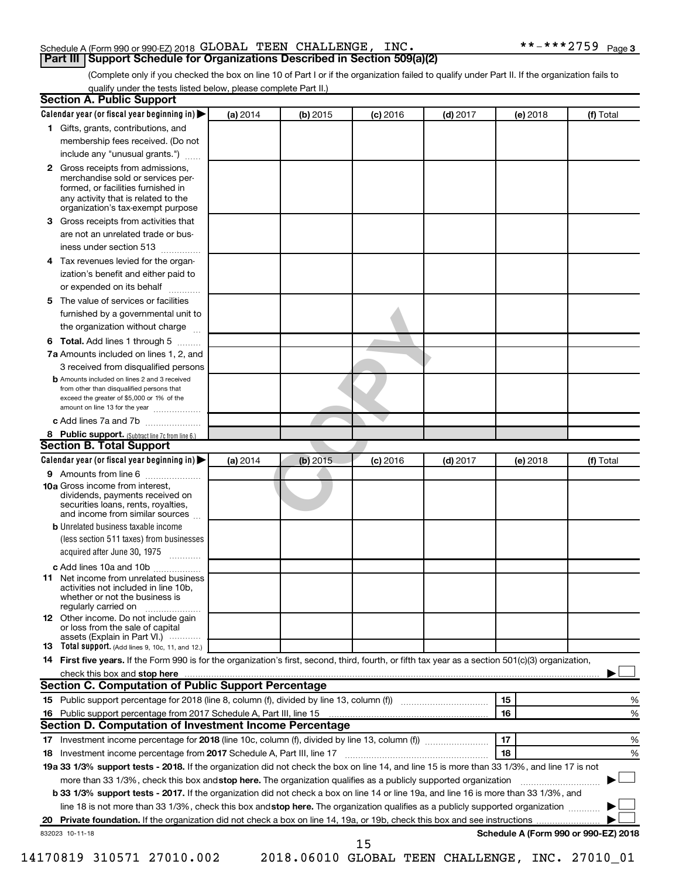Schedule A (Form 990 or 990-EZ) 2018 GLOBAL TEEN CHALLENGE, INC. **-***2759 Page 3

## Part III Support Schedule for Organizations Described in Section 509(a)(2)

(Complete only if you checked the box on line 10 of Part I or if the organization failed to qualify under Part II. If the organization fails to qualify under the tests listed below, please complete Part II.)

### Section A. Public Support

| Calendar year (or fiscal year beginning in) ▶ | (a) 2014 | (b) 2015 | (c) 2016 | (d) 2017 | (e) 2018 | (f) Total |
|---|---|---|---|---|---|---|
| **1** Gifts, grants, contributions, and membership fees received. (Do not include any "unusual grants.") | | | | | | |
| **2** Gross receipts from admissions, merchandise sold or services performed, or facilities furnished in any activity that is related to the organization's tax-exempt purpose | | | | | | |
| **3** Gross receipts from activities that are not an unrelated trade or business under section 513 | | | | | | |
| **4** Tax revenues levied for the organization's benefit and either paid to or expended on its behalf | | | | | | |
| **5** The value of services or facilities furnished by a governmental unit to the organization without charge | | | | | | |
| **6 Total.** Add lines 1 through 5 | | | | | | |
| **7a** Amounts included on lines 1, 2, and 3 received from disqualified persons | | | | | | |
| **b** Amounts included on lines 2 and 3 received from other than disqualified persons that exceed the greater of $5,000 or 1% of the amount on line 13 for the year | | | | | | |
| **c** Add lines 7a and 7b | | | | | | |
| **8 Public support.** (Subtract line 7c from line 6.) | | | | | | |

### Section B. Total Support

| Calendar year (or fiscal year beginning in) ▶ | (a) 2014 | (b) 2015 | (c) 2016 | (d) 2017 | (e) 2018 | (f) Total |
|---|---|---|---|---|---|---|
| **9** Amounts from line 6 | | | | | | |
| **10a** Gross income from interest, dividends, payments received on securities loans, rents, royalties, and income from similar sources | | | | | | |
| **b** Unrelated business taxable income (less section 511 taxes) from businesses acquired after June 30, 1975 | | | | | | |
| **c** Add lines 10a and 10b | | | | | | |
| **11** Net income from unrelated business activities not included in line 10b, whether or not the business is regularly carried on | | | | | | |
| **12** Other income. Do not include gain or loss from the sale of capital assets (Explain in Part VI.) | | | | | | |
| **13 Total support.** (Add lines 9, 10c, 11, and 12.) | | | | | | |

**14 First five years.** If the Form 990 is for the organization's first, second, third, fourth, or fifth tax year as a section 501(c)(3) organization, check this box and **stop here** ▶ ☐

### Section C. Computation of Public Support Percentage

| | | | |
|---|---|---|---|
| **15** | Public support percentage for 2018 (line 8, column (f), divided by line 13, column (f)) | 15 | % |
| **16** | Public support percentage from 2017 Schedule A, Part III, line 15 | 16 | % |

### Section D. Computation of Investment Income Percentage

| | | | |
|---|---|---|---|
| **17** | Investment income percentage for **2018** (line 10c, column (f), divided by line 13, column (f)) | 17 | % |
| **18** | Investment income percentage from **2017** Schedule A, Part III, line 17 | 18 | % |

**19a 33 1/3% support tests - 2018.** If the organization did not check the box on line 14, and line 15 is more than 33 1/3%, and line 17 is not more than 33 1/3%, check this box and **stop here.** The organization qualifies as a publicly supported organization ▶ ☐

**b 33 1/3% support tests - 2017.** If the organization did not check a box on line 14 or line 19a, and line 16 is more than 33 1/3%, and line 18 is not more than 33 1/3%, check this box and **stop here.** The organization qualifies as a publicly supported organization ▶ ☐

**20 Private foundation.** If the organization did not check a box on line 14, 19a, or 19b, check this box and see instructions ▶ ☐

832023 10-11-18

Schedule A (Form 990 or 990-EZ) 2018

14170819 310571 27010.002 2018.06010 GLOBAL TEEN CHALLENGE, INC. 27010_01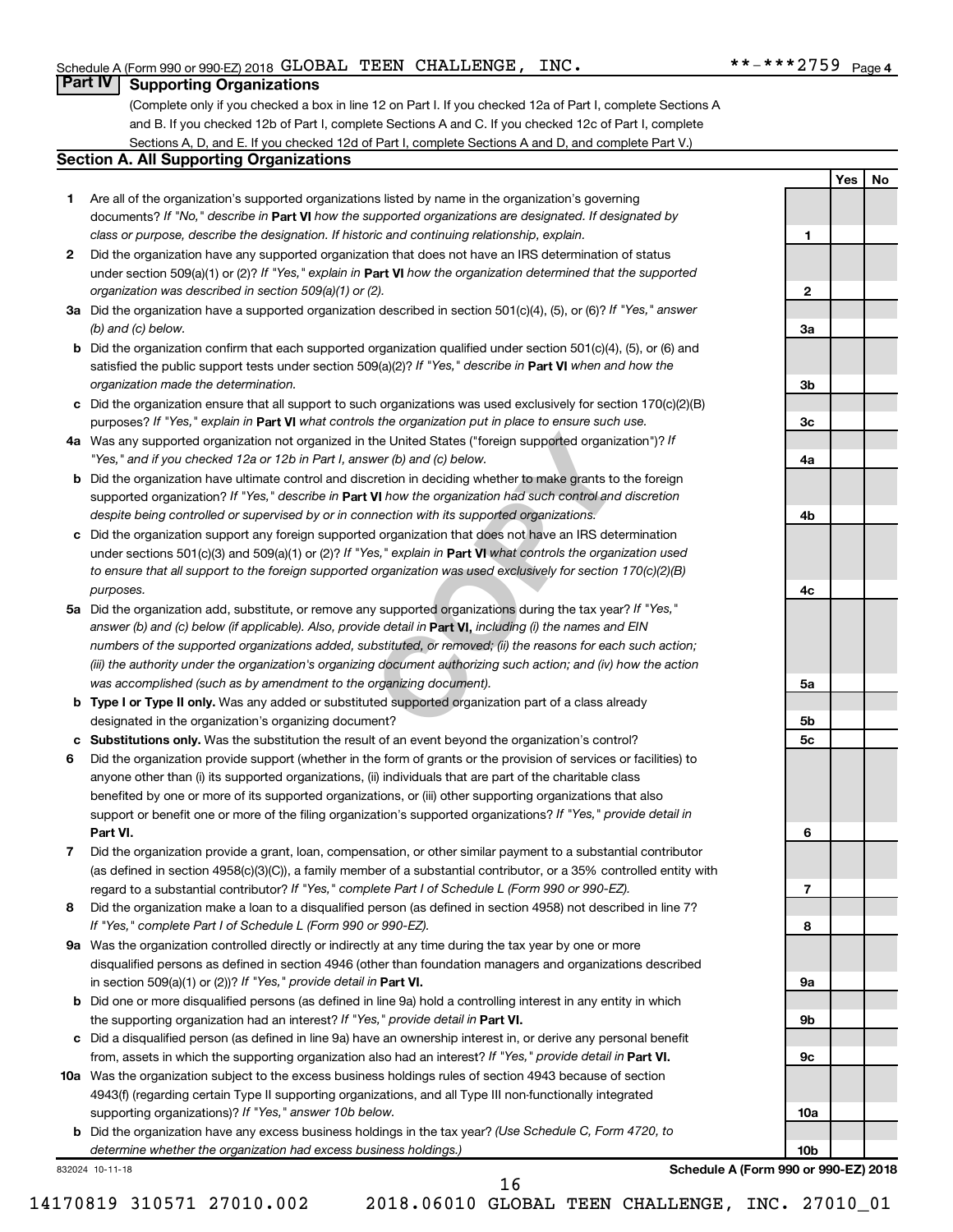Schedule A (Form 990 or 990-EZ) 2018 GLOBAL TEEN CHALLENGE, INC. **-***2759 Page 4

## Part IV Supporting Organizations

(Complete only if you checked a box in line 12 on Part I. If you checked 12a of Part I, complete Sections A and B. If you checked 12b of Part I, complete Sections A and C. If you checked 12c of Part I, complete Sections A, D, and E. If you checked 12d of Part I, complete Sections A and D, and complete Part V.)

### Section A. All Supporting Organizations

| | | | Yes | No |
|---|---|---|---|---|
| **1** | Are all of the organization's supported organizations listed by name in the organization's governing documents? *If "No," describe in* **Part VI** *how the supported organizations are designated. If designated by class or purpose, describe the designation. If historic and continuing relationship, explain.* | 1 | | |
| **2** | Did the organization have any supported organization that does not have an IRS determination of status under section 509(a)(1) or (2)? *If "Yes," explain in* **Part VI** *how the organization determined that the supported organization was described in section 509(a)(1) or (2).* | 2 | | |
| **3a** | Did the organization have a supported organization described in section 501(c)(4), (5), or (6)? *If "Yes," answer (b) and (c) below.* | 3a | | |
| **b** | Did the organization confirm that each supported organization qualified under section 501(c)(4), (5), or (6) and satisfied the public support tests under section 509(a)(2)? *If "Yes," describe in* **Part VI** *when and how the organization made the determination.* | 3b | | |
| **c** | Did the organization ensure that all support to such organizations was used exclusively for section 170(c)(2)(B) purposes? *If "Yes," explain in* **Part VI** *what controls the organization put in place to ensure such use.* | 3c | | |
| **4a** | Was any supported organization not organized in the United States ("foreign supported organization")? *If "Yes," and if you checked 12a or 12b in Part I, answer (b) and (c) below.* | 4a | | |
| **b** | Did the organization have ultimate control and discretion in deciding whether to make grants to the foreign supported organization? *If "Yes," describe in* **Part VI** *how the organization had such control and discretion despite being controlled or supervised by or in connection with its supported organizations.* | 4b | | |
| **c** | Did the organization support any foreign supported organization that does not have an IRS determination under sections 501(c)(3) and 509(a)(1) or (2)? *If "Yes," explain in* **Part VI** *what controls the organization used to ensure that all support to the foreign supported organization was used exclusively for section 170(c)(2)(B) purposes.* | 4c | | |
| **5a** | Did the organization add, substitute, or remove any supported organizations during the tax year? *If "Yes," answer (b) and (c) below (if applicable). Also, provide detail in* **Part VI,** *including (i) the names and EIN numbers of the supported organizations added, substituted, or removed; (ii) the reasons for each such action; (iii) the authority under the organization's organizing document authorizing such action; and (iv) how the action was accomplished (such as by amendment to the organizing document).* | 5a | | |
| **b** | **Type I or Type II only.** Was any added or substituted supported organization part of a class already designated in the organization's organizing document? | 5b | | |
| **c** | **Substitutions only.** Was the substitution the result of an event beyond the organization's control? | 5c | | |
| **6** | Did the organization provide support (whether in the form of grants or the provision of services or facilities) to anyone other than (i) its supported organizations, (ii) individuals that are part of the charitable class benefited by one or more of its supported organizations, or (iii) other supporting organizations that also support or benefit one or more of the filing organization's supported organizations? *If "Yes," provide detail in* **Part VI.** | 6 | | |
| **7** | Did the organization provide a grant, loan, compensation, or other similar payment to a substantial contributor (as defined in section 4958(c)(3)(C)), a family member of a substantial contributor, or a 35% controlled entity with regard to a substantial contributor? *If "Yes," complete Part I of Schedule L (Form 990 or 990-EZ).* | 7 | | |
| **8** | Did the organization make a loan to a disqualified person (as defined in section 4958) not described in line 7? *If "Yes," complete Part I of Schedule L (Form 990 or 990-EZ).* | 8 | | |
| **9a** | Was the organization controlled directly or indirectly at any time during the tax year by one or more disqualified persons as defined in section 4946 (other than foundation managers and organizations described in section 509(a)(1) or (2))? *If "Yes," provide detail in* **Part VI.** | 9a | | |
| **b** | Did one or more disqualified persons (as defined in line 9a) hold a controlling interest in any entity in which the supporting organization had an interest? *If "Yes," provide detail in* **Part VI.** | 9b | | |
| **c** | Did a disqualified person (as defined in line 9a) have an ownership interest in, or derive any personal benefit from, assets in which the supporting organization also had an interest? *If "Yes," provide detail in* **Part VI.** | 9c | | |
| **10a** | Was the organization subject to the excess business holdings rules of section 4943 because of section 4943(f) (regarding certain Type II supporting organizations, and all Type III non-functionally integrated supporting organizations)? *If "Yes," answer 10b below.* | 10a | | |
| **b** | Did the organization have any excess business holdings in the tax year? *(Use Schedule C, Form 4720, to determine whether the organization had excess business holdings.)* | 10b | | |

832024 10-11-18 **Schedule A (Form 990 or 990-EZ) 2018**

14170819 310571 27010.002 2018.06010 GLOBAL TEEN CHALLENGE, INC. 27010_01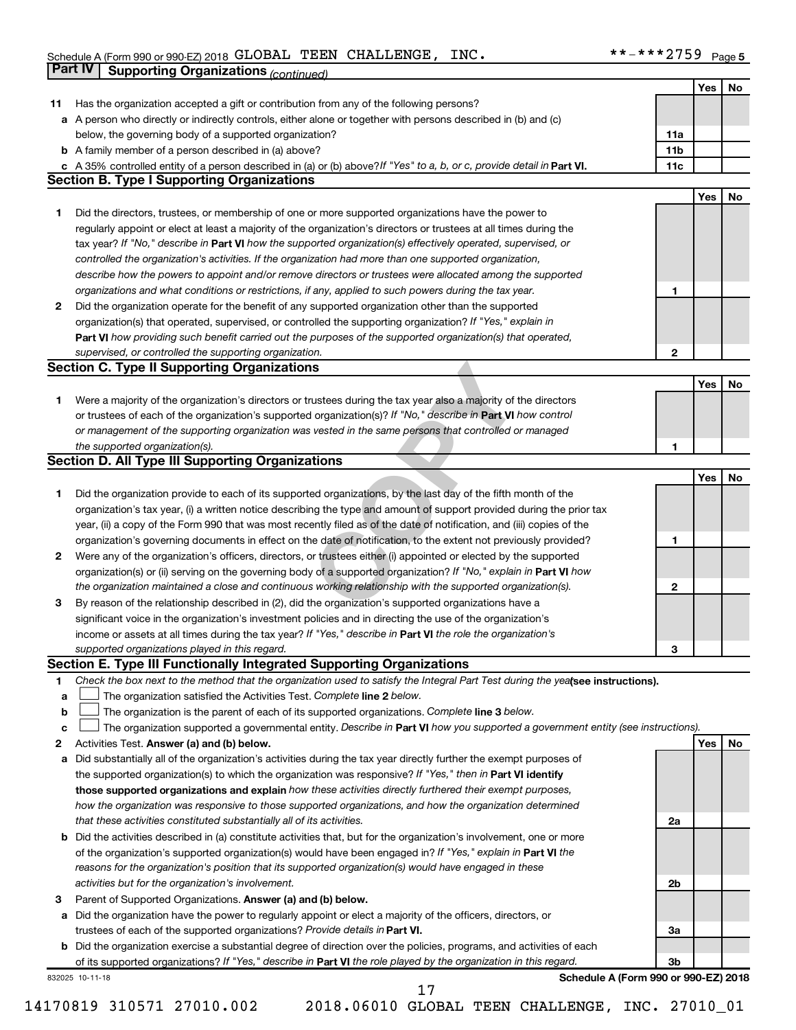Schedule A (Form 990 or 990-EZ) 2018 GLOBAL TEEN CHALLENGE, INC. **-***2759 Page 5

## Part IV Supporting Organizations *(continued)*

| | | | Yes | No |
|---|---|---|---|---|
| **11** | Has the organization accepted a gift or contribution from any of the following persons? | | | |
| **a** | A person who directly or indirectly controls, either alone or together with persons described in (b) and (c) below, the governing body of a supported organization? | 11a | | |
| **b** | A family member of a person described in (a) above? | 11b | | |
| **c** | A 35% controlled entity of a person described in (a) or (b) above? *If "Yes" to a, b, or c, provide detail in* **Part VI.** | 11c | | |

### Section B. Type I Supporting Organizations

| | | | Yes | No |
|---|---|---|---|---|
| **1** | Did the directors, trustees, or membership of one or more supported organizations have the power to regularly appoint or elect at least a majority of the organization's directors or trustees at all times during the tax year? *If "No," describe in* **Part VI** *how the supported organization(s) effectively operated, supervised, or controlled the organization's activities. If the organization had more than one supported organization, describe how the powers to appoint and/or remove directors or trustees were allocated among the supported organizations and what conditions or restrictions, if any, applied to such powers during the tax year.* | 1 | | |
| **2** | Did the organization operate for the benefit of any supported organization other than the supported organization(s) that operated, supervised, or controlled the supporting organization? *If "Yes," explain in* **Part VI** *how providing such benefit carried out the purposes of the supported organization(s) that operated, supervised, or controlled the supporting organization.* | 2 | | |

### Section C. Type II Supporting Organizations

| | | | Yes | No |
|---|---|---|---|---|
| **1** | Were a majority of the organization's directors or trustees during the tax year also a majority of the directors or trustees of each of the organization's supported organization(s)? *If "No," describe in* **Part VI** *how control or management of the supporting organization was vested in the same persons that controlled or managed the supported organization(s).* | 1 | | |

### Section D. All Type III Supporting Organizations

| | | | Yes | No |
|---|---|---|---|---|
| **1** | Did the organization provide to each of its supported organizations, by the last day of the fifth month of the organization's tax year, (i) a written notice describing the type and amount of support provided during the prior tax year, (ii) a copy of the Form 990 that was most recently filed as of the date of notification, and (iii) copies of the organization's governing documents in effect on the date of notification, to the extent not previously provided? | 1 | | |
| **2** | Were any of the organization's officers, directors, or trustees either (i) appointed or elected by the supported organization(s) or (ii) serving on the governing body of a supported organization? *If "No," explain in* **Part VI** *how the organization maintained a close and continuous working relationship with the supported organization(s).* | 2 | | |
| **3** | By reason of the relationship described in (2), did the organization's supported organizations have a significant voice in the organization's investment policies and in directing the use of the organization's income or assets at all times during the tax year? *If "Yes," describe in* **Part VI** *the role the organization's supported organizations played in this regard.* | 3 | | |

### Section E. Type III Functionally Integrated Supporting Organizations

**1** *Check the box next to the method that the organization used to satisfy the Integral Part Test during the year* **(see instructions).**

- **a** ☐ The organization satisfied the Activities Test. *Complete* **line 2** *below.*
- **b** ☐ The organization is the parent of each of its supported organizations. *Complete* **line 3** *below.*
- **c** ☐ The organization supported a governmental entity. *Describe in* **Part VI** *how you supported a government entity (see instructions).*

| | | | Yes | No |
|---|---|---|---|---|
| **2** | Activities Test. **Answer (a) and (b) below.** | | | |
| **a** | Did substantially all of the organization's activities during the tax year directly further the exempt purposes of the supported organization(s) to which the organization was responsive? *If "Yes," then in* **Part VI identify those supported organizations and explain** *how these activities directly furthered their exempt purposes, how the organization was responsive to those supported organizations, and how the organization determined that these activities constituted substantially all of its activities.* | 2a | | |
| **b** | Did the activities described in (a) constitute activities that, but for the organization's involvement, one or more of the organization's supported organization(s) would have been engaged in? *If "Yes," explain in* **Part VI** *the reasons for the organization's position that its supported organization(s) would have engaged in these activities but for the organization's involvement.* | 2b | | |
| **3** | Parent of Supported Organizations. **Answer (a) and (b) below.** | | | |
| **a** | Did the organization have the power to regularly appoint or elect a majority of the officers, directors, or trustees of each of the supported organizations? *Provide details in* **Part VI.** | 3a | | |
| **b** | Did the organization exercise a substantial degree of direction over the policies, programs, and activities of each of its supported organizations? *If "Yes," describe in* **Part VI** *the role played by the organization in this regard.* | 3b | | |

832025 10-11-18 **Schedule A (Form 990 or 990-EZ) 2018**

14170819 310571 27010.002 2018.06010 GLOBAL TEEN CHALLENGE, INC. 27010_01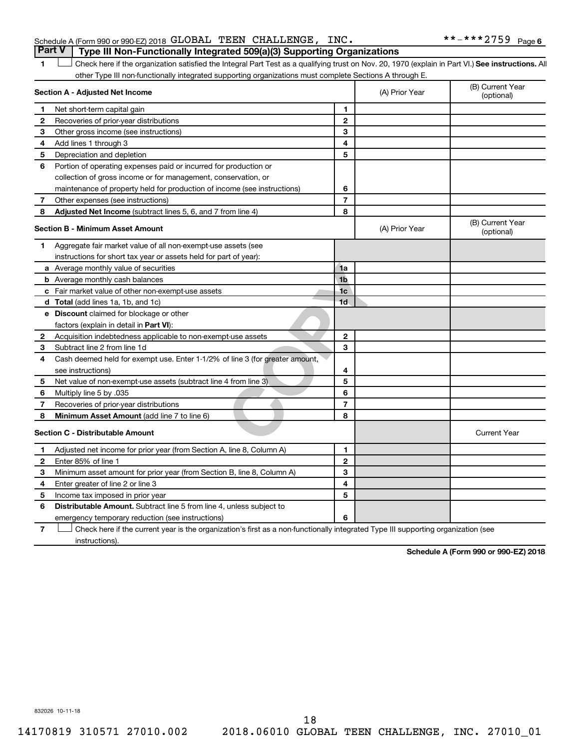Schedule A (Form 990 or 990-EZ) 2018 GLOBAL TEEN CHALLENGE, INC. **-***2759 Page 6

## Part V Type III Non-Functionally Integrated 509(a)(3) Supporting Organizations

1 ☐ Check here if the organization satisfied the Integral Part Test as a qualifying trust on Nov. 20, 1970 (explain in Part VI.) **See instructions.** All other Type III non-functionally integrated supporting organizations must complete Sections A through E.

| **Section A - Adjusted Net Income** | | | (A) Prior Year | (B) Current Year (optional) |
|---|---|---|---|---|
| 1 | Net short-term capital gain | 1 | | |
| 2 | Recoveries of prior-year distributions | 2 | | |
| 3 | Other gross income (see instructions) | 3 | | |
| 4 | Add lines 1 through 3 | 4 | | |
| 5 | Depreciation and depletion | 5 | | |
| 6 | Portion of operating expenses paid or incurred for production or collection of gross income or for management, conservation, or maintenance of property held for production of income (see instructions) | 6 | | |
| 7 | Other expenses (see instructions) | 7 | | |
| 8 | **Adjusted Net Income** (subtract lines 5, 6, and 7 from line 4) | 8 | | |

| **Section B - Minimum Asset Amount** | | | (A) Prior Year | (B) Current Year (optional) |
|---|---|---|---|---|
| 1 | Aggregate fair market value of all non-exempt-use assets (see instructions for short tax year or assets held for part of year): | | | |
| a | Average monthly value of securities | 1a | | |
| b | Average monthly cash balances | 1b | | |
| c | Fair market value of other non-exempt-use assets | 1c | | |
| d | **Total** (add lines 1a, 1b, and 1c) | 1d | | |
| e | **Discount** claimed for blockage or other factors (explain in detail in **Part VI**): | | | |
| 2 | Acquisition indebtedness applicable to non-exempt-use assets | 2 | | |
| 3 | Subtract line 2 from line 1d | 3 | | |
| 4 | Cash deemed held for exempt use. Enter 1-1/2% of line 3 (for greater amount, see instructions) | 4 | | |
| 5 | Net value of non-exempt-use assets (subtract line 4 from line 3) | 5 | | |
| 6 | Multiply line 5 by .035 | 6 | | |
| 7 | Recoveries of prior-year distributions | 7 | | |
| 8 | **Minimum Asset Amount** (add line 7 to line 6) | 8 | | |

| **Section C - Distributable Amount** | | | | Current Year |
|---|---|---|---|---|
| 1 | Adjusted net income for prior year (from Section A, line 8, Column A) | 1 | | |
| 2 | Enter 85% of line 1 | 2 | | |
| 3 | Minimum asset amount for prior year (from Section B, line 8, Column A) | 3 | | |
| 4 | Enter greater of line 2 or line 3 | 4 | | |
| 5 | Income tax imposed in prior year | 5 | | |
| 6 | **Distributable Amount.** Subtract line 5 from line 4, unless subject to emergency temporary reduction (see instructions) | 6 | | |

7 ☐ Check here if the current year is the organization's first as a non-functionally integrated Type III supporting organization (see instructions).

**Schedule A (Form 990 or 990-EZ) 2018**

832026 10-11-18

14170819 310571 27010.002 2018.06010 GLOBAL TEEN CHALLENGE, INC. 27010_01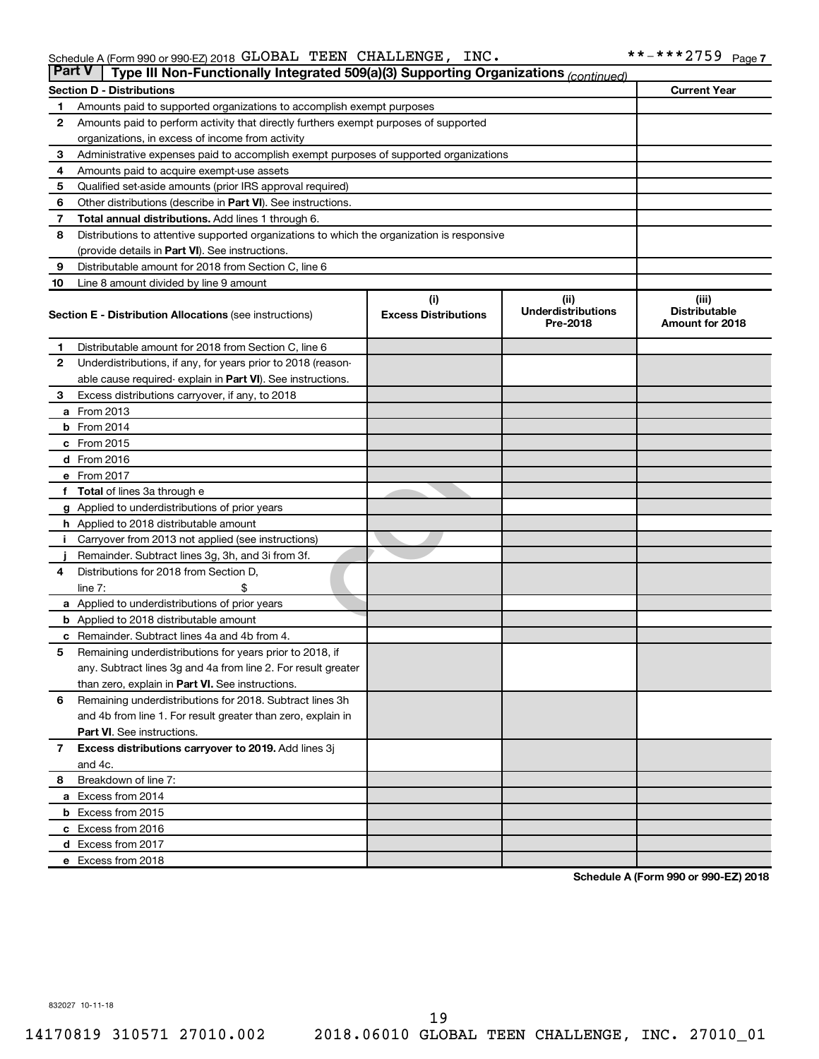Schedule A (Form 990 or 990-EZ) 2018 GLOBAL TEEN CHALLENGE, INC. **-***2759 Page 7

## Part V Type III Non-Functionally Integrated 509(a)(3) Supporting Organizations *(continued)*

| Section D - Distributions | | Current Year |
|---|---|---|
| 1 | Amounts paid to supported organizations to accomplish exempt purposes | |
| 2 | Amounts paid to perform activity that directly furthers exempt purposes of supported organizations, in excess of income from activity | |
| 3 | Administrative expenses paid to accomplish exempt purposes of supported organizations | |
| 4 | Amounts paid to acquire exempt-use assets | |
| 5 | Qualified set-aside amounts (prior IRS approval required) | |
| 6 | Other distributions (describe in **Part VI**). See instructions. | |
| 7 | **Total annual distributions.** Add lines 1 through 6. | |
| 8 | Distributions to attentive supported organizations to which the organization is responsive (provide details in **Part VI**). See instructions. | |
| 9 | Distributable amount for 2018 from Section C, line 6 | |
| 10 | Line 8 amount divided by line 9 amount | |

| | **Section E - Distribution Allocations** (see instructions) | (i) Excess Distributions | (ii) Underdistributions Pre-2018 | (iii) Distributable Amount for 2018 |
|---|---|---|---|---|
| 1 | Distributable amount for 2018 from Section C, line 6 | | | |
| 2 | Underdistributions, if any, for years prior to 2018 (reasonable cause required- explain in **Part VI**). See instructions. | | | |
| 3 | Excess distributions carryover, if any, to 2018 | | | |
| a | From 2013 | | | |
| b | From 2014 | | | |
| c | From 2015 | | | |
| d | From 2016 | | | |
| e | From 2017 | | | |
| f | **Total** of lines 3a through e | | | |
| g | Applied to underdistributions of prior years | | | |
| h | Applied to 2018 distributable amount | | | |
| i | Carryover from 2013 not applied (see instructions) | | | |
| j | Remainder. Subtract lines 3g, 3h, and 3i from 3f. | | | |
| 4 | Distributions for 2018 from Section D, line 7: $ | | | |
| a | Applied to underdistributions of prior years | | | |
| b | Applied to 2018 distributable amount | | | |
| c | Remainder. Subtract lines 4a and 4b from 4. | | | |
| 5 | Remaining underdistributions for years prior to 2018, if any. Subtract lines 3g and 4a from line 2. For result greater than zero, explain in **Part VI.** See instructions. | | | |
| 6 | Remaining underdistributions for 2018. Subtract lines 3h and 4b from line 1. For result greater than zero, explain in **Part VI**. See instructions. | | | |
| 7 | **Excess distributions carryover to 2019.** Add lines 3j and 4c. | | | |
| 8 | Breakdown of line 7: | | | |
| a | Excess from 2014 | | | |
| b | Excess from 2015 | | | |
| c | Excess from 2016 | | | |
| d | Excess from 2017 | | | |
| e | Excess from 2018 | | | |

**Schedule A (Form 990 or 990-EZ) 2018**

832027 10-11-18

14170819 310571 27010.002 2018.06010 GLOBAL TEEN CHALLENGE, INC. 27010_01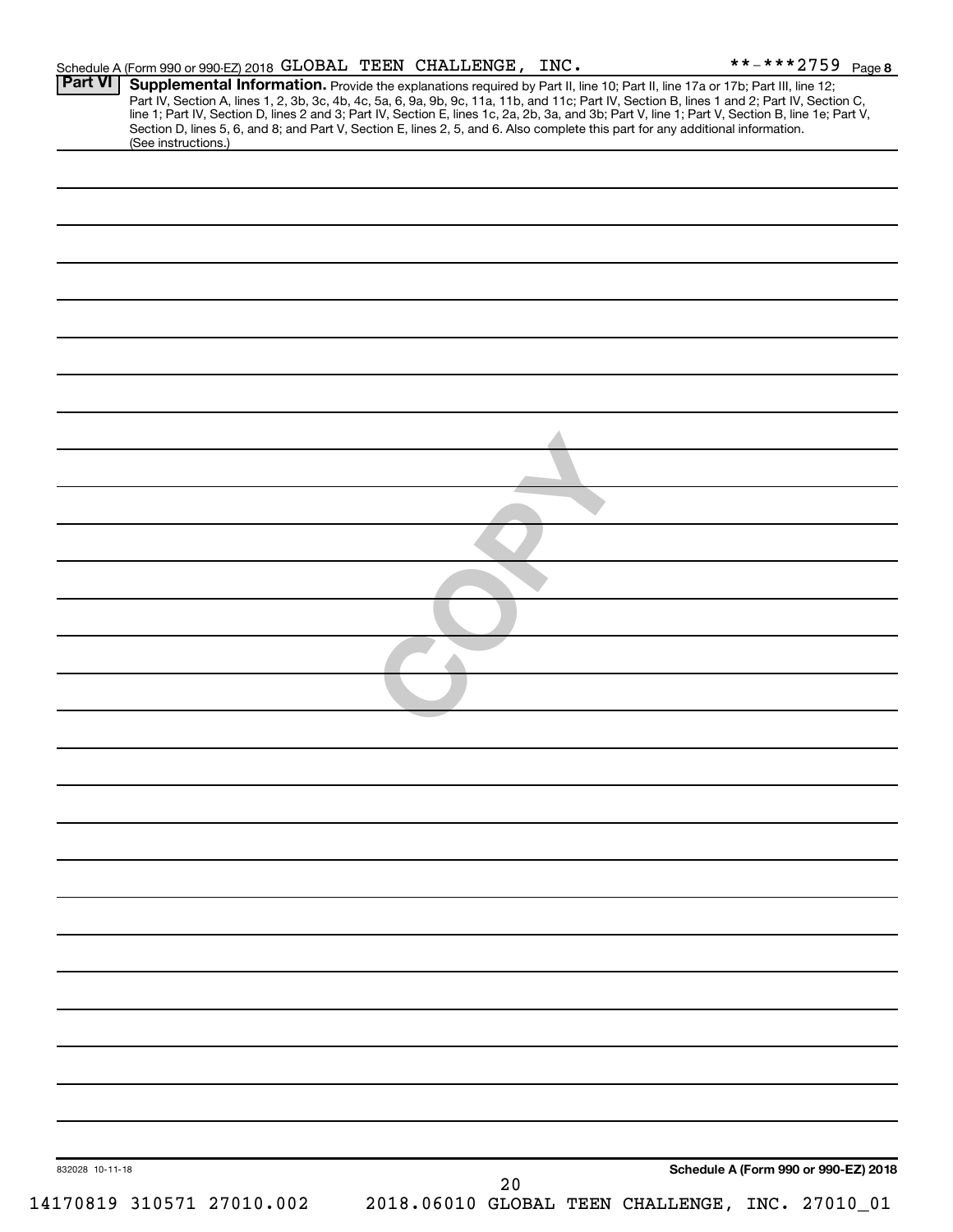Schedule A (Form 990 or 990-EZ) 2018 GLOBAL TEEN CHALLENGE, INC. **-***2759 Page 8

**Part VI** **Supplemental Information.** Provide the explanations required by Part II, line 10; Part II, line 17a or 17b; Part III, line 12; Part IV, Section A, lines 1, 2, 3b, 3c, 4b, 4c, 5a, 6, 9a, 9b, 9c, 11a, 11b, and 11c; Part IV, Section B, lines 1 and 2; Part IV, Section C, line 1; Part IV, Section D, lines 2 and 3; Part IV, Section E, lines 1c, 2a, 2b, 3a, and 3b; Part V, line 1; Part V, Section B, line 1e; Part V, Section D, lines 5, 6, and 8; and Part V, Section E, lines 2, 5, and 6. Also complete this part for any additional information. (See instructions.)

COPY

832028 10-11-18

**Schedule A (Form 990 or 990-EZ) 2018**

14170819 310571 27010.002 2018.06010 GLOBAL TEEN CHALLENGE, INC. 27010_01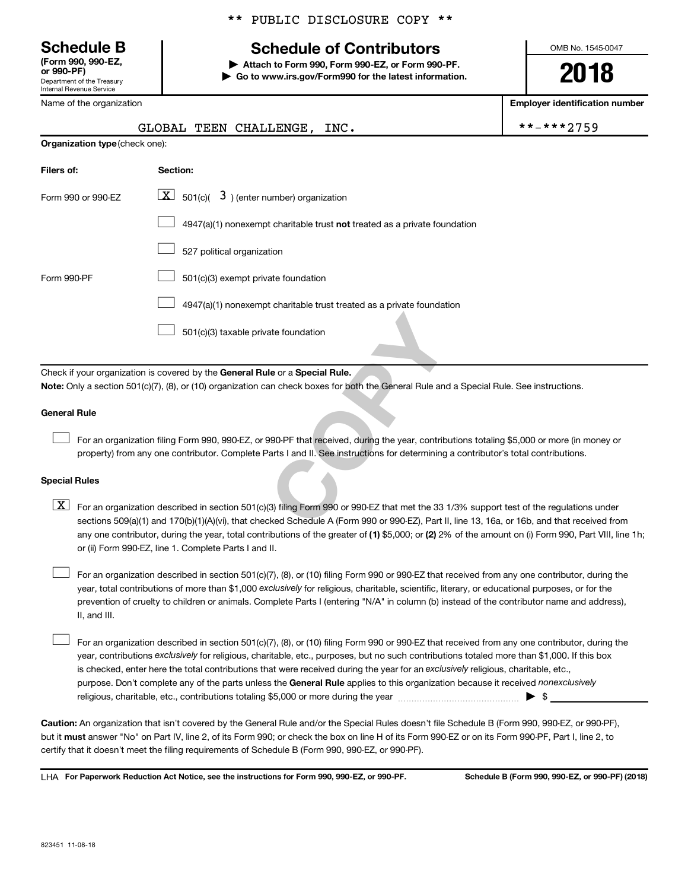\*\* PUBLIC DISCLOSURE COPY \*\*

**Schedule B**
**(Form 990, 990-EZ, or 990-PF)**
Department of the Treasury
Internal Revenue Service

# Schedule of Contributors

▶ **Attach to Form 990, Form 990-EZ, or Form 990-PF.**
▶ **Go to www.irs.gov/Form990 for the latest information.**

OMB No. 1545-0047

**2018**

| Name of the organization | Employer identification number |
|---|---|
| GLOBAL TEEN CHALLENGE, INC. | \*\*-\*\*\*2759 |

**Organization type** (check one):

| Filers of: | Section: |
|---|---|
| Form 990 or 990-EZ | [X] 501(c)( 3 ) (enter number) organization |
| | [ ] 4947(a)(1) nonexempt charitable trust **not** treated as a private foundation |
| | [ ] 527 political organization |
| Form 990-PF | [ ] 501(c)(3) exempt private foundation |
| | [ ] 4947(a)(1) nonexempt charitable trust treated as a private foundation |
| | [ ] 501(c)(3) taxable private foundation |

Check if your organization is covered by the **General Rule** or a **Special Rule.**

**Note:** Only a section 501(c)(7), (8), or (10) organization can check boxes for both the General Rule and a Special Rule. See instructions.

**General Rule**

[ ] For an organization filing Form 990, 990-EZ, or 990-PF that received, during the year, contributions totaling $5,000 or more (in money or property) from any one contributor. Complete Parts I and II. See instructions for determining a contributor's total contributions.

**Special Rules**

[X] For an organization described in section 501(c)(3) filing Form 990 or 990-EZ that met the 33 1/3% support test of the regulations under sections 509(a)(1) and 170(b)(1)(A)(vi), that checked Schedule A (Form 990 or 990-EZ), Part II, line 13, 16a, or 16b, and that received from any one contributor, during the year, total contributions of the greater of **(1)** $5,000; or **(2)** 2% of the amount on (i) Form 990, Part VIII, line 1h; or (ii) Form 990-EZ, line 1. Complete Parts I and II.

[ ] For an organization described in section 501(c)(7), (8), or (10) filing Form 990 or 990-EZ that received from any one contributor, during the year, total contributions of more than $1,000 *exclusively* for religious, charitable, scientific, literary, or educational purposes, or for the prevention of cruelty to children or animals. Complete Parts I (entering "N/A" in column (b) instead of the contributor name and address), II, and III.

[ ] For an organization described in section 501(c)(7), (8), or (10) filing Form 990 or 990-EZ that received from any one contributor, during the year, contributions *exclusively* for religious, charitable, etc., purposes, but no such contributions totaled more than $1,000. If this box is checked, enter here the total contributions that were received during the year for an *exclusively* religious, charitable, etc., purpose. Don't complete any of the parts unless the **General Rule** applies to this organization because it received *nonexclusively* religious, charitable, etc., contributions totaling $5,000 or more during the year ▶ $ ____________

**Caution:** An organization that isn't covered by the General Rule and/or the Special Rules doesn't file Schedule B (Form 990, 990-EZ, or 990-PF), but it **must** answer "No" on Part IV, line 2, of its Form 990; or check the box on line H of its Form 990-EZ or on its Form 990-PF, Part I, line 2, to certify that it doesn't meet the filing requirements of Schedule B (Form 990, 990-EZ, or 990-PF).

LHA **For Paperwork Reduction Act Notice, see the instructions for Form 990, 990-EZ, or 990-PF.** **Schedule B (Form 990, 990-EZ, or 990-PF) (2018)**

823451 11-08-18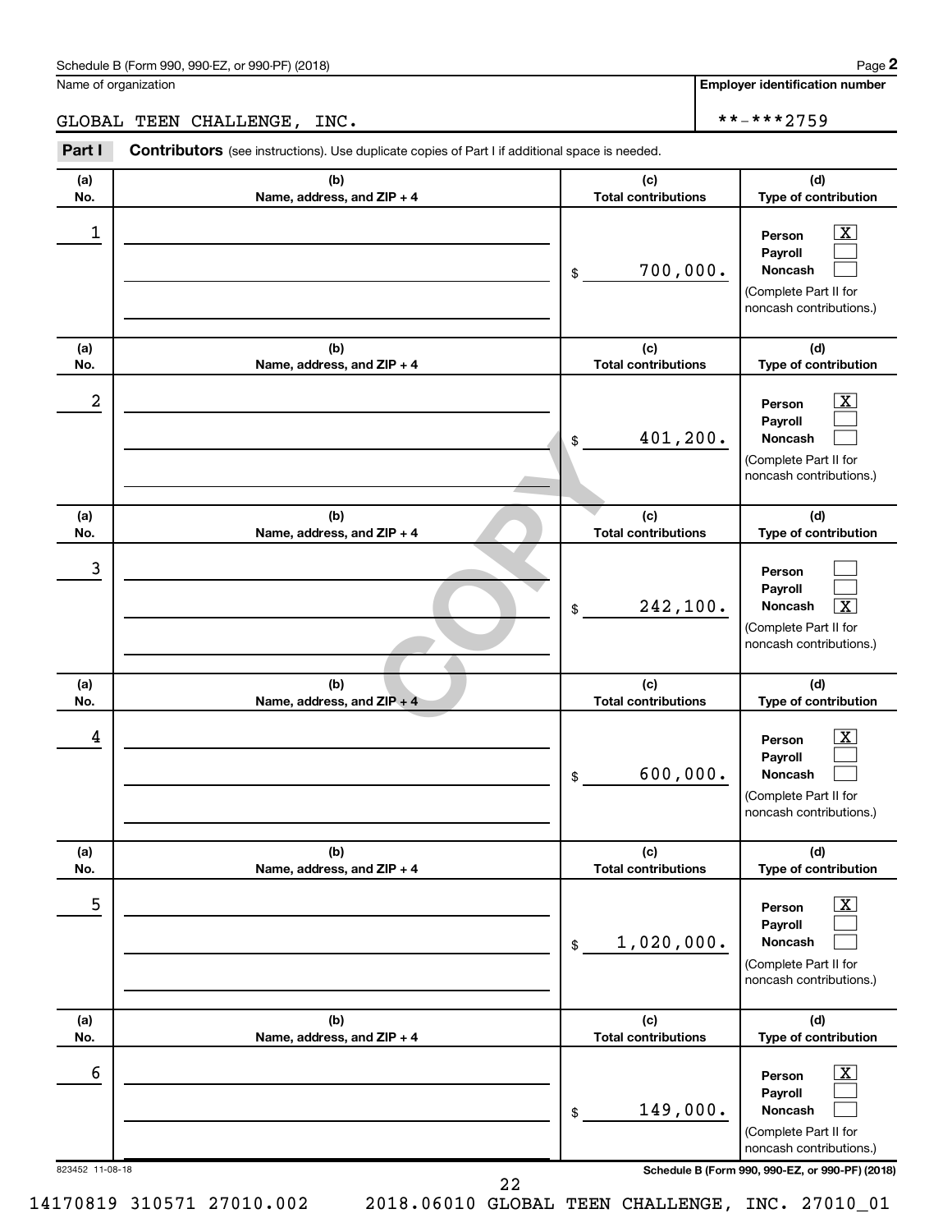Schedule B (Form 990, 990-EZ, or 990-PF) (2018) Page **2**

Name of organization

GLOBAL TEEN CHALLENGE, INC.

**Employer identification number**

**-***2759

**Part I** **Contributors** (see instructions). Use duplicate copies of Part I if additional space is needed.

| (a) No. | (b) Name, address, and ZIP + 4 | (c) Total contributions | (d) Type of contribution |
|---|---|---|---|
| 1 | | $ 700,000. | Person [X] Payroll [ ] Noncash [ ] (Complete Part II for noncash contributions.) |
| 2 | | $ 401,200. | Person [X] Payroll [ ] Noncash [ ] (Complete Part II for noncash contributions.) |
| 3 | | $ 242,100. | Person [ ] Payroll [ ] Noncash [X] (Complete Part II for noncash contributions.) |
| 4 | | $ 600,000. | Person [X] Payroll [ ] Noncash [ ] (Complete Part II for noncash contributions.) |
| 5 | | $ 1,020,000. | Person [X] Payroll [ ] Noncash [ ] (Complete Part II for noncash contributions.) |
| 6 | | $ 149,000. | Person [X] Payroll [ ] Noncash [ ] (Complete Part II for noncash contributions.) |

823452 11-08-18 **Schedule B (Form 990, 990-EZ, or 990-PF) (2018)**

14170819 310571 27010.002 2018.06010 GLOBAL TEEN CHALLENGE, INC. 27010_01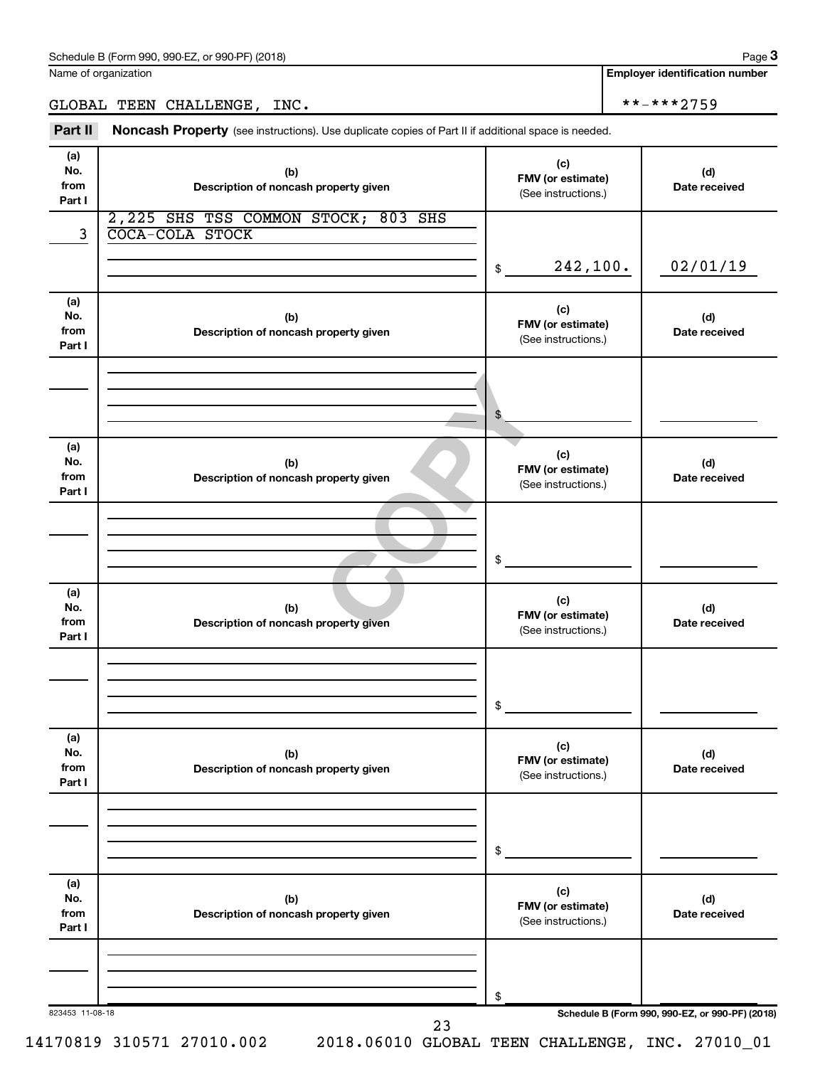Schedule B (Form 990, 990-EZ, or 990-PF) (2018)

Name of organization: GLOBAL TEEN CHALLENGE, INC.

Employer identification number: **-***2759

## Part II Noncash Property

(see instructions). Use duplicate copies of Part II if additional space is needed.

| (a) No. from Part I | (b) Description of noncash property given | (c) FMV (or estimate) (See instructions.) | (d) Date received |
|---|---|---|---|
| 3 | 2,225 SHS TSS COMMON STOCK; 803 SHS COCA-COLA STOCK | $ 242,100. | 02/01/19 |
| | | $ | |
| | | $ | |
| | | $ | |
| | | $ | |
| | | $ | |

823453 11-08-18

Schedule B (Form 990, 990-EZ, or 990-PF) (2018)

14170819 310571 27010.002 2018.06010 GLOBAL TEEN CHALLENGE, INC. 27010_01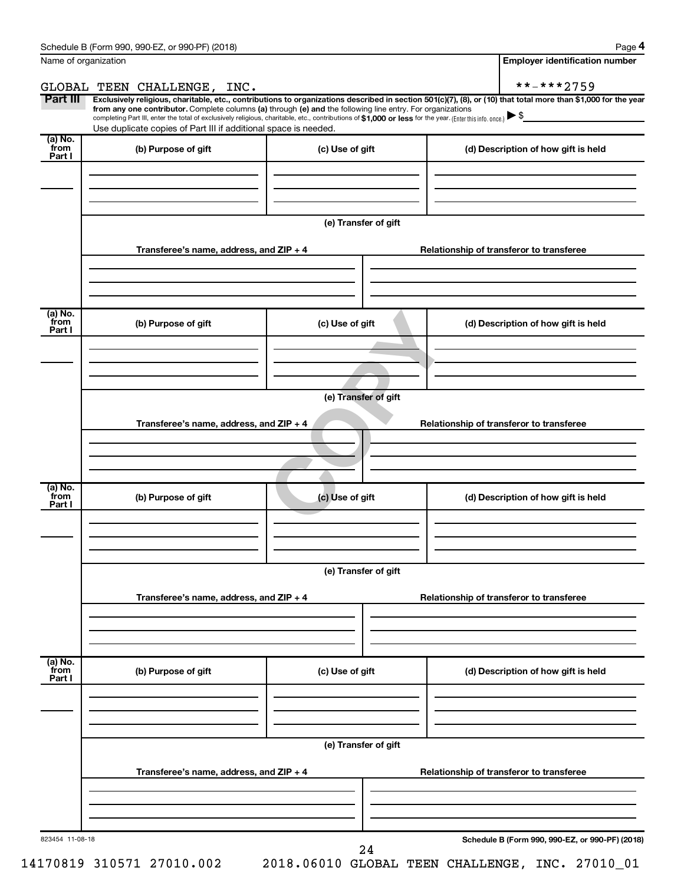Name of organization

GLOBAL TEEN CHALLENGE, INC.

**Employer identification number**

**-***2759

**Part III** **Exclusively religious, charitable, etc., contributions to organizations described in section 501(c)(7), (8), or (10) that total more than $1,000 for the year from any one contributor.** Complete columns **(a)** through **(e)** and the following line entry. For organizations completing Part III, enter the total of exclusively religious, charitable, etc., contributions of **$1,000 or less** for the year. (Enter this info. once.) ▶ $

Use duplicate copies of Part III if additional space is needed.

| (a) No. from Part I | (b) Purpose of gift | (c) Use of gift | (d) Description of how gift is held |
|---|---|---|---|
| | | | |

**(e) Transfer of gift**

| Transferee's name, address, and ZIP + 4 | Relationship of transferor to transferee |
|---|---|
| | |

| (a) No. from Part I | (b) Purpose of gift | (c) Use of gift | (d) Description of how gift is held |
|---|---|---|---|
| | | | |

**(e) Transfer of gift**

| Transferee's name, address, and ZIP + 4 | Relationship of transferor to transferee |
|---|---|
| | |

| (a) No. from Part I | (b) Purpose of gift | (c) Use of gift | (d) Description of how gift is held |
|---|---|---|---|
| | | | |

**(e) Transfer of gift**

| Transferee's name, address, and ZIP + 4 | Relationship of transferor to transferee |
|---|---|
| | |

| (a) No. from Part I | (b) Purpose of gift | (c) Use of gift | (d) Description of how gift is held |
|---|---|---|---|
| | | | |

**(e) Transfer of gift**

| Transferee's name, address, and ZIP + 4 | Relationship of transferor to transferee |
|---|---|
| | |

COPY

823454 11-08-18

**Schedule B (Form 990, 990-EZ, or 990-PF) (2018)**

14170819 310571 27010.002 2018.06010 GLOBAL TEEN CHALLENGE, INC. 27010_01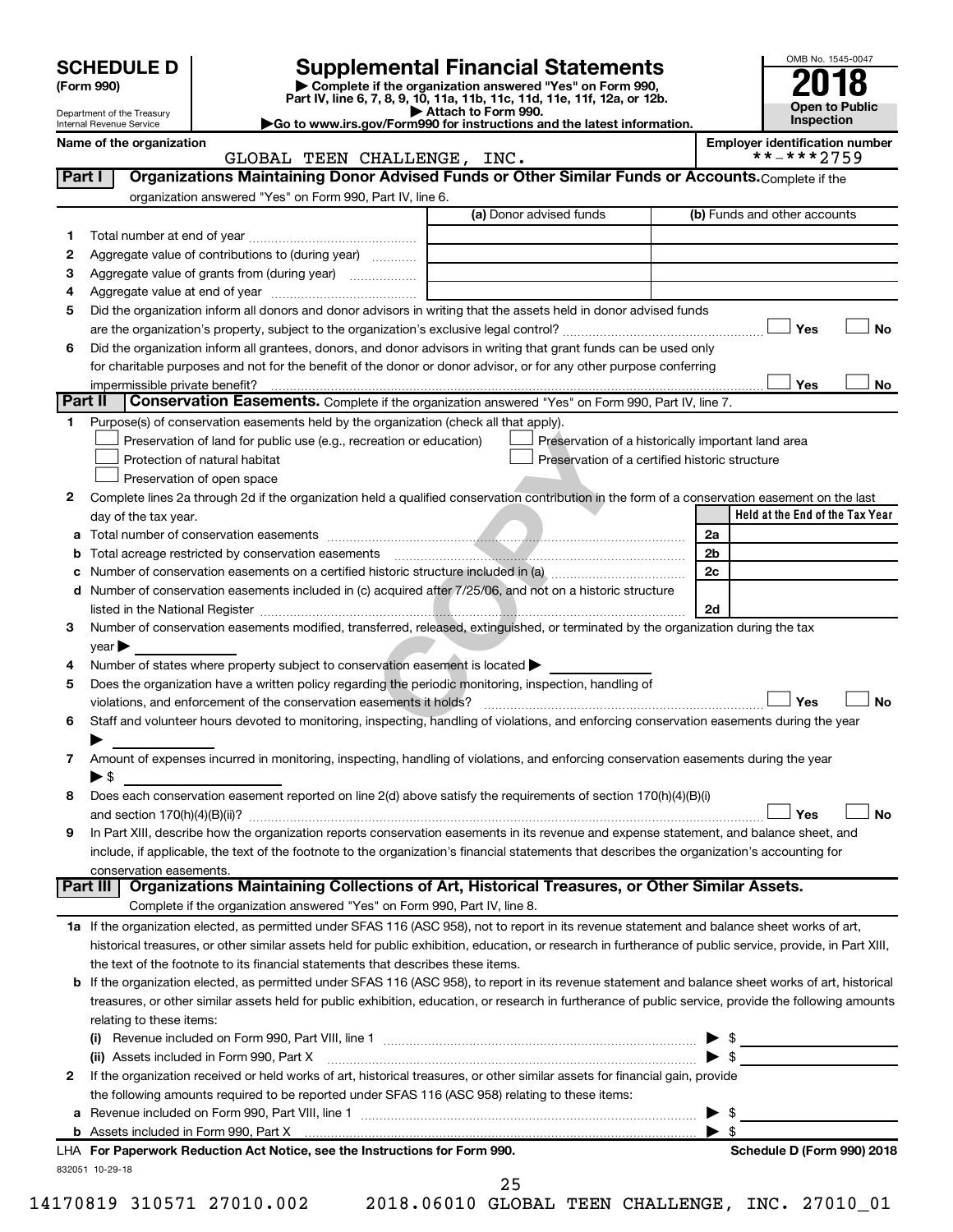**SCHEDULE D (Form 990)**

Department of the Treasury
Internal Revenue Service

# Supplemental Financial Statements

▶ Complete if the organization answered "Yes" on Form 990, Part IV, line 6, 7, 8, 9, 10, 11a, 11b, 11c, 11d, 11e, 11f, 12a, or 12b.
▶ Attach to Form 990.
▶Go to www.irs.gov/Form990 for instructions and the latest information.

OMB No. 1545-0047

**2018**

**Open to Public Inspection**

**Name of the organization:** GLOBAL TEEN CHALLENGE, INC.

**Employer identification number:** **-***2759

## Part I Organizations Maintaining Donor Advised Funds or Other Similar Funds or Accounts.

Complete if the organization answered "Yes" on Form 990, Part IV, line 6.

| | | (a) Donor advised funds | (b) Funds and other accounts |
|---|---|---|---|
| 1 | Total number at end of year | | |
| 2 | Aggregate value of contributions to (during year) | | |
| 3 | Aggregate value of grants from (during year) | | |
| 4 | Aggregate value at end of year | | |

5 Did the organization inform all donors and donor advisors in writing that the assets held in donor advised funds are the organization's property, subject to the organization's exclusive legal control? ☐ Yes ☐ No

6 Did the organization inform all grantees, donors, and donor advisors in writing that grant funds can be used only for charitable purposes and not for the benefit of the donor or donor advisor, or for any other purpose conferring impermissible private benefit? ☐ Yes ☐ No

## Part II Conservation Easements.

Complete if the organization answered "Yes" on Form 990, Part IV, line 7.

1 Purpose(s) of conservation easements held by the organization (check all that apply).

- ☐ Preservation of land for public use (e.g., recreation or education)
- ☐ Protection of natural habitat
- ☐ Preservation of open space
- ☐ Preservation of a historically important land area
- ☐ Preservation of a certified historic structure

2 Complete lines 2a through 2d if the organization held a qualified conservation contribution in the form of a conservation easement on the last day of the tax year.

| | | | Held at the End of the Tax Year |
|---|---|---|---|
| a | Total number of conservation easements | 2a | |
| b | Total acreage restricted by conservation easements | 2b | |
| c | Number of conservation easements on a certified historic structure included in (a) | 2c | |
| d | Number of conservation easements included in (c) acquired after 7/25/06, and not on a historic structure listed in the National Register | 2d | |

3 Number of conservation easements modified, transferred, released, extinguished, or terminated by the organization during the tax year ▶

4 Number of states where property subject to conservation easement is located ▶

5 Does the organization have a written policy regarding the periodic monitoring, inspection, handling of violations, and enforcement of the conservation easements it holds? ☐ Yes ☐ No

6 Staff and volunteer hours devoted to monitoring, inspecting, handling of violations, and enforcing conservation easements during the year ▶

7 Amount of expenses incurred in monitoring, inspecting, handling of violations, and enforcing conservation easements during the year ▶ $

8 Does each conservation easement reported on line 2(d) above satisfy the requirements of section 170(h)(4)(B)(i) and section 170(h)(4)(B)(ii)? ☐ Yes ☐ No

9 In Part XIII, describe how the organization reports conservation easements in its revenue and expense statement, and balance sheet, and include, if applicable, the text of the footnote to the organization's financial statements that describes the organization's accounting for conservation easements.

## Part III Organizations Maintaining Collections of Art, Historical Treasures, or Other Similar Assets.

Complete if the organization answered "Yes" on Form 990, Part IV, line 8.

1a If the organization elected, as permitted under SFAS 116 (ASC 958), not to report in its revenue statement and balance sheet works of art, historical treasures, or other similar assets held for public exhibition, education, or research in furtherance of public service, provide, in Part XIII, the text of the footnote to its financial statements that describes these items.

b If the organization elected, as permitted under SFAS 116 (ASC 958), to report in its revenue statement and balance sheet works of art, historical treasures, or other similar assets held for public exhibition, education, or research in furtherance of public service, provide the following amounts relating to these items:

(i) Revenue included on Form 990, Part VIII, line 1 ▶ $

(ii) Assets included in Form 990, Part X ▶ $

2 If the organization received or held works of art, historical treasures, or other similar assets for financial gain, provide the following amounts required to be reported under SFAS 116 (ASC 958) relating to these items:

a Revenue included on Form 990, Part VIII, line 1 ▶ $

b Assets included in Form 990, Part X ▶ $

LHA For Paperwork Reduction Act Notice, see the Instructions for Form 990. Schedule D (Form 990) 2018

832051 10-29-18

14170819 310571 27010.002 2018.06010 GLOBAL TEEN CHALLENGE, INC. 27010_01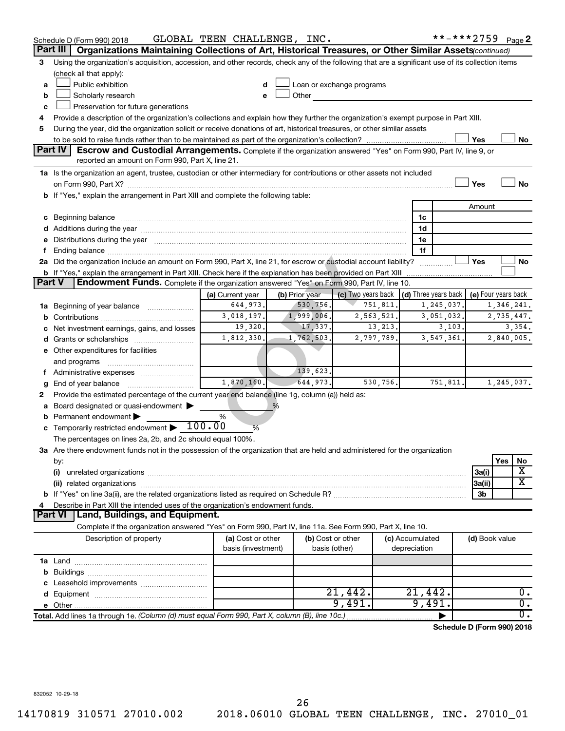Schedule D (Form 990) 2018 GLOBAL TEEN CHALLENGE, INC. **-***2759 Page 2

## Part III Organizations Maintaining Collections of Art, Historical Treasures, or Other Similar Assets *(continued)*

3 Using the organization's acquisition, accession, and other records, check any of the following that are a significant use of its collection items (check all that apply):

a ☐ Public exhibition
b ☐ Scholarly research
c ☐ Preservation for future generations
d ☐ Loan or exchange programs
e ☐ Other

4 Provide a description of the organization's collections and explain how they further the organization's exempt purpose in Part XIII.

5 During the year, did the organization solicit or receive donations of art, historical treasures, or other similar assets to be sold to raise funds rather than to be maintained as part of the organization's collection? ☐ Yes ☐ No

## Part IV Escrow and Custodial Arrangements.

Complete if the organization answered "Yes" on Form 990, Part IV, line 9, or reported an amount on Form 990, Part X, line 21.

1a Is the organization an agent, trustee, custodian or other intermediary for contributions or other assets not included on Form 990, Part X? ☐ Yes ☐ No

b If "Yes," explain the arrangement in Part XIII and complete the following table:

| | | Amount |
|---|---|---|
| c Beginning balance | 1c | |
| d Additions during the year | 1d | |
| e Distributions during the year | 1e | |
| f Ending balance | 1f | |

2a Did the organization include an amount on Form 990, Part X, line 21, for escrow or custodial account liability? ☐ Yes ☐ No

b If "Yes," explain the arrangement in Part XIII. Check here if the explanation has been provided on Part XIII ☐

## Part V Endowment Funds.

Complete if the organization answered "Yes" on Form 990, Part IV, line 10.

| | (a) Current year | (b) Prior year | (c) Two years back | (d) Three years back | (e) Four years back |
|---|---|---|---|---|---|
| 1a Beginning of year balance | 644,973. | 530,756. | 751,811. | 1,245,037. | 1,346,241. |
| b Contributions | 3,018,197. | 1,999,006. | 2,563,521. | 3,051,032. | 2,735,447. |
| c Net investment earnings, gains, and losses | 19,320. | 17,337. | 13,213. | 3,103. | 3,354. |
| d Grants or scholarships | 1,812,330. | 1,762,503. | 2,797,789. | 3,547,361. | 2,840,005. |
| e Other expenditures for facilities and programs | | | | | |
| f Administrative expenses | | 139,623. | | | |
| g End of year balance | 1,870,160. | 644,973. | 530,756. | 751,811. | 1,245,037. |

2 Provide the estimated percentage of the current year end balance (line 1g, column (a)) held as:

a Board designated or quasi-endowment ▶ %

b Permanent endowment ▶ %

c Temporarily restricted endowment ▶ 100.00 %

The percentages on lines 2a, 2b, and 2c should equal 100%.

3a Are there endowment funds not in the possession of the organization that are held and administered for the organization by:

| | | Yes | No |
|---|---|---|---|
| (i) unrelated organizations | 3a(i) | | X |
| (ii) related organizations | 3a(ii) | | X |
| b If "Yes" on line 3a(ii), are the related organizations listed as required on Schedule R? | 3b | | |

4 Describe in Part XIII the intended uses of the organization's endowment funds.

## Part VI Land, Buildings, and Equipment.

Complete if the organization answered "Yes" on Form 990, Part IV, line 11a. See Form 990, Part X, line 10.

| Description of property | (a) Cost or other basis (investment) | (b) Cost or other basis (other) | (c) Accumulated depreciation | (d) Book value |
|---|---|---|---|---|
| 1a Land | | | | |
| b Buildings | | | | |
| c Leasehold improvements | | | | |
| d Equipment | | 21,442. | 21,442. | 0. |
| e Other | | 9,491. | 9,491. | 0. |
| Total. Add lines 1a through 1e. *(Column (d) must equal Form 990, Part X, column (B), line 10c.)* | | | ▶ | 0. |

Schedule D (Form 990) 2018

832052 10-29-18

14170819 310571 27010.002 2018.06010 GLOBAL TEEN CHALLENGE, INC. 27010_01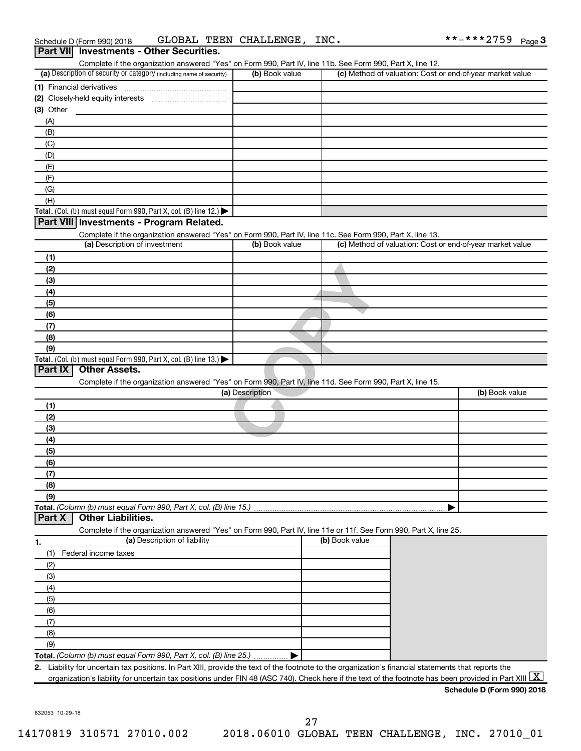Schedule D (Form 990) 2018 GLOBAL TEEN CHALLENGE, INC. **-***2759 Page 3

## Part VII Investments - Other Securities.

Complete if the organization answered "Yes" on Form 990, Part IV, line 11b. See Form 990, Part X, line 12.

| (a) Description of security or category (including name of security) | (b) Book value | (c) Method of valuation: Cost or end-of-year market value |
|---|---|---|
| (1) Financial derivatives | | |
| (2) Closely-held equity interests | | |
| (3) Other | | |
| (A) | | |
| (B) | | |
| (C) | | |
| (D) | | |
| (E) | | |
| (F) | | |
| (G) | | |
| (H) | | |
| **Total.** (Col. (b) must equal Form 990, Part X, col. (B) line 12.) ▶ | | |

## Part VIII Investments - Program Related.

Complete if the organization answered "Yes" on Form 990, Part IV, line 11c. See Form 990, Part X, line 13.

| (a) Description of investment | (b) Book value | (c) Method of valuation: Cost or end-of-year market value |
|---|---|---|
| (1) | | |
| (2) | | |
| (3) | | |
| (4) | | |
| (5) | | |
| (6) | | |
| (7) | | |
| (8) | | |
| (9) | | |
| **Total.** (Col. (b) must equal Form 990, Part X, col. (B) line 13.) ▶ | | |

## Part IX Other Assets.

Complete if the organization answered "Yes" on Form 990, Part IV, line 11d. See Form 990, Part X, line 15.

| (a) Description | (b) Book value |
|---|---|
| (1) | |
| (2) | |
| (3) | |
| (4) | |
| (5) | |
| (6) | |
| (7) | |
| (8) | |
| (9) | |
| **Total.** *(Column (b) must equal Form 990, Part X, col. (B) line 15.)* ▶ | |

## Part X Other Liabilities.

Complete if the organization answered "Yes" on Form 990, Part IV, line 11e or 11f. See Form 990, Part X, line 25.

| 1. (a) Description of liability | (b) Book value |
|---|---|
| (1) Federal income taxes | |
| (2) | |
| (3) | |
| (4) | |
| (5) | |
| (6) | |
| (7) | |
| (8) | |
| (9) | |
| **Total.** *(Column (b) must equal Form 990, Part X, col. (B) line 25.)* ▶ | |

2. Liability for uncertain tax positions. In Part XIII, provide the text of the footnote to the organization's financial statements that reports the organization's liability for uncertain tax positions under FIN 48 (ASC 740). Check here if the text of the footnote has been provided in Part XIII [X]

**Schedule D (Form 990) 2018**

832053 10-29-18

14170819 310571 27010.002 2018.06010 GLOBAL TEEN CHALLENGE, INC. 27010_01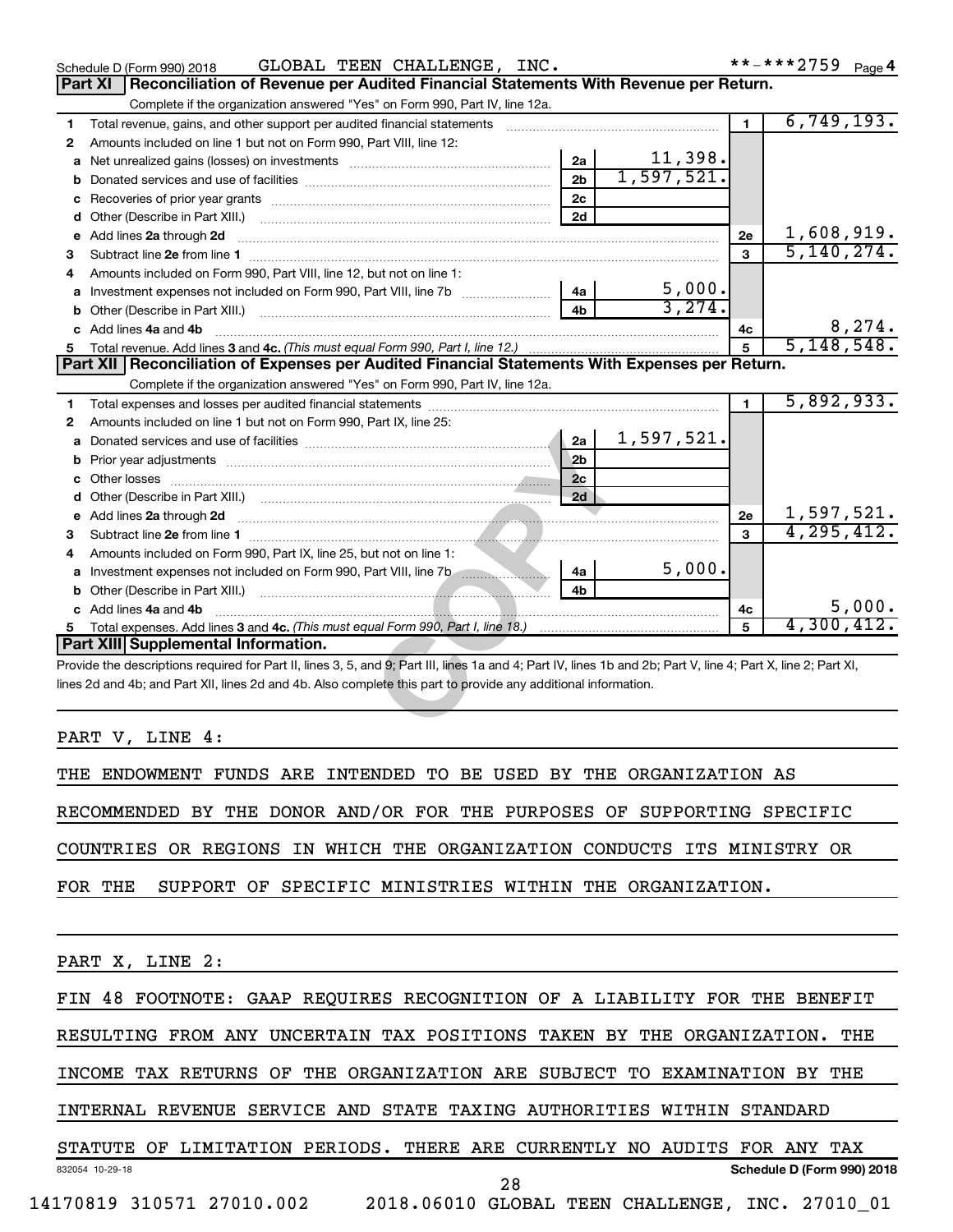Schedule D (Form 990) 2018 GLOBAL TEEN CHALLENGE, INC. **-***2759 Page 4

## Part XI Reconciliation of Revenue per Audited Financial Statements With Revenue per Return.

Complete if the organization answered "Yes" on Form 990, Part IV, line 12a.

| | | | | | |
|---|---|---|---|---|---|
| 1 | Total revenue, gains, and other support per audited financial statements | | | 1 | 6,749,193. |
| 2 | Amounts included on line 1 but not on Form 990, Part VIII, line 12: | | | | |
| a | Net unrealized gains (losses) on investments | 2a | 11,398. | | |
| b | Donated services and use of facilities | 2b | 1,597,521. | | |
| c | Recoveries of prior year grants | 2c | | | |
| d | Other (Describe in Part XIII.) | 2d | | | |
| e | Add lines 2a through 2d | | | 2e | 1,608,919. |
| 3 | Subtract line 2e from line 1 | | | 3 | 5,140,274. |
| 4 | Amounts included on Form 990, Part VIII, line 12, but not on line 1: | | | | |
| a | Investment expenses not included on Form 990, Part VIII, line 7b | 4a | 5,000. | | |
| b | Other (Describe in Part XIII.) | 4b | 3,274. | | |
| c | Add lines 4a and 4b | | | 4c | 8,274. |
| 5 | Total revenue. Add lines 3 and 4c. *(This must equal Form 990, Part I, line 12.)* | | | 5 | 5,148,548. |

## Part XII Reconciliation of Expenses per Audited Financial Statements With Expenses per Return.

Complete if the organization answered "Yes" on Form 990, Part IV, line 12a.

| | | | | | |
|---|---|---|---|---|---|
| 1 | Total expenses and losses per audited financial statements | | | 1 | 5,892,933. |
| 2 | Amounts included on line 1 but not on Form 990, Part IX, line 25: | | | | |
| a | Donated services and use of facilities | 2a | 1,597,521. | | |
| b | Prior year adjustments | 2b | | | |
| c | Other losses | 2c | | | |
| d | Other (Describe in Part XIII.) | 2d | | | |
| e | Add lines 2a through 2d | | | 2e | 1,597,521. |
| 3 | Subtract line 2e from line 1 | | | 3 | 4,295,412. |
| 4 | Amounts included on Form 990, Part IX, line 25, but not on line 1: | | | | |
| a | Investment expenses not included on Form 990, Part VIII, line 7b | 4a | 5,000. | | |
| b | Other (Describe in Part XIII.) | 4b | | | |
| c | Add lines 4a and 4b | | | 4c | 5,000. |
| 5 | Total expenses. Add lines 3 and 4c. *(This must equal Form 990, Part I, line 18.)* | | | 5 | 4,300,412. |

## Part XIII Supplemental Information.

Provide the descriptions required for Part II, lines 3, 5, and 9; Part III, lines 1a and 4; Part IV, lines 1b and 2b; Part V, line 4; Part X, line 2; Part XI, lines 2d and 4b; and Part XII, lines 2d and 4b. Also complete this part to provide any additional information.

PART V, LINE 4:

THE ENDOWMENT FUNDS ARE INTENDED TO BE USED BY THE ORGANIZATION AS RECOMMENDED BY THE DONOR AND/OR FOR THE PURPOSES OF SUPPORTING SPECIFIC COUNTRIES OR REGIONS IN WHICH THE ORGANIZATION CONDUCTS ITS MINISTRY OR FOR THE SUPPORT OF SPECIFIC MINISTRIES WITHIN THE ORGANIZATION.

PART X, LINE 2:

FIN 48 FOOTNOTE: GAAP REQUIRES RECOGNITION OF A LIABILITY FOR THE BENEFIT RESULTING FROM ANY UNCERTAIN TAX POSITIONS TAKEN BY THE ORGANIZATION. THE INCOME TAX RETURNS OF THE ORGANIZATION ARE SUBJECT TO EXAMINATION BY THE INTERNAL REVENUE SERVICE AND STATE TAXING AUTHORITIES WITHIN STANDARD STATUTE OF LIMITATION PERIODS. THERE ARE CURRENTLY NO AUDITS FOR ANY TAX

832054 10-29-18 Schedule D (Form 990) 2018

14170819 310571 27010.002 2018.06010 GLOBAL TEEN CHALLENGE, INC. 27010_01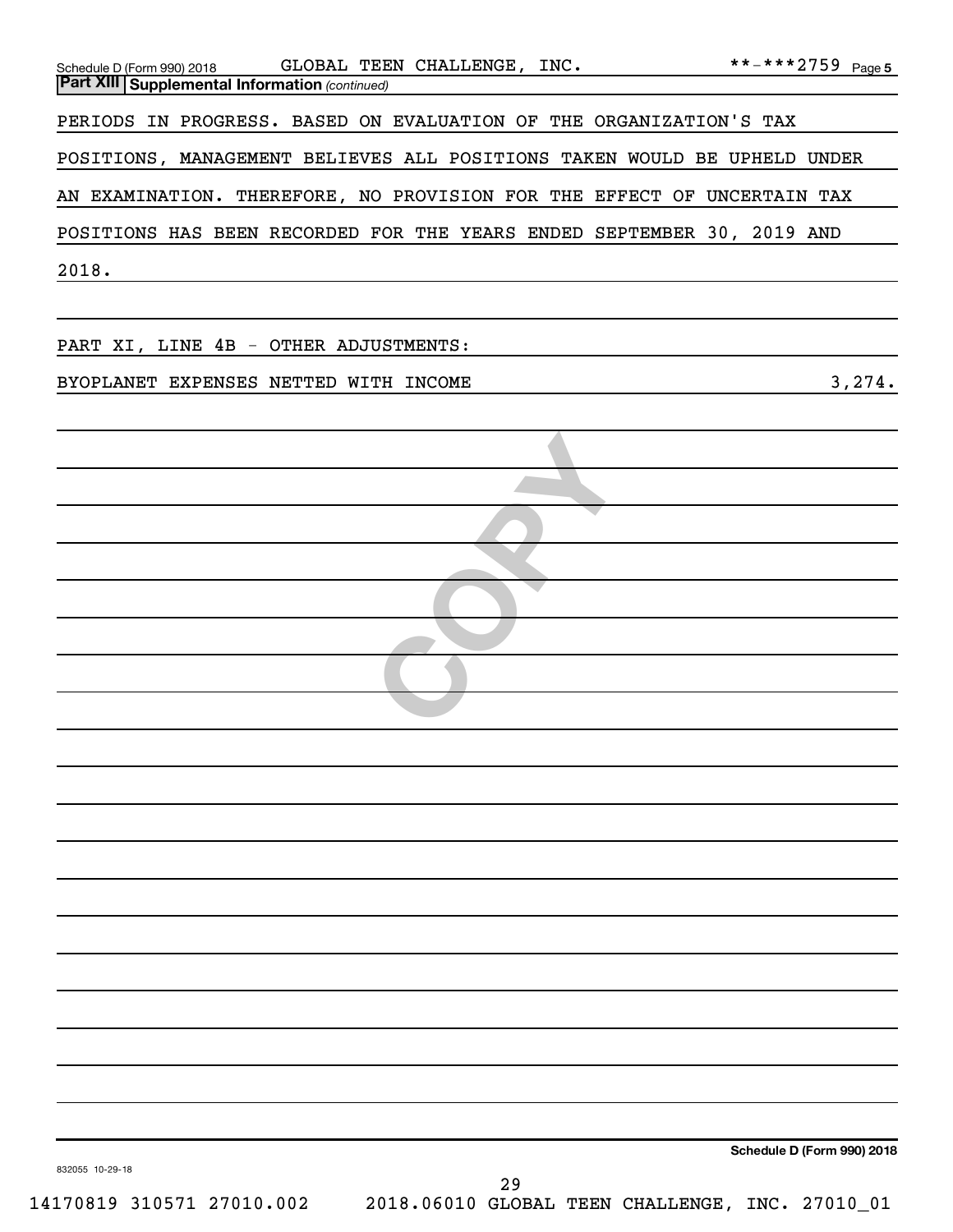**Part XIII Supplemental Information** *(continued)*

PERIODS IN PROGRESS. BASED ON EVALUATION OF THE ORGANIZATION'S TAX POSITIONS, MANAGEMENT BELIEVES ALL POSITIONS TAKEN WOULD BE UPHELD UNDER AN EXAMINATION. THEREFORE, NO PROVISION FOR THE EFFECT OF UNCERTAIN TAX POSITIONS HAS BEEN RECORDED FOR THE YEARS ENDED SEPTEMBER 30, 2019 AND 2018.

PART XI, LINE 4B - OTHER ADJUSTMENTS:

| | |
|---|---|
| BYOPLANET EXPENSES NETTED WITH INCOME | 3,274. |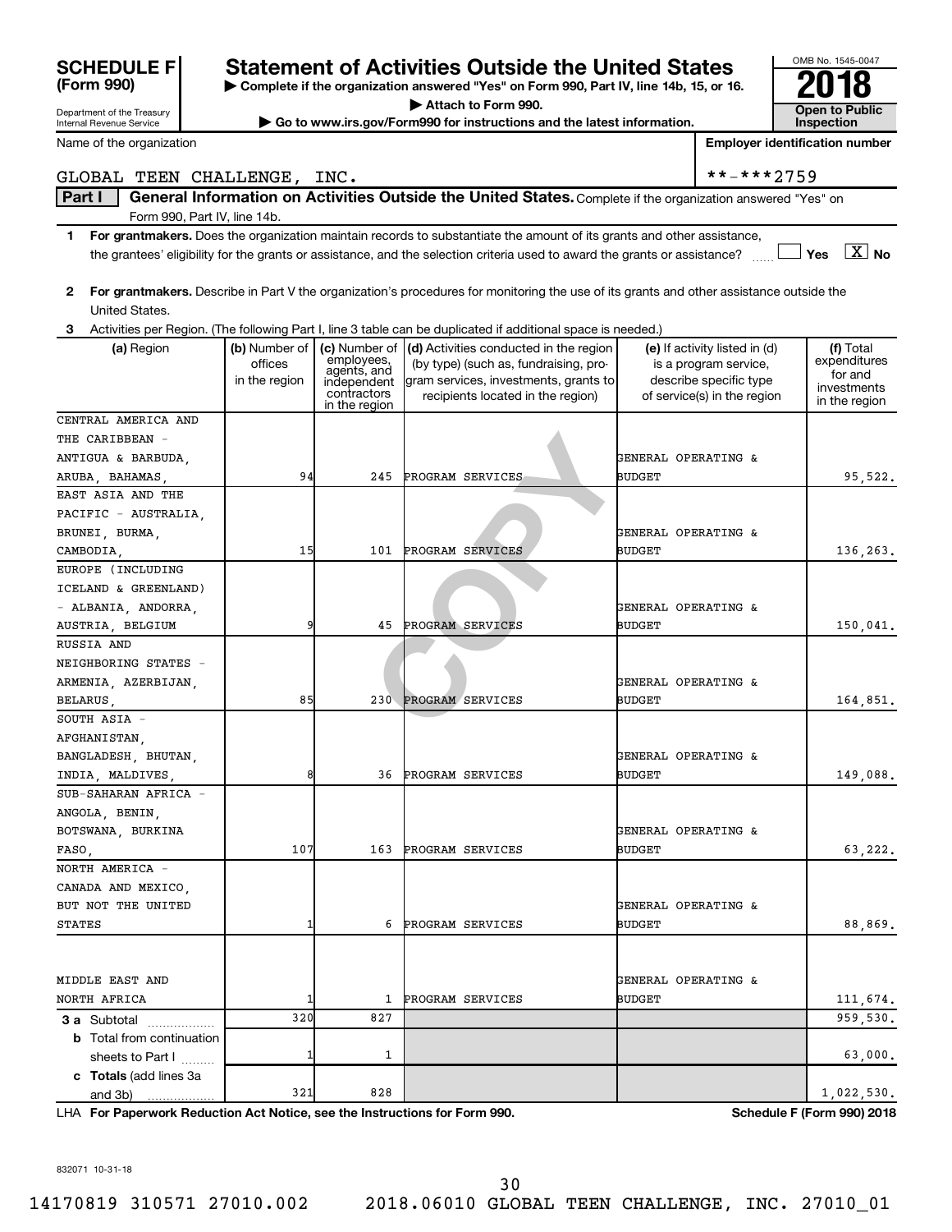# SCHEDULE F (Form 990)

Department of the Treasury
Internal Revenue Service

## Statement of Activities Outside the United States

▶ Complete if the organization answered "Yes" on Form 990, Part IV, line 14b, 15, or 16.

▶ Attach to Form 990.

▶ Go to www.irs.gov/Form990 for instructions and the latest information.

OMB No. 1545-0047

**2018**

**Open to Public Inspection**

Name of the organization: GLOBAL TEEN CHALLENGE, INC.

Employer identification number: **-***2759

**Part I** **General Information on Activities Outside the United States.** Complete if the organization answered "Yes" on Form 990, Part IV, line 14b.

**1** **For grantmakers.** Does the organization maintain records to substantiate the amount of its grants and other assistance, the grantees' eligibility for the grants or assistance, and the selection criteria used to award the grants or assistance? ☐ Yes ☒ No

**2** **For grantmakers.** Describe in Part V the organization's procedures for monitoring the use of its grants and other assistance outside the United States.

**3** Activities per Region. (The following Part I, line 3 table can be duplicated if additional space is needed.)

| (a) Region | (b) Number of offices in the region | (c) Number of employees, agents, and independent contractors in the region | (d) Activities conducted in the region (by type) (such as, fundraising, program services, investments, grants to recipients located in the region) | (e) If activity listed in (d) is a program service, describe specific type of service(s) in the region | (f) Total expenditures for and investments in the region |
|---|---|---|---|---|---|
| CENTRAL AMERICA AND THE CARIBBEAN - ANTIGUA & BARBUDA, ARUBA, BAHAMAS, | 94 | 245 | PROGRAM SERVICES | GENERAL OPERATING & BUDGET | 95,522. |
| EAST ASIA AND THE PACIFIC - AUSTRALIA, BRUNEI, BURMA, CAMBODIA, | 15 | 101 | PROGRAM SERVICES | GENERAL OPERATING & BUDGET | 136,263. |
| EUROPE (INCLUDING ICELAND & GREENLAND) - ALBANIA, ANDORRA, AUSTRIA, BELGIUM | 9 | 45 | PROGRAM SERVICES | GENERAL OPERATING & BUDGET | 150,041. |
| RUSSIA AND NEIGHBORING STATES - ARMENIA, AZERBIJAN, BELARUS, | 85 | 230 | PROGRAM SERVICES | GENERAL OPERATING & BUDGET | 164,851. |
| SOUTH ASIA - AFGHANISTAN, BANGLADESH, BHUTAN, INDIA, MALDIVES, | 8 | 36 | PROGRAM SERVICES | GENERAL OPERATING & BUDGET | 149,088. |
| SUB-SAHARAN AFRICA - ANGOLA, BENIN, BOTSWANA, BURKINA FASO, | 107 | 163 | PROGRAM SERVICES | GENERAL OPERATING & BUDGET | 63,222. |
| NORTH AMERICA - CANADA AND MEXICO, BUT NOT THE UNITED STATES | 1 | 6 | PROGRAM SERVICES | GENERAL OPERATING & BUDGET | 88,869. |
| MIDDLE EAST AND NORTH AFRICA | 1 | 1 | PROGRAM SERVICES | GENERAL OPERATING & BUDGET | 111,674. |
| **3 a** Subtotal | 320 | 827 | | | 959,530. |
| **b** Total from continuation sheets to Part I | 1 | 1 | | | 63,000. |
| **c Totals** (add lines 3a and 3b) | 321 | 828 | | | 1,022,530. |

LHA **For Paperwork Reduction Act Notice, see the Instructions for Form 990.** **Schedule F (Form 990) 2018**

832071 10-31-18

14170819 310571 27010.002 2018.06010 GLOBAL TEEN CHALLENGE, INC. 27010_01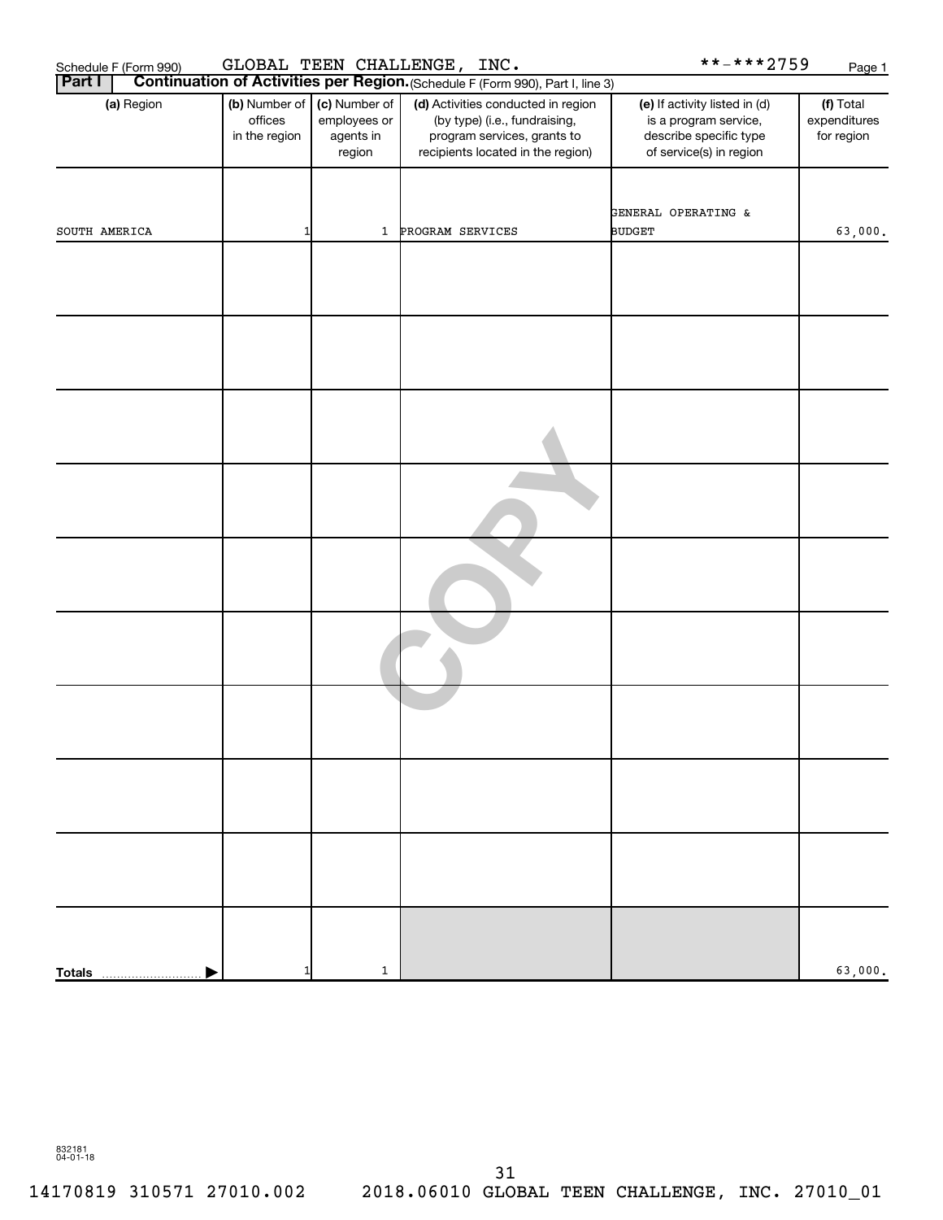Schedule F (Form 990) GLOBAL TEEN CHALLENGE, INC. **-***2759

**Part I** **Continuation of Activities per Region.** (Schedule F (Form 990), Part I, line 3)

| (a) Region | (b) Number of offices in the region | (c) Number of employees or agents in region | (d) Activities conducted in region (by type) (i.e., fundraising, program services, grants to recipients located in the region) | (e) If activity listed in (d) is a program service, describe specific type of service(s) in region | (f) Total expenditures for region |
|---|---|---|---|---|---|
| SOUTH AMERICA | 1 | 1 | PROGRAM SERVICES | GENERAL OPERATING & BUDGET | 63,000. |
| | | | | | |
| | | | | | |
| | | | | | |
| | | | | | |
| | | | | | |
| | | | | | |
| | | | | | |
| | | | | | |
| | | | | | |
| **Totals** | 1 | 1 | | | 63,000. |

832181
04-01-18

14170819 310571 27010.002 2018.06010 GLOBAL TEEN CHALLENGE, INC. 27010_01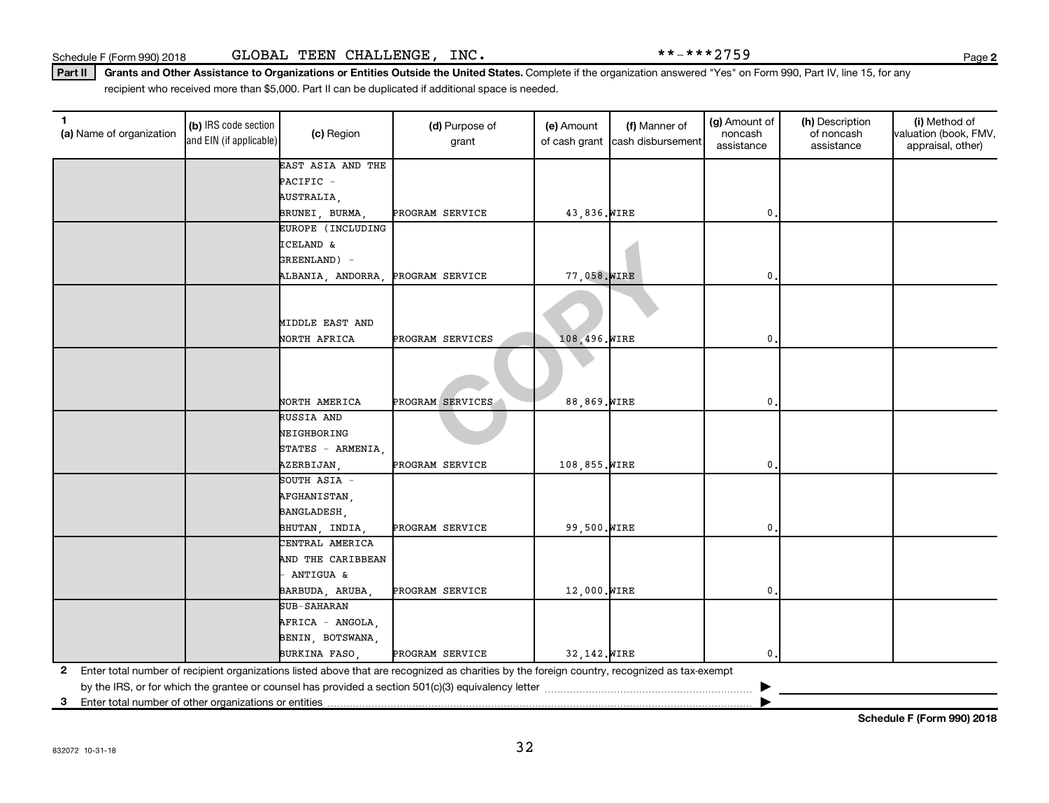Schedule F (Form 990) 2018 GLOBAL TEEN CHALLENGE, INC. **-***2759

**Part II** **Grants and Other Assistance to Organizations or Entities Outside the United States.** Complete if the organization answered "Yes" on Form 990, Part IV, line 15, for any recipient who received more than $5,000. Part II can be duplicated if additional space is needed.

| 1 (a) Name of organization | (b) IRS code section and EIN (if applicable) | (c) Region | (d) Purpose of grant | (e) Amount of cash grant | (f) Manner of cash disbursement | (g) Amount of noncash assistance | (h) Description of noncash assistance | (i) Method of valuation (book, FMV, appraisal, other) |
|---|---|---|---|---|---|---|---|---|
| | | EAST ASIA AND THE PACIFIC - AUSTRALIA, BRUNEI, BURMA, | PROGRAM SERVICE | 43,836. | WIRE | 0. | | |
| | | EUROPE (INCLUDING ICELAND & GREENLAND) - ALBANIA, ANDORRA, | PROGRAM SERVICE | 77,058. | WIRE | 0. | | |
| | | MIDDLE EAST AND NORTH AFRICA | PROGRAM SERVICES | 108,496. | WIRE | 0. | | |
| | | NORTH AMERICA | PROGRAM SERVICES | 88,869. | WIRE | 0. | | |
| | | RUSSIA AND NEIGHBORING STATES - ARMENIA, AZERBIJAN, | PROGRAM SERVICE | 108,855. | WIRE | 0. | | |
| | | SOUTH ASIA - AFGHANISTAN, BANGLADESH, BHUTAN, INDIA, | PROGRAM SERVICE | 99,500. | WIRE | 0. | | |
| | | CENTRAL AMERICA AND THE CARIBBEAN - ANTIGUA & BARBUDA, ARUBA, | PROGRAM SERVICE | 12,000. | WIRE | 0. | | |
| | | SUB-SAHARAN AFRICA - ANGOLA, BENIN, BOTSWANA, BURKINA FASO, | PROGRAM SERVICE | 32,142. | WIRE | 0. | | |

**2** Enter total number of recipient organizations listed above that are recognized as charities by the foreign country, recognized as tax-exempt by the IRS, or for which the grantee or counsel has provided a section 501(c)(3) equivalency letter ▶

**3** Enter total number of other organizations or entities ▶

**Schedule F (Form 990) 2018**

832072 10-31-18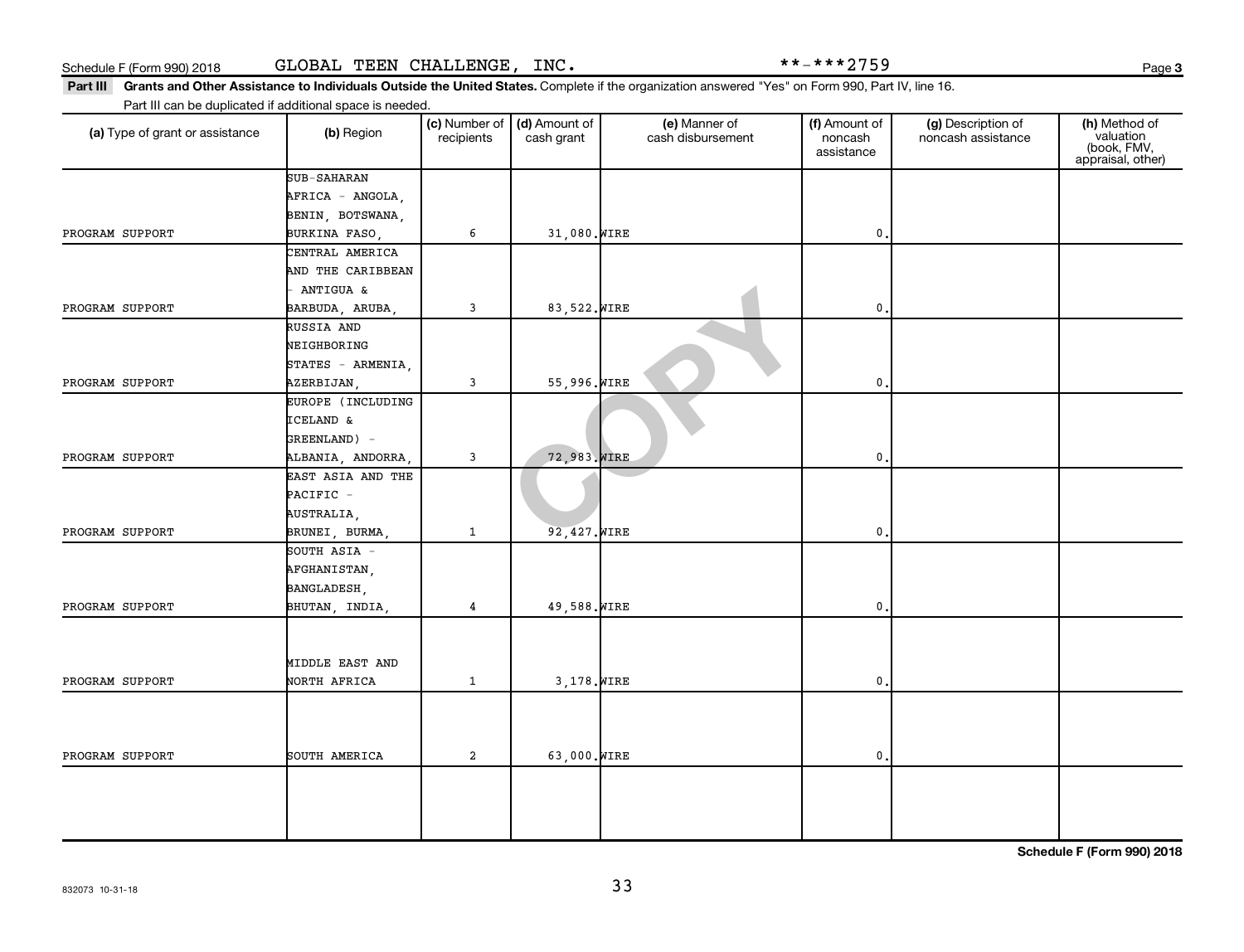Schedule F (Form 990) 2018 GLOBAL TEEN CHALLENGE, INC. **-***2759

**Part III Grants and Other Assistance to Individuals Outside the United States.** Complete if the organization answered "Yes" on Form 990, Part IV, line 16.

Part III can be duplicated if additional space is needed.

| (a) Type of grant or assistance | (b) Region | (c) Number of recipients | (d) Amount of cash grant | (e) Manner of cash disbursement | (f) Amount of noncash assistance | (g) Description of noncash assistance | (h) Method of valuation (book, FMV, appraisal, other) |
|---|---|---|---|---|---|---|---|
| PROGRAM SUPPORT | SUB-SAHARAN AFRICA - ANGOLA, BENIN, BOTSWANA, BURKINA FASO, | 6 | 31,080. | WIRE | 0. | | |
| PROGRAM SUPPORT | CENTRAL AMERICA AND THE CARIBBEAN - ANTIGUA & BARBUDA, ARUBA, | 3 | 83,522. | WIRE | 0. | | |
| PROGRAM SUPPORT | RUSSIA AND NEIGHBORING STATES - ARMENIA, AZERBIJAN, | 3 | 55,996. | WIRE | 0. | | |
| PROGRAM SUPPORT | EUROPE (INCLUDING ICELAND & GREENLAND) - ALBANIA, ANDORRA, | 3 | 72,983. | WIRE | 0. | | |
| PROGRAM SUPPORT | EAST ASIA AND THE PACIFIC - AUSTRALIA, BRUNEI, BURMA, | 1 | 92,427. | WIRE | 0. | | |
| PROGRAM SUPPORT | SOUTH ASIA - AFGHANISTAN, BANGLADESH, BHUTAN, INDIA, | 4 | 49,588. | WIRE | 0. | | |
| PROGRAM SUPPORT | MIDDLE EAST AND NORTH AFRICA | 1 | 3,178. | WIRE | 0. | | |
| PROGRAM SUPPORT | SOUTH AMERICA | 2 | 63,000. | WIRE | 0. | | |
| | | | | | | | |

**Schedule F (Form 990) 2018**

832073 10-31-18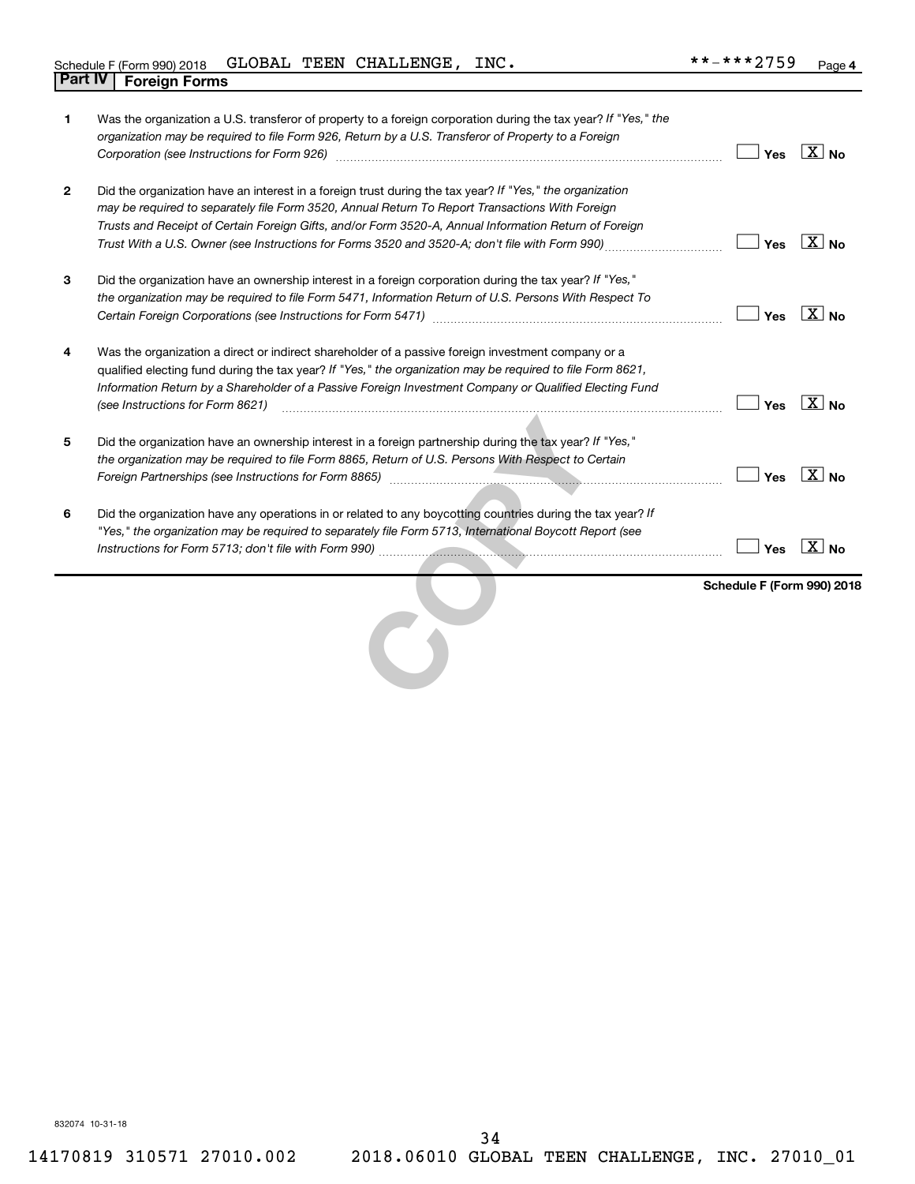Schedule F (Form 990) 2018 GLOBAL TEEN CHALLENGE, INC. **-***2759 Page 4

## Part IV | Foreign Forms

| | | |
|---|---|---|
| 1 | Was the organization a U.S. transferor of property to a foreign corporation during the tax year? *If "Yes," the organization may be required to file Form 926, Return by a U.S. Transferor of Property to a Foreign Corporation (see Instructions for Form 926)* | Yes [ ] No [X] |
| 2 | Did the organization have an interest in a foreign trust during the tax year? *If "Yes," the organization may be required to separately file Form 3520, Annual Return To Report Transactions With Foreign Trusts and Receipt of Certain Foreign Gifts, and/or Form 3520-A, Annual Information Return of Foreign Trust With a U.S. Owner (see Instructions for Forms 3520 and 3520-A; don't file with Form 990)* | Yes [ ] No [X] |
| 3 | Did the organization have an ownership interest in a foreign corporation during the tax year? *If "Yes," the organization may be required to file Form 5471, Information Return of U.S. Persons With Respect To Certain Foreign Corporations (see Instructions for Form 5471)* | Yes [ ] No [X] |
| 4 | Was the organization a direct or indirect shareholder of a passive foreign investment company or a qualified electing fund during the tax year? *If "Yes," the organization may be required to file Form 8621, Information Return by a Shareholder of a Passive Foreign Investment Company or Qualified Electing Fund (see Instructions for Form 8621)* | Yes [ ] No [X] |
| 5 | Did the organization have an ownership interest in a foreign partnership during the tax year? *If "Yes," the organization may be required to file Form 8865, Return of U.S. Persons With Respect to Certain Foreign Partnerships (see Instructions for Form 8865)* | Yes [ ] No [X] |
| 6 | Did the organization have any operations in or related to any boycotting countries during the tax year? *If "Yes," the organization may be required to separately file Form 5713, International Boycott Report (see Instructions for Form 5713; don't file with Form 990)* | Yes [ ] No [X] |

**Schedule F (Form 990) 2018**

832074 10-31-18

14170819 310571 27010.002 2018.06010 GLOBAL TEEN CHALLENGE, INC. 27010_01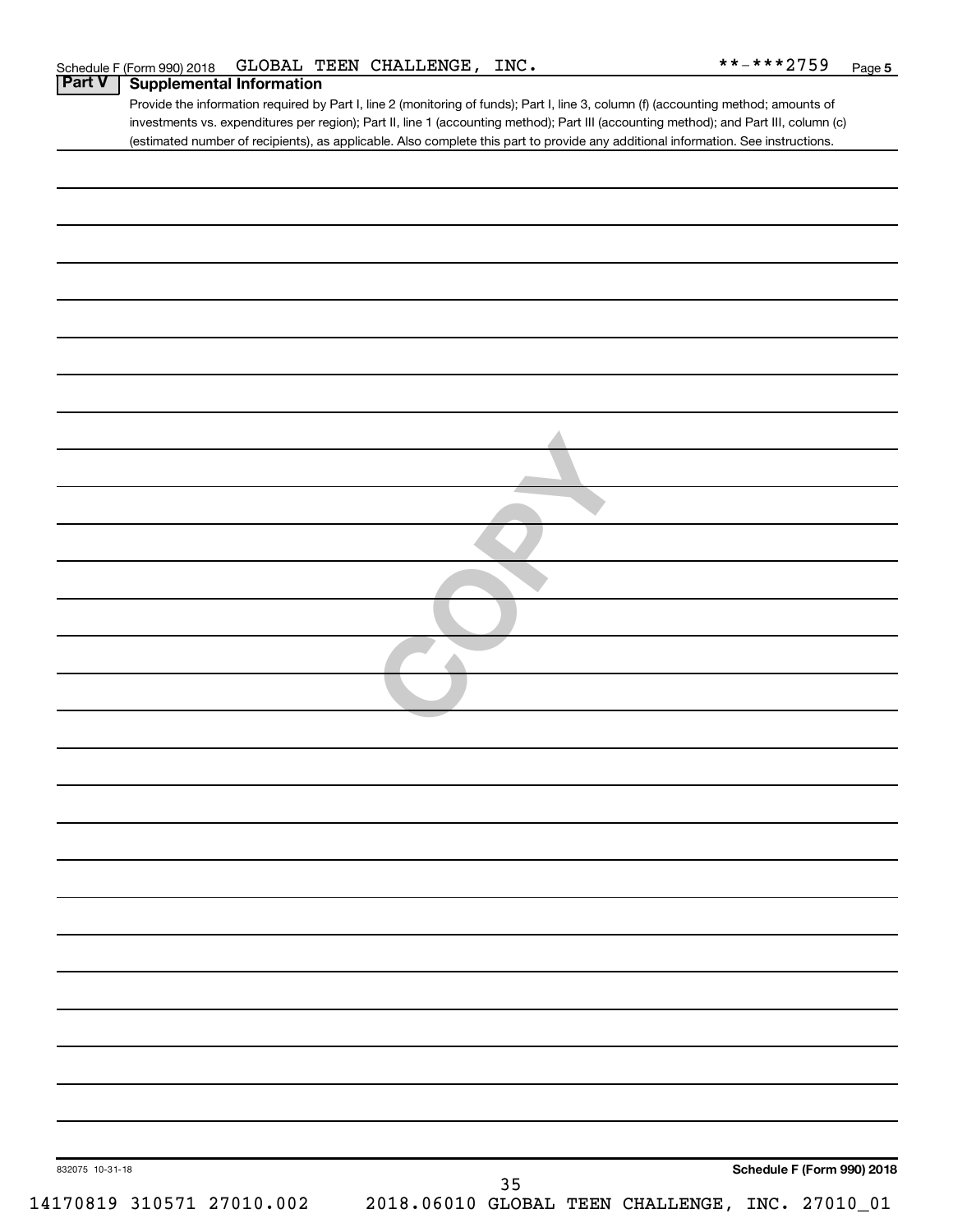Schedule F (Form 990) 2018 GLOBAL TEEN CHALLENGE, INC. **-***2759 Page 5

## Part V Supplemental Information

Provide the information required by Part I, line 2 (monitoring of funds); Part I, line 3, column (f) (accounting method; amounts of investments vs. expenditures per region); Part II, line 1 (accounting method); Part III (accounting method); and Part III, column (c) (estimated number of recipients), as applicable. Also complete this part to provide any additional information. See instructions.

832075 10-31-18

Schedule F (Form 990) 2018

14170819 310571 27010.002 2018.06010 GLOBAL TEEN CHALLENGE, INC. 27010_01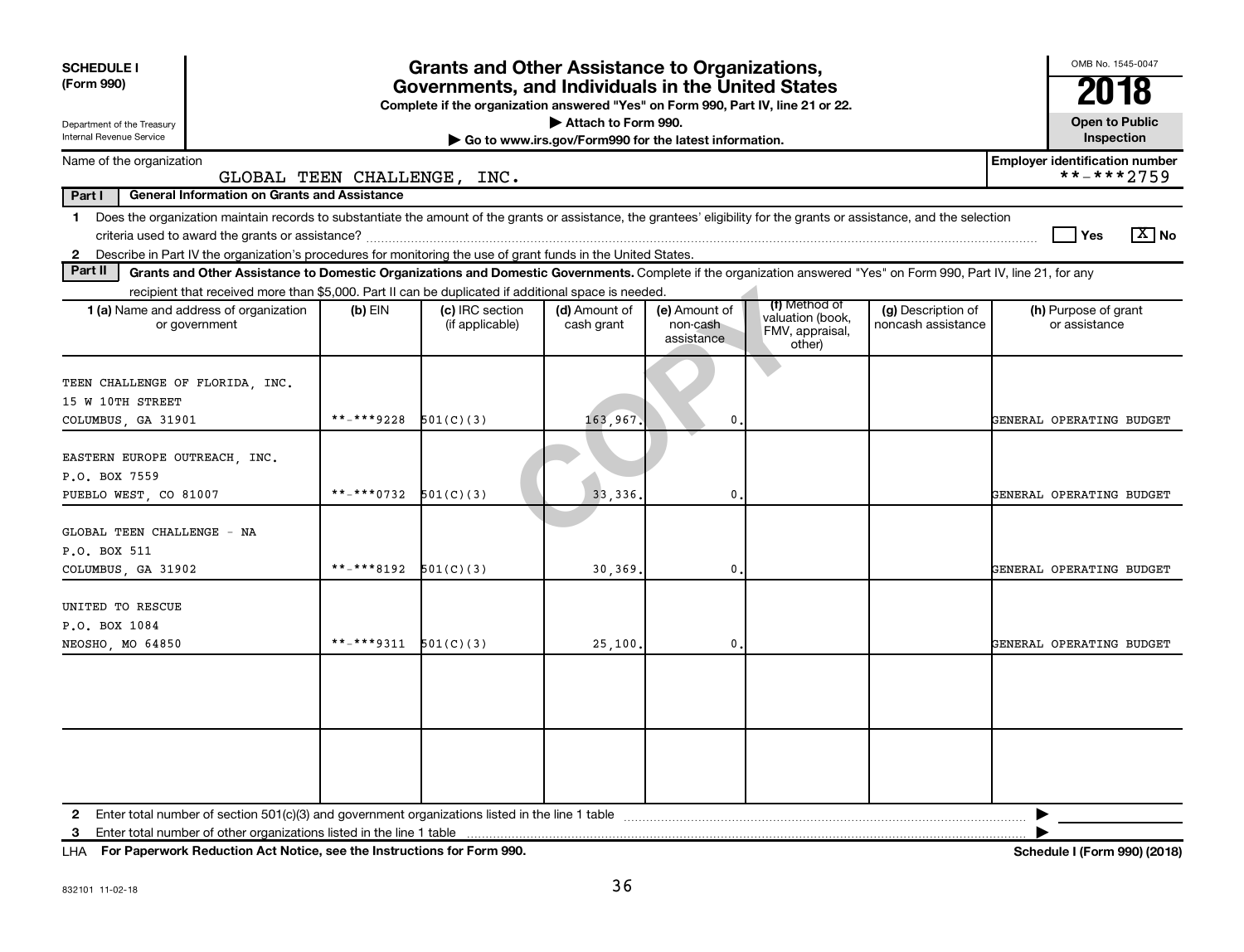**SCHEDULE I**
**(Form 990)**

Department of the Treasury
Internal Revenue Service

# Grants and Other Assistance to Organizations, Governments, and Individuals in the United States

**Complete if the organization answered "Yes" on Form 990, Part IV, line 21 or 22.**
**▶ Attach to Form 990.**
**▶ Go to www.irs.gov/Form990 for the latest information.**

OMB No. 1545-0047
**2018**
**Open to Public Inspection**

Name of the organization: GLOBAL TEEN CHALLENGE, INC.
**Employer identification number:** **-***2759

**Part I — General Information on Grants and Assistance**

1 Does the organization maintain records to substantiate the amount of the grants or assistance, the grantees' eligibility for the grants or assistance, and the selection criteria used to award the grants or assistance? ☐ Yes ☒ No

2 Describe in Part IV the organization's procedures for monitoring the use of grant funds in the United States.

**Part II — Grants and Other Assistance to Domestic Organizations and Domestic Governments.** Complete if the organization answered "Yes" on Form 990, Part IV, line 21, for any recipient that received more than $5,000. Part II can be duplicated if additional space is needed.

| 1 (a) Name and address of organization or government | (b) EIN | (c) IRC section (if applicable) | (d) Amount of cash grant | (e) Amount of non-cash assistance | (f) Method of valuation (book, FMV, appraisal, other) | (g) Description of noncash assistance | (h) Purpose of grant or assistance |
|---|---|---|---|---|---|---|---|
| TEEN CHALLENGE OF FLORIDA, INC.<br>15 W 10TH STREET<br>COLUMBUS, GA 31901 | **-***9228 | 501(C)(3) | 163,967. | 0. | | | GENERAL OPERATING BUDGET |
| EASTERN EUROPE OUTREACH, INC.<br>P.O. BOX 7559<br>PUEBLO WEST, CO 81007 | **-***0732 | 501(C)(3) | 33,336. | 0. | | | GENERAL OPERATING BUDGET |
| GLOBAL TEEN CHALLENGE - NA<br>P.O. BOX 511<br>COLUMBUS, GA 31902 | **-***8192 | 501(C)(3) | 30,369. | 0. | | | GENERAL OPERATING BUDGET |
| UNITED TO RESCUE<br>P.O. BOX 1084<br>NEOSHO, MO 64850 | **-***9311 | 501(C)(3) | 25,100. | 0. | | | GENERAL OPERATING BUDGET |
| | | | | | | | |
| | | | | | | | |

2 Enter total number of section 501(c)(3) and government organizations listed in the line 1 table ▶

3 Enter total number of other organizations listed in the line 1 table ▶

LHA **For Paperwork Reduction Act Notice, see the Instructions for Form 990.** **Schedule I (Form 990) (2018)**

832101 11-02-18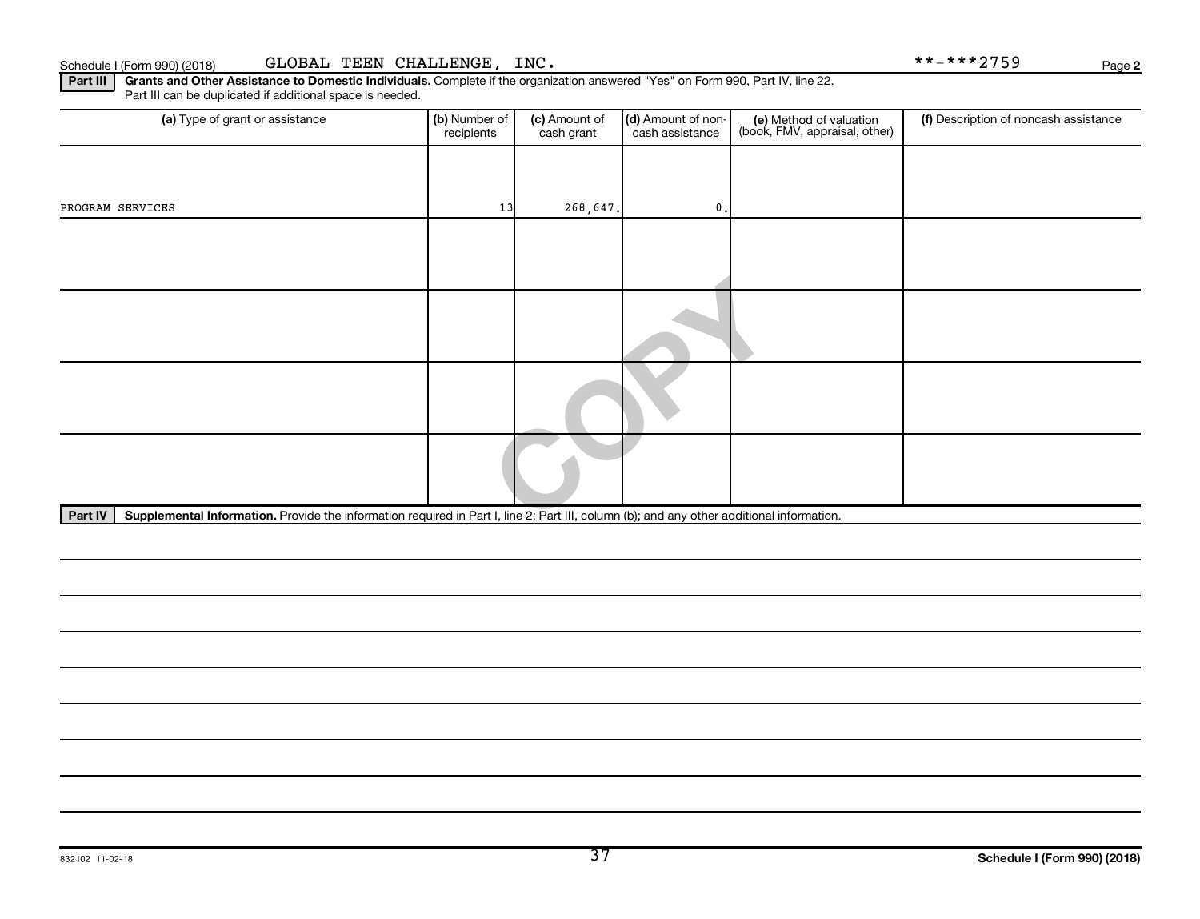Schedule I (Form 990) (2018) GLOBAL TEEN CHALLENGE, INC. **-***2759 Page 2

**Part III** **Grants and Other Assistance to Domestic Individuals.** Complete if the organization answered "Yes" on Form 990, Part IV, line 22. Part III can be duplicated if additional space is needed.

| (a) Type of grant or assistance | (b) Number of recipients | (c) Amount of cash grant | (d) Amount of non-cash assistance | (e) Method of valuation (book, FMV, appraisal, other) | (f) Description of noncash assistance |
|---|---|---|---|---|---|
| PROGRAM SERVICES | 13 | 268,647. | 0. | | |
| | | | | | |
| | | | | | |
| | | | | | |
| | | | | | |

**Part IV** **Supplemental Information.** Provide the information required in Part I, line 2; Part III, column (b); and any other additional information.

832102 11-02-18 **Schedule I (Form 990) (2018)**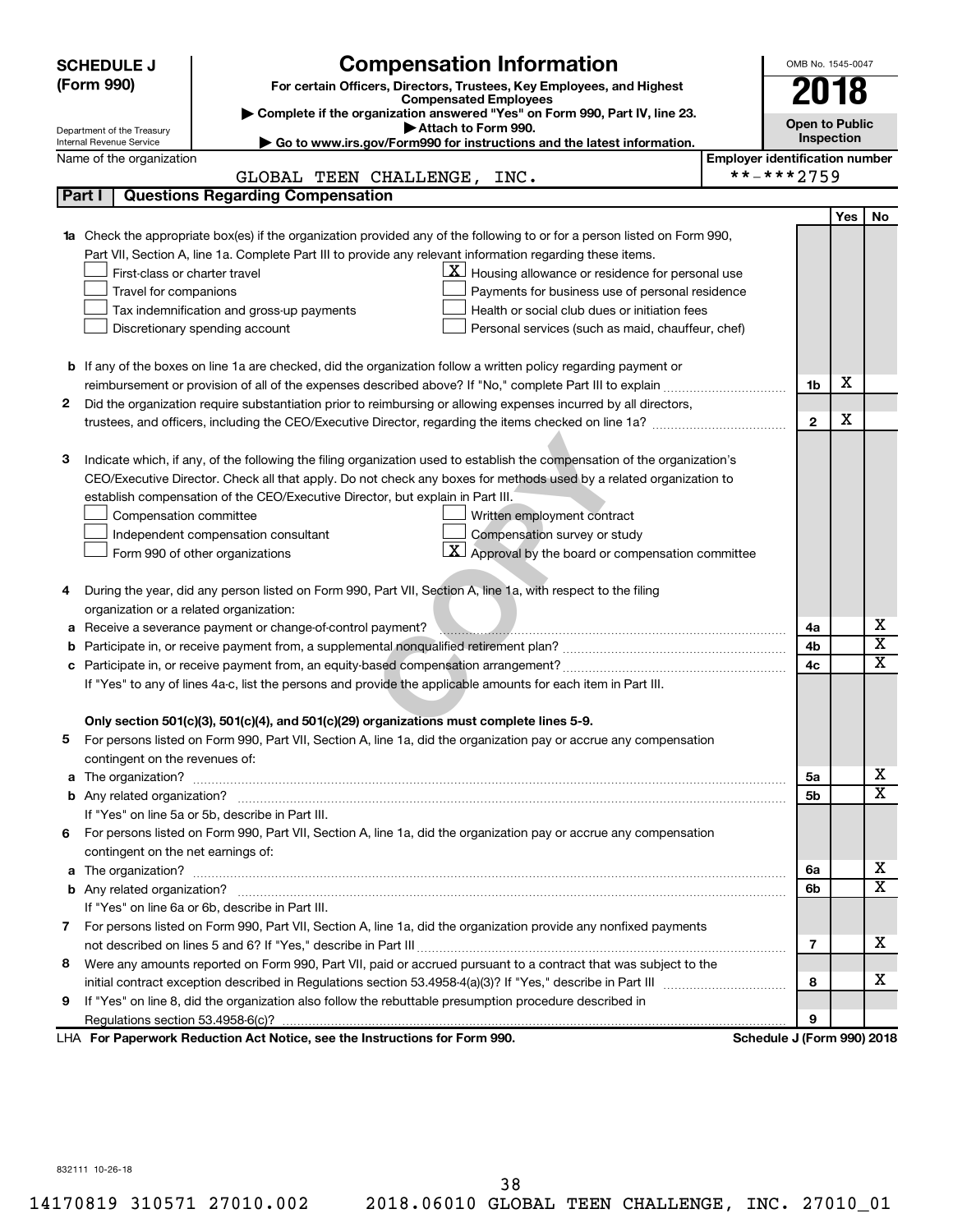**SCHEDULE J (Form 990)**

Department of the Treasury
Internal Revenue Service

# Compensation Information

**For certain Officers, Directors, Trustees, Key Employees, and Highest Compensated Employees**

▶ **Complete if the organization answered "Yes" on Form 990, Part IV, line 23.**

▶ **Attach to Form 990.**

▶ **Go to www.irs.gov/Form990 for instructions and the latest information.**

OMB No. 1545-0047

**2018**

**Open to Public Inspection**

Name of the organization: GLOBAL TEEN CHALLENGE, INC.

**Employer identification number:** **-***2759

## Part I Questions Regarding Compensation

| | | | Yes | No |
|---|---|---|---|---|
| **1a** | Check the appropriate box(es) if the organization provided any of the following to or for a person listed on Form 990, Part VII, Section A, line 1a. Complete Part III to provide any relevant information regarding these items.<br>☐ First-class or charter travel<br>☐ Travel for companions<br>☐ Tax indemnification and gross-up payments<br>☐ Discretionary spending account<br>☒ Housing allowance or residence for personal use<br>☐ Payments for business use of personal residence<br>☐ Health or social club dues or initiation fees<br>☐ Personal services (such as maid, chauffeur, chef) | | | |
| **b** | If any of the boxes on line 1a are checked, did the organization follow a written policy regarding payment or reimbursement or provision of all of the expenses described above? If "No," complete Part III to explain | 1b | X | |
| **2** | Did the organization require substantiation prior to reimbursing or allowing expenses incurred by all directors, trustees, and officers, including the CEO/Executive Director, regarding the items checked on line 1a? | 2 | X | |
| **3** | Indicate which, if any, of the following the filing organization used to establish the compensation of the organization's CEO/Executive Director. Check all that apply. Do not check any boxes for methods used by a related organization to establish compensation of the CEO/Executive Director, but explain in Part III.<br>☐ Compensation committee<br>☐ Independent compensation consultant<br>☐ Form 990 of other organizations<br>☐ Written employment contract<br>☐ Compensation survey or study<br>☒ Approval by the board or compensation committee | | | |
| **4** | During the year, did any person listed on Form 990, Part VII, Section A, line 1a, with respect to the filing organization or a related organization: | | | |
| **a** | Receive a severance payment or change-of-control payment? | 4a | | X |
| **b** | Participate in, or receive payment from, a supplemental nonqualified retirement plan? | 4b | | X |
| **c** | Participate in, or receive payment from, an equity-based compensation arrangement? | 4c | | X |
| | If "Yes" to any of lines 4a-c, list the persons and provide the applicable amounts for each item in Part III. | | | |
| | **Only section 501(c)(3), 501(c)(4), and 501(c)(29) organizations must complete lines 5-9.** | | | |
| **5** | For persons listed on Form 990, Part VII, Section A, line 1a, did the organization pay or accrue any compensation contingent on the revenues of: | | | |
| **a** | The organization? | 5a | | X |
| **b** | Any related organization? | 5b | | X |
| | If "Yes" on line 5a or 5b, describe in Part III. | | | |
| **6** | For persons listed on Form 990, Part VII, Section A, line 1a, did the organization pay or accrue any compensation contingent on the net earnings of: | | | |
| **a** | The organization? | 6a | | X |
| **b** | Any related organization? | 6b | | X |
| | If "Yes" on line 6a or 6b, describe in Part III. | | | |
| **7** | For persons listed on Form 990, Part VII, Section A, line 1a, did the organization provide any nonfixed payments not described on lines 5 and 6? If "Yes," describe in Part III | 7 | | X |
| **8** | Were any amounts reported on Form 990, Part VII, paid or accrued pursuant to a contract that was subject to the initial contract exception described in Regulations section 53.4958-4(a)(3)? If "Yes," describe in Part III | 8 | | X |
| **9** | If "Yes" on line 8, did the organization also follow the rebuttable presumption procedure described in Regulations section 53.4958-6(c)? | 9 | | |

LHA **For Paperwork Reduction Act Notice, see the Instructions for Form 990.** **Schedule J (Form 990) 2018**

832111 10-26-18

14170819 310571 27010.002 2018.06010 GLOBAL TEEN CHALLENGE, INC. 27010_01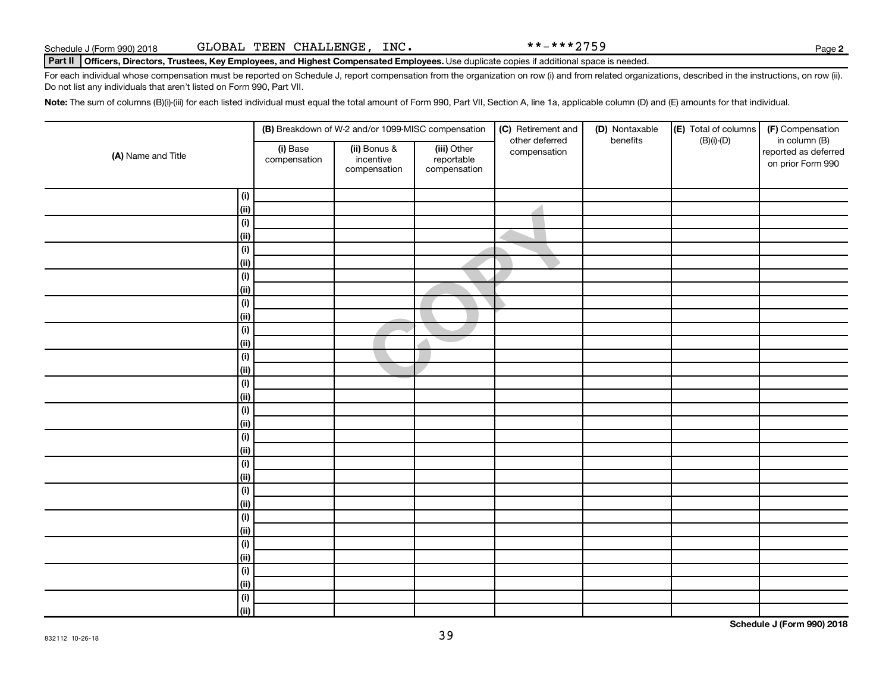Schedule J (Form 990) 2018 GLOBAL TEEN CHALLENGE, INC. **-***2759 Page 2

**Part II Officers, Directors, Trustees, Key Employees, and Highest Compensated Employees.** Use duplicate copies if additional space is needed.

For each individual whose compensation must be reported on Schedule J, report compensation from the organization on row (i) and from related organizations, described in the instructions, on row (ii). Do not list any individuals that aren't listed on Form 990, Part VII.

**Note:** The sum of columns (B)(i)-(iii) for each listed individual must equal the total amount of Form 990, Part VII, Section A, line 1a, applicable column (D) and (E) amounts for that individual.

| (A) Name and Title | | (B) Breakdown of W-2 and/or 1099-MISC compensation | | | (C) Retirement and other deferred compensation | (D) Nontaxable benefits | (E) Total of columns (B)(i)-(D) | (F) Compensation in column (B) reported as deferred on prior Form 990 |
|---|---|---|---|---|---|---|---|---|
| | | (i) Base compensation | (ii) Bonus & incentive compensation | (iii) Other reportable compensation | | | | |
| | (i) | | | | | | | |
| | (ii) | | | | | | | |
| | (i) | | | | | | | |
| | (ii) | | | | | | | |
| | (i) | | | | | | | |
| | (ii) | | | | | | | |
| | (i) | | | | | | | |
| | (ii) | | | | | | | |
| | (i) | | | | | | | |
| | (ii) | | | | | | | |
| | (i) | | | | | | | |
| | (ii) | | | | | | | |
| | (i) | | | | | | | |
| | (ii) | | | | | | | |
| | (i) | | | | | | | |
| | (ii) | | | | | | | |
| | (i) | | | | | | | |
| | (ii) | | | | | | | |
| | (i) | | | | | | | |
| | (ii) | | | | | | | |
| | (i) | | | | | | | |
| | (ii) | | | | | | | |
| | (i) | | | | | | | |
| | (ii) | | | | | | | |
| | (i) | | | | | | | |
| | (ii) | | | | | | | |
| | (i) | | | | | | | |
| | (ii) | | | | | | | |
| | (i) | | | | | | | |
| | (ii) | | | | | | | |
| | (i) | | | | | | | |
| | (ii) | | | | | | | |

832112 10-26-18

**Schedule J (Form 990) 2018**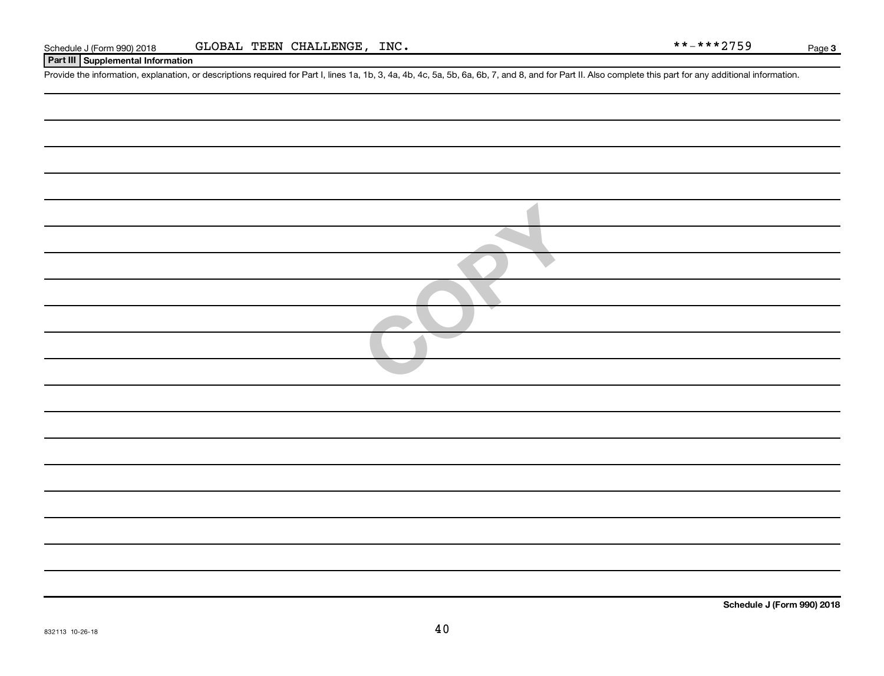Schedule J (Form 990) 2018    GLOBAL TEEN CHALLENGE, INC.    **-***2759    Page 3

**Part III | Supplemental Information**

Provide the information, explanation, or descriptions required for Part I, lines 1a, 1b, 3, 4a, 4b, 4c, 5a, 5b, 6a, 6b, 7, and 8, and for Part II. Also complete this part for any additional information.

COPY

**Schedule J (Form 990) 2018**

832113 10-26-18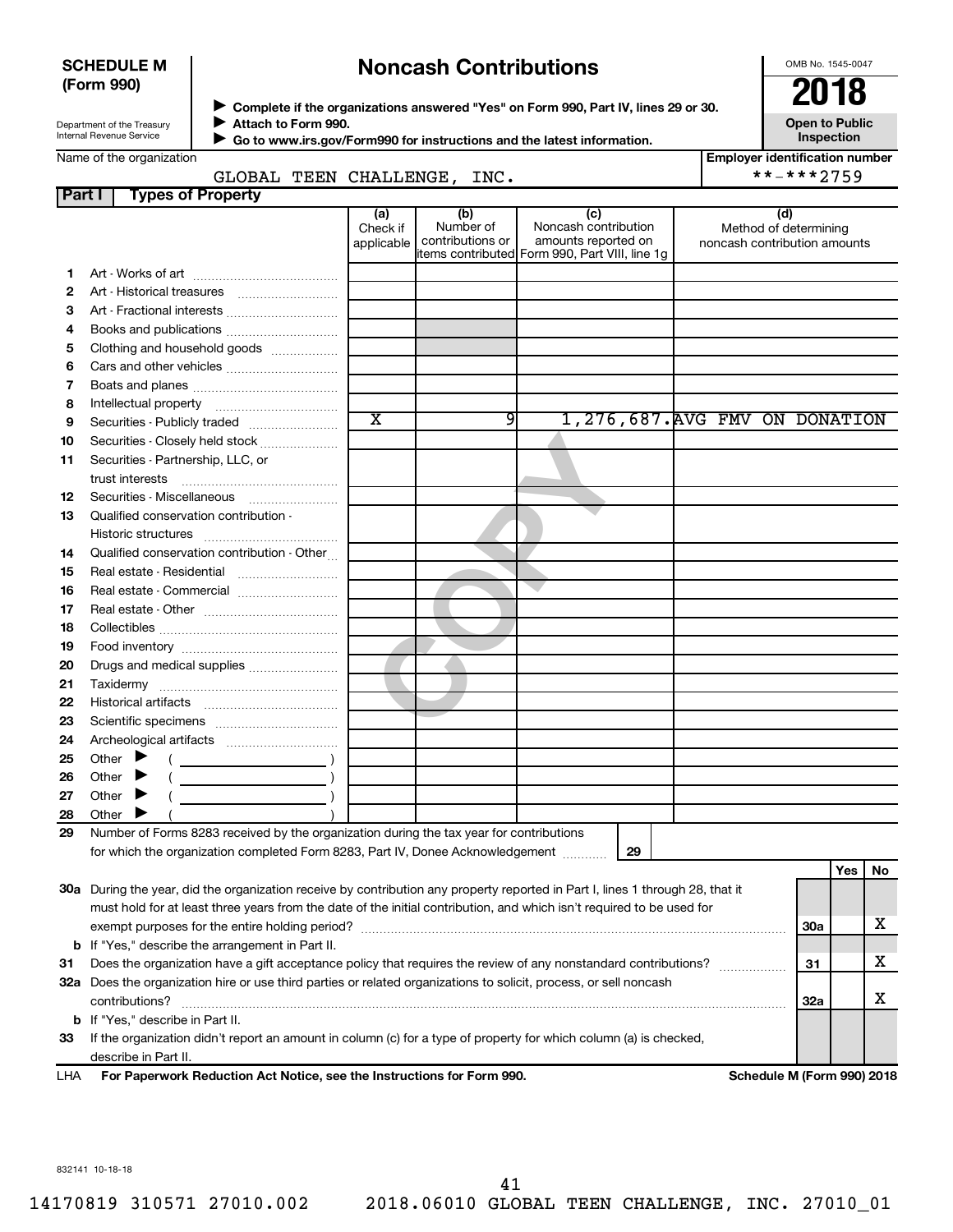**SCHEDULE M (Form 990)**

Department of the Treasury
Internal Revenue Service

# Noncash Contributions

▶ Complete if the organizations answered "Yes" on Form 990, Part IV, lines 29 or 30.
▶ Attach to Form 990.
▶ Go to www.irs.gov/Form990 for instructions and the latest information.

OMB No. 1545-0047

**2018**

**Open to Public Inspection**

Name of the organization: GLOBAL TEEN CHALLENGE, INC.

Employer identification number: **-***2759

## Part I Types of Property

| | | (a) Check if applicable | (b) Number of contributions or items contributed | (c) Noncash contribution amounts reported on Form 990, Part VIII, line 1g | (d) Method of determining noncash contribution amounts |
|---|---|---|---|---|---|
| 1 | Art - Works of art | | | | |
| 2 | Art - Historical treasures | | | | |
| 3 | Art - Fractional interests | | | | |
| 4 | Books and publications | | | | |
| 5 | Clothing and household goods | | | | |
| 6 | Cars and other vehicles | | | | |
| 7 | Boats and planes | | | | |
| 8 | Intellectual property | | | | |
| 9 | Securities - Publicly traded | X | 9 | 1,276,687. | AVG FMV ON DONATION |
| 10 | Securities - Closely held stock | | | | |
| 11 | Securities - Partnership, LLC, or trust interests | | | | |
| 12 | Securities - Miscellaneous | | | | |
| 13 | Qualified conservation contribution - Historic structures | | | | |
| 14 | Qualified conservation contribution - Other | | | | |
| 15 | Real estate - Residential | | | | |
| 16 | Real estate - Commercial | | | | |
| 17 | Real estate - Other | | | | |
| 18 | Collectibles | | | | |
| 19 | Food inventory | | | | |
| 20 | Drugs and medical supplies | | | | |
| 21 | Taxidermy | | | | |
| 22 | Historical artifacts | | | | |
| 23 | Scientific specimens | | | | |
| 24 | Archeological artifacts | | | | |
| 25 | Other ▶ ( ) | | | | |
| 26 | Other ▶ ( ) | | | | |
| 27 | Other ▶ ( ) | | | | |
| 28 | Other ▶ ( ) | | | | |

**29** Number of Forms 8283 received by the organization during the tax year for contributions for which the organization completed Form 8283, Part IV, Donee Acknowledgement ........ **29**

| | | | Yes | No |
|---|---|---|---|---|
| **30a** | During the year, did the organization receive by contribution any property reported in Part I, lines 1 through 28, that it must hold for at least three years from the date of the initial contribution, and which isn't required to be used for exempt purposes for the entire holding period? | 30a | | X |
| **b** | If "Yes," describe the arrangement in Part II. | | | |
| **31** | Does the organization have a gift acceptance policy that requires the review of any nonstandard contributions? | 31 | | X |
| **32a** | Does the organization hire or use third parties or related organizations to solicit, process, or sell noncash contributions? | 32a | | X |
| **b** | If "Yes," describe in Part II. | | | |
| **33** | If the organization didn't report an amount in column (c) for a type of property for which column (a) is checked, describe in Part II. | | | |

LHA **For Paperwork Reduction Act Notice, see the Instructions for Form 990.** **Schedule M (Form 990) 2018**

832141 10-18-18

14170819 310571 27010.002 2018.06010 GLOBAL TEEN CHALLENGE, INC. 27010_01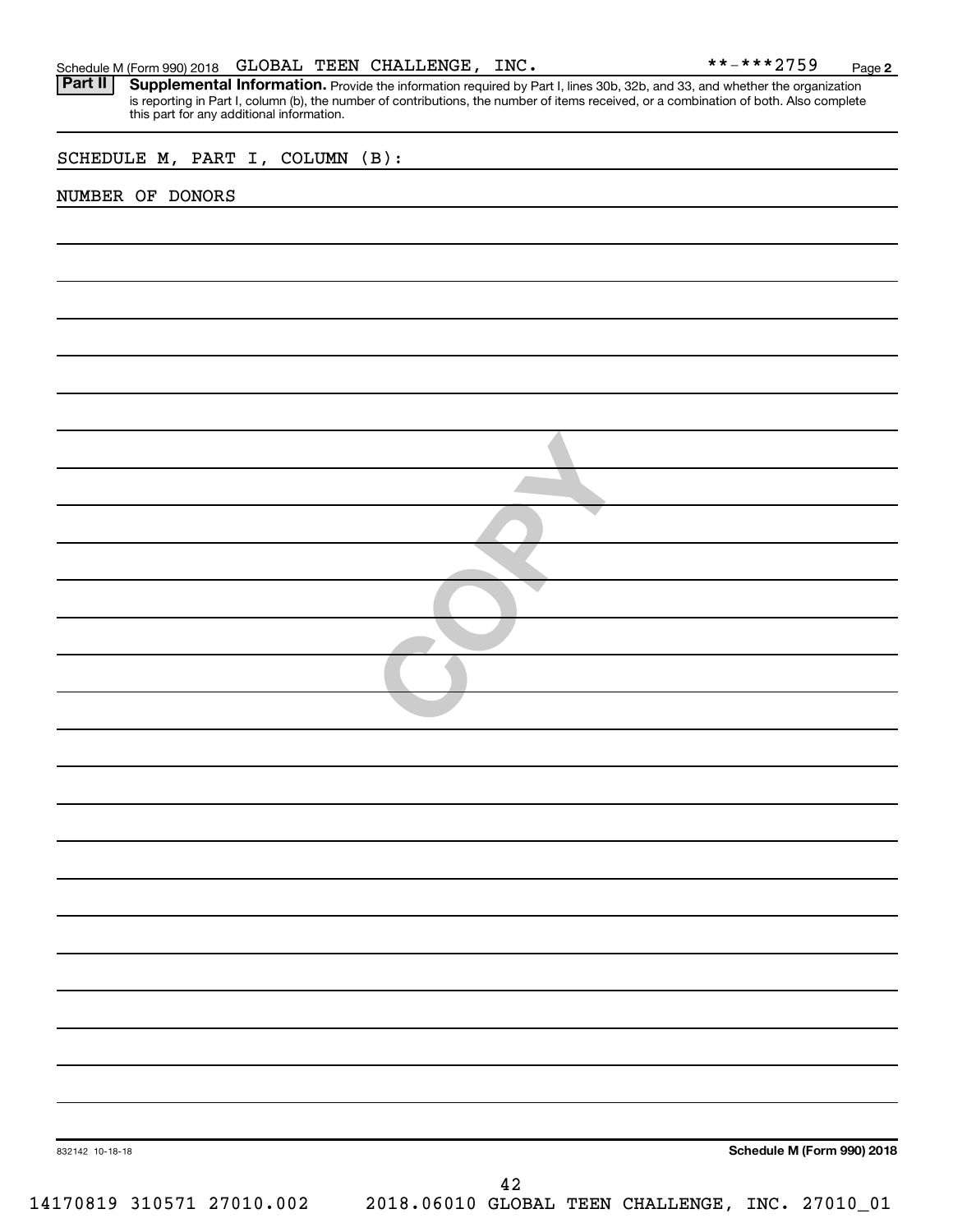Schedule M (Form 990) 2018 GLOBAL TEEN CHALLENGE, INC. **-***2759 Page 2

**Part II** **Supplemental Information.** Provide the information required by Part I, lines 30b, 32b, and 33, and whether the organization is reporting in Part I, column (b), the number of contributions, the number of items received, or a combination of both. Also complete this part for any additional information.

SCHEDULE M, PART I, COLUMN (B):

NUMBER OF DONORS

832142 10-18-18

**Schedule M (Form 990) 2018**

14170819 310571 27010.002 2018.06010 GLOBAL TEEN CHALLENGE, INC. 27010_01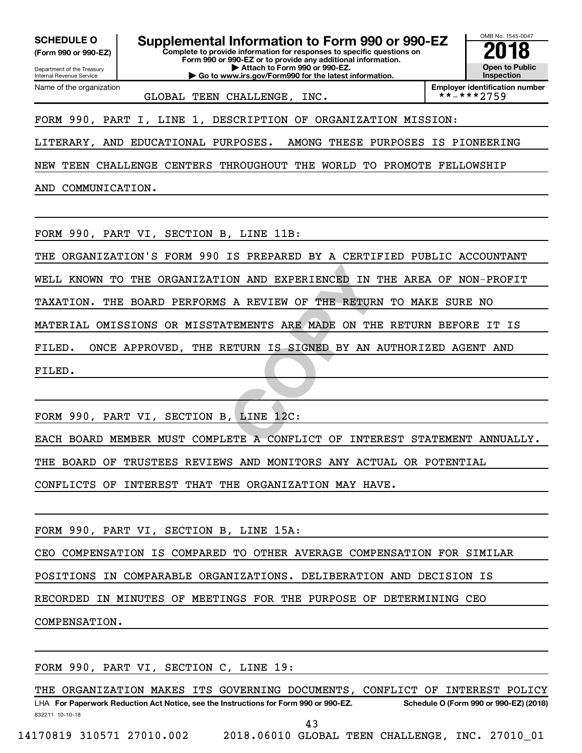**SCHEDULE O**
**(Form 990 or 990-EZ)**

Department of the Treasury
Internal Revenue Service

# Supplemental Information to Form 990 or 990-EZ

**Complete to provide information for responses to specific questions on Form 990 or 990-EZ or to provide any additional information.**
**▶ Attach to Form 990 or 990-EZ.**
**▶ Go to www.irs.gov/Form990 for the latest information.**

OMB No. 1545-0047
**2018**
**Open to Public Inspection**

| Name of the organization | Employer identification number |
|---|---|
| GLOBAL TEEN CHALLENGE, INC. | **-***2759 |

FORM 990, PART I, LINE 1, DESCRIPTION OF ORGANIZATION MISSION:

LITERARY, AND EDUCATIONAL PURPOSES. AMONG THESE PURPOSES IS PIONEERING NEW TEEN CHALLENGE CENTERS THROUGHOUT THE WORLD TO PROMOTE FELLOWSHIP AND COMMUNICATION.

FORM 990, PART VI, SECTION B, LINE 11B:

THE ORGANIZATION'S FORM 990 IS PREPARED BY A CERTIFIED PUBLIC ACCOUNTANT WELL KNOWN TO THE ORGANIZATION AND EXPERIENCED IN THE AREA OF NON-PROFIT TAXATION. THE BOARD PERFORMS A REVIEW OF THE RETURN TO MAKE SURE NO MATERIAL OMISSIONS OR MISSTATEMENTS ARE MADE ON THE RETURN BEFORE IT IS FILED. ONCE APPROVED, THE RETURN IS SIGNED BY AN AUTHORIZED AGENT AND FILED.

FORM 990, PART VI, SECTION B, LINE 12C:

EACH BOARD MEMBER MUST COMPLETE A CONFLICT OF INTEREST STATEMENT ANNUALLY. THE BOARD OF TRUSTEES REVIEWS AND MONITORS ANY ACTUAL OR POTENTIAL CONFLICTS OF INTEREST THAT THE ORGANIZATION MAY HAVE.

FORM 990, PART VI, SECTION B, LINE 15A:

CEO COMPENSATION IS COMPARED TO OTHER AVERAGE COMPENSATION FOR SIMILAR POSITIONS IN COMPARABLE ORGANIZATIONS. DELIBERATION AND DECISION IS RECORDED IN MINUTES OF MEETINGS FOR THE PURPOSE OF DETERMINING CEO COMPENSATION.

FORM 990, PART VI, SECTION C, LINE 19:

THE ORGANIZATION MAKES ITS GOVERNING DOCUMENTS, CONFLICT OF INTEREST POLICY

LHA **For Paperwork Reduction Act Notice, see the Instructions for Form 990 or 990-EZ.** **Schedule O (Form 990 or 990-EZ) (2018)**

832211 10-10-18

14170819 310571 27010.002 2018.06010 GLOBAL TEEN CHALLENGE, INC. 27010_01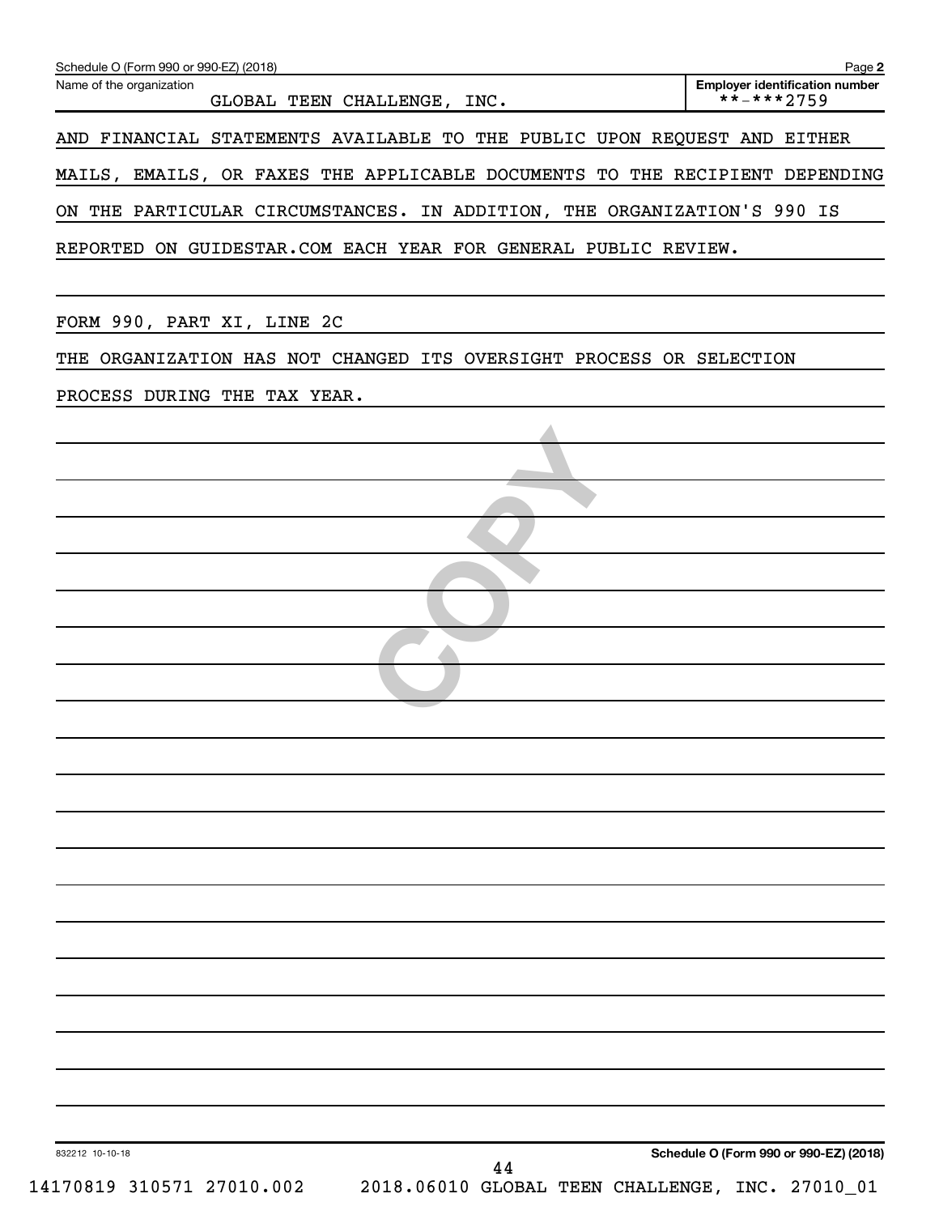Schedule O (Form 990 or 990-EZ) (2018) Page **2**

Name of the organization: GLOBAL TEEN CHALLENGE, INC.

**Employer identification number**: **-***2759

AND FINANCIAL STATEMENTS AVAILABLE TO THE PUBLIC UPON REQUEST AND EITHER MAILS, EMAILS, OR FAXES THE APPLICABLE DOCUMENTS TO THE RECIPIENT DEPENDING ON THE PARTICULAR CIRCUMSTANCES. IN ADDITION, THE ORGANIZATION'S 990 IS REPORTED ON GUIDESTAR.COM EACH YEAR FOR GENERAL PUBLIC REVIEW.

FORM 990, PART XI, LINE 2C

THE ORGANIZATION HAS NOT CHANGED ITS OVERSIGHT PROCESS OR SELECTION PROCESS DURING THE TAX YEAR.

832212 10-10-18

**Schedule O (Form 990 or 990-EZ) (2018)**

14170819 310571 27010.002 2018.06010 GLOBAL TEEN CHALLENGE, INC. 27010_01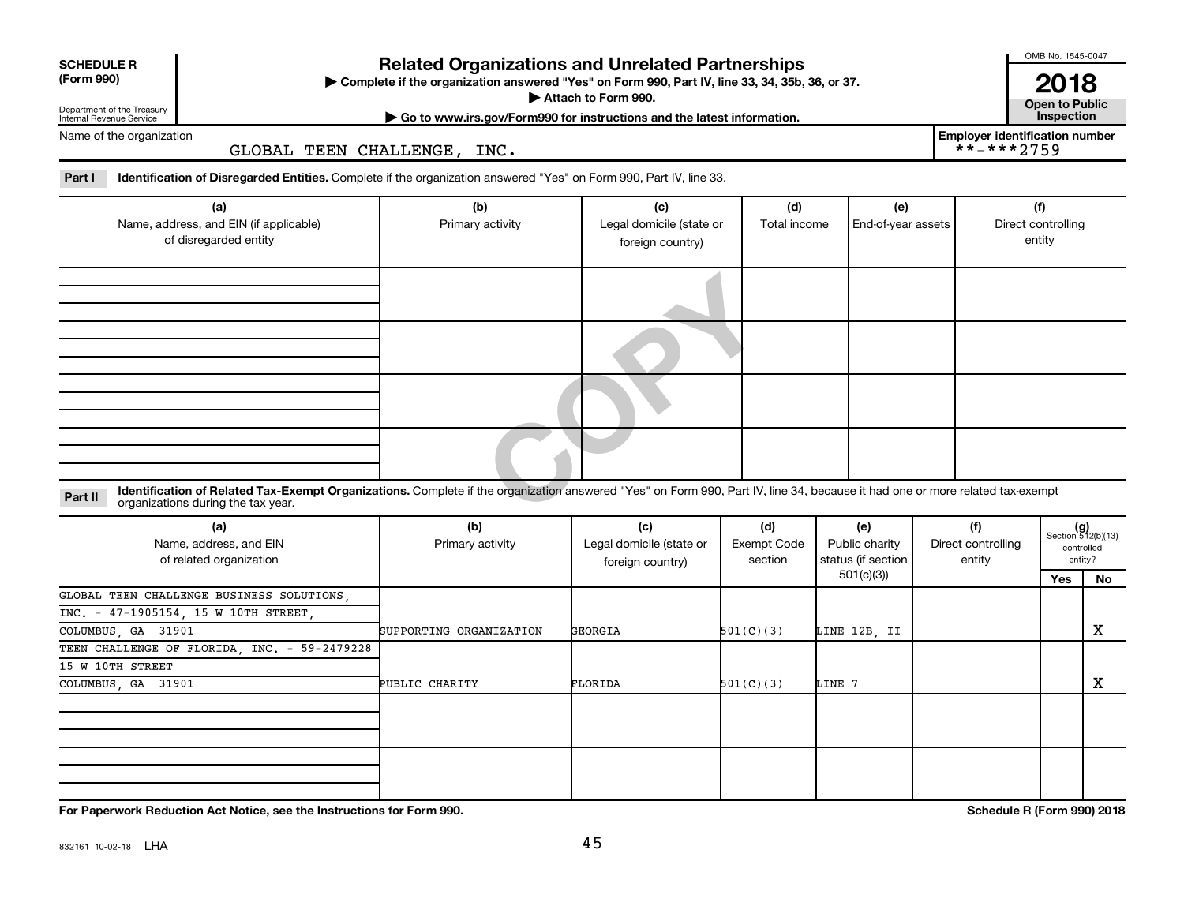**SCHEDULE R (Form 990)**

Department of the Treasury
Internal Revenue Service

# Related Organizations and Unrelated Partnerships

▶ Complete if the organization answered "Yes" on Form 990, Part IV, line 33, 34, 35b, 36, or 37.
▶ Attach to Form 990.
▶ Go to www.irs.gov/Form990 for instructions and the latest information.

OMB No. 1545-0047

**2018**

**Open to Public Inspection**

Name of the organization: GLOBAL TEEN CHALLENGE, INC.

Employer identification number: **-***2759

**Part I** **Identification of Disregarded Entities.** Complete if the organization answered "Yes" on Form 990, Part IV, line 33.

| (a) Name, address, and EIN (if applicable) of disregarded entity | (b) Primary activity | (c) Legal domicile (state or foreign country) | (d) Total income | (e) End-of-year assets | (f) Direct controlling entity |
|---|---|---|---|---|---|
| | | | | | |
| | | | | | |
| | | | | | |
| | | | | | |

**Part II** **Identification of Related Tax-Exempt Organizations.** Complete if the organization answered "Yes" on Form 990, Part IV, line 34, because it had one or more related tax-exempt organizations during the tax year.

| (a) Name, address, and EIN of related organization | (b) Primary activity | (c) Legal domicile (state or foreign country) | (d) Exempt Code section | (e) Public charity status (if section 501(c)(3)) | (f) Direct controlling entity | (g) Section 512(b)(13) controlled entity? Yes | No |
|---|---|---|---|---|---|---|---|
| GLOBAL TEEN CHALLENGE BUSINESS SOLUTIONS, INC. - 47-1905154, 15 W 10TH STREET, COLUMBUS, GA 31901 | SUPPORTING ORGANIZATION | GEORGIA | 501(C)(3) | LINE 12B, II | | | X |
| TEEN CHALLENGE OF FLORIDA, INC. - 59-2479228 15 W 10TH STREET COLUMBUS, GA 31901 | PUBLIC CHARITY | FLORIDA | 501(C)(3) | LINE 7 | | | X |
| | | | | | | | |
| | | | | | | | |

For Paperwork Reduction Act Notice, see the Instructions for Form 990. **Schedule R (Form 990) 2018**

832161 10-02-18 LHA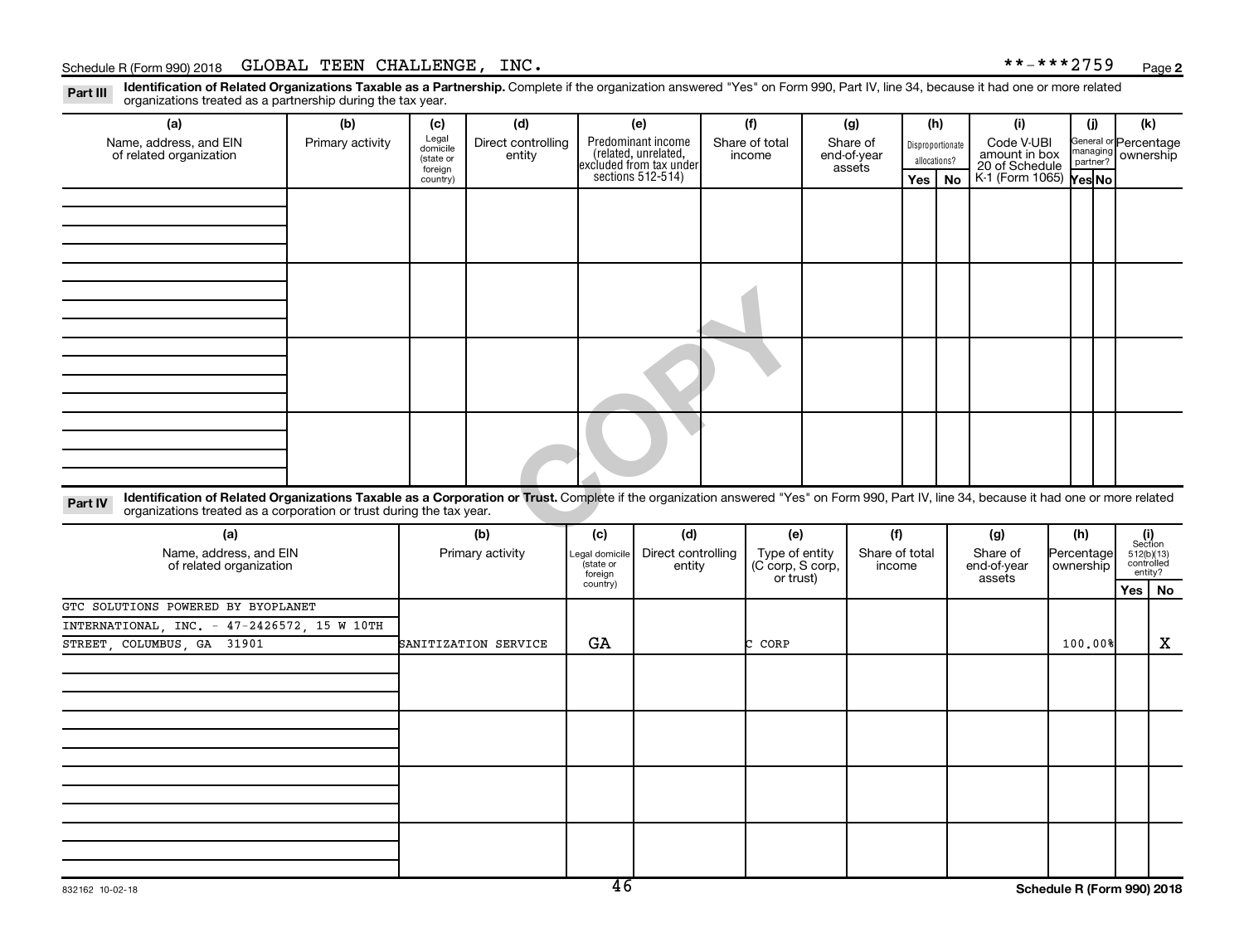Schedule R (Form 990) 2018 GLOBAL TEEN CHALLENGE, INC. **-***2759 Page 2

**Part III** **Identification of Related Organizations Taxable as a Partnership.** Complete if the organization answered "Yes" on Form 990, Part IV, line 34, because it had one or more related organizations treated as a partnership during the tax year.

| (a) Name, address, and EIN of related organization | (b) Primary activity | (c) Legal domicile (state or foreign country) | (d) Direct controlling entity | (e) Predominant income (related, unrelated, excluded from tax under sections 512-514) | (f) Share of total income | (g) Share of end-of-year assets | (h) Disproportionate allocations? Yes | (h) No | (i) Code V-UBI amount in box 20 of Schedule K-1 (Form 1065) | (j) General or managing partner? Yes | (j) No | (k) Percentage ownership |
|---|---|---|---|---|---|---|---|---|---|---|---|---|
| | | | | | | | | | | | | |
| | | | | | | | | | | | | |
| | | | | | | | | | | | | |
| | | | | | | | | | | | | |

**Part IV** **Identification of Related Organizations Taxable as a Corporation or Trust.** Complete if the organization answered "Yes" on Form 990, Part IV, line 34, because it had one or more related organizations treated as a corporation or trust during the tax year.

| (a) Name, address, and EIN of related organization | (b) Primary activity | (c) Legal domicile (state or foreign country) | (d) Direct controlling entity | (e) Type of entity (C corp, S corp, or trust) | (f) Share of total income | (g) Share of end-of-year assets | (h) Percentage ownership | (i) Section 512(b)(13) controlled entity? Yes | (i) No |
|---|---|---|---|---|---|---|---|---|---|
| GTC SOLUTIONS POWERED BY BYOPLANET INTERNATIONAL, INC. - 47-2426572, 15 W 10TH STREET, COLUMBUS, GA 31901 | SANITIZATION SERVICE | GA | | C CORP | | | 100.00% | | X |
| | | | | | | | | | |
| | | | | | | | | | |
| | | | | | | | | | |
| | | | | | | | | | |

832162 10-02-18

Schedule R (Form 990) 2018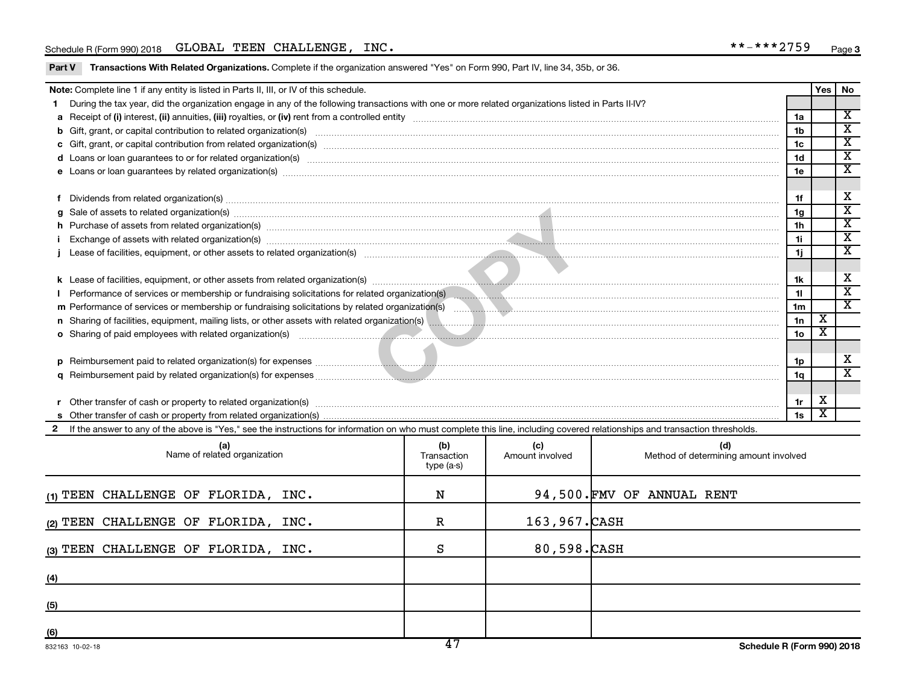Schedule R (Form 990) 2018 GLOBAL TEEN CHALLENGE, INC. **-***2759 Page 3

**Part V Transactions With Related Organizations.** Complete if the organization answered "Yes" on Form 990, Part IV, line 34, 35b, or 36.

| **Note:** Complete line 1 if any entity is listed in Parts II, III, or IV of this schedule. | | Yes | No |
|---|---|---|---|
| **1** During the tax year, did the organization engage in any of the following transactions with one or more related organizations listed in Parts II-IV? | | | |
| **a** Receipt of **(i)** interest, **(ii)** annuities, **(iii)** royalties, or **(iv)** rent from a controlled entity | 1a | | X |
| **b** Gift, grant, or capital contribution to related organization(s) | 1b | | X |
| **c** Gift, grant, or capital contribution from related organization(s) | 1c | | X |
| **d** Loans or loan guarantees to or for related organization(s) | 1d | | X |
| **e** Loans or loan guarantees by related organization(s) | 1e | | X |
| **f** Dividends from related organization(s) | 1f | | X |
| **g** Sale of assets to related organization(s) | 1g | | X |
| **h** Purchase of assets from related organization(s) | 1h | | X |
| **i** Exchange of assets with related organization(s) | 1i | | X |
| **j** Lease of facilities, equipment, or other assets to related organization(s) | 1j | | X |
| **k** Lease of facilities, equipment, or other assets from related organization(s) | 1k | | X |
| **l** Performance of services or membership or fundraising solicitations for related organization(s) | 1l | | X |
| **m** Performance of services or membership or fundraising solicitations by related organization(s) | 1m | | X |
| **n** Sharing of facilities, equipment, mailing lists, or other assets with related organization(s) | 1n | X | |
| **o** Sharing of paid employees with related organization(s) | 1o | X | |
| **p** Reimbursement paid to related organization(s) for expenses | 1p | | X |
| **q** Reimbursement paid by related organization(s) for expenses | 1q | | X |
| **r** Other transfer of cash or property to related organization(s) | 1r | X | |
| **s** Other transfer of cash or property from related organization(s) | 1s | X | |

**2** If the answer to any of the above is "Yes," see the instructions for information on who must complete this line, including covered relationships and transaction thresholds.

| (a) Name of related organization | (b) Transaction type (a-s) | (c) Amount involved | (d) Method of determining amount involved |
|---|---|---|---|
| (1) TEEN CHALLENGE OF FLORIDA, INC. | N | 94,500. | FMV OF ANNUAL RENT |
| (2) TEEN CHALLENGE OF FLORIDA, INC. | R | 163,967. | CASH |
| (3) TEEN CHALLENGE OF FLORIDA, INC. | S | 80,598. | CASH |
| (4) | | | |
| (5) | | | |
| (6) | | | |

832163 10-02-18 Schedule R (Form 990) 2018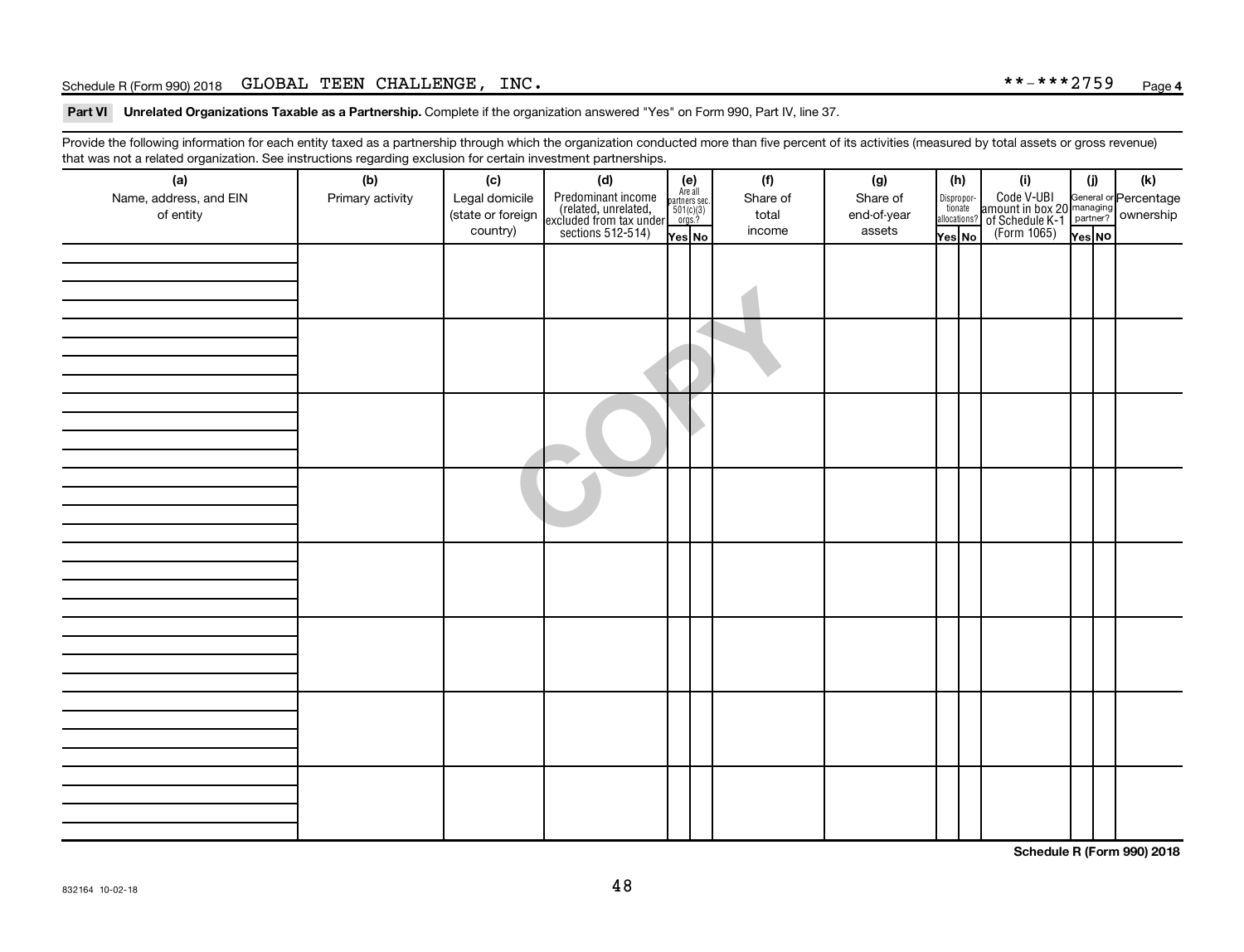Schedule R (Form 990) 2018 GLOBAL TEEN CHALLENGE, INC. **-***2759 Page 4

**Part VI Unrelated Organizations Taxable as a Partnership.** Complete if the organization answered "Yes" on Form 990, Part IV, line 37.

Provide the following information for each entity taxed as a partnership through which the organization conducted more than five percent of its activities (measured by total assets or gross revenue) that was not a related organization. See instructions regarding exclusion for certain investment partnerships.

| (a) Name, address, and EIN of entity | (b) Primary activity | (c) Legal domicile (state or foreign country) | (d) Predominant income (related, unrelated, excluded from tax under sections 512-514) | (e) Are all partners sec. 501(c)(3) orgs.? | | (f) Share of total income | (g) Share of end-of-year assets | (h) Disproportionate allocations? | | (i) Code V-UBI amount in box 20 of Schedule K-1 (Form 1065) | (j) General or managing partner? | | (k) Percentage ownership |
|---|---|---|---|---|---|---|---|---|---|---|---|---|---|
| | | | | Yes | No | | | Yes | No | | Yes | No | |
| | | | | | | | | | | | | | |
| | | | | | | | | | | | | | |
| | | | | | | | | | | | | | |
| | | | | | | | | | | | | | |
| | | | | | | | | | | | | | |
| | | | | | | | | | | | | | |
| | | | | | | | | | | | | | |
| | | | | | | | | | | | | | |

832164 10-02-18

Schedule R (Form 990) 2018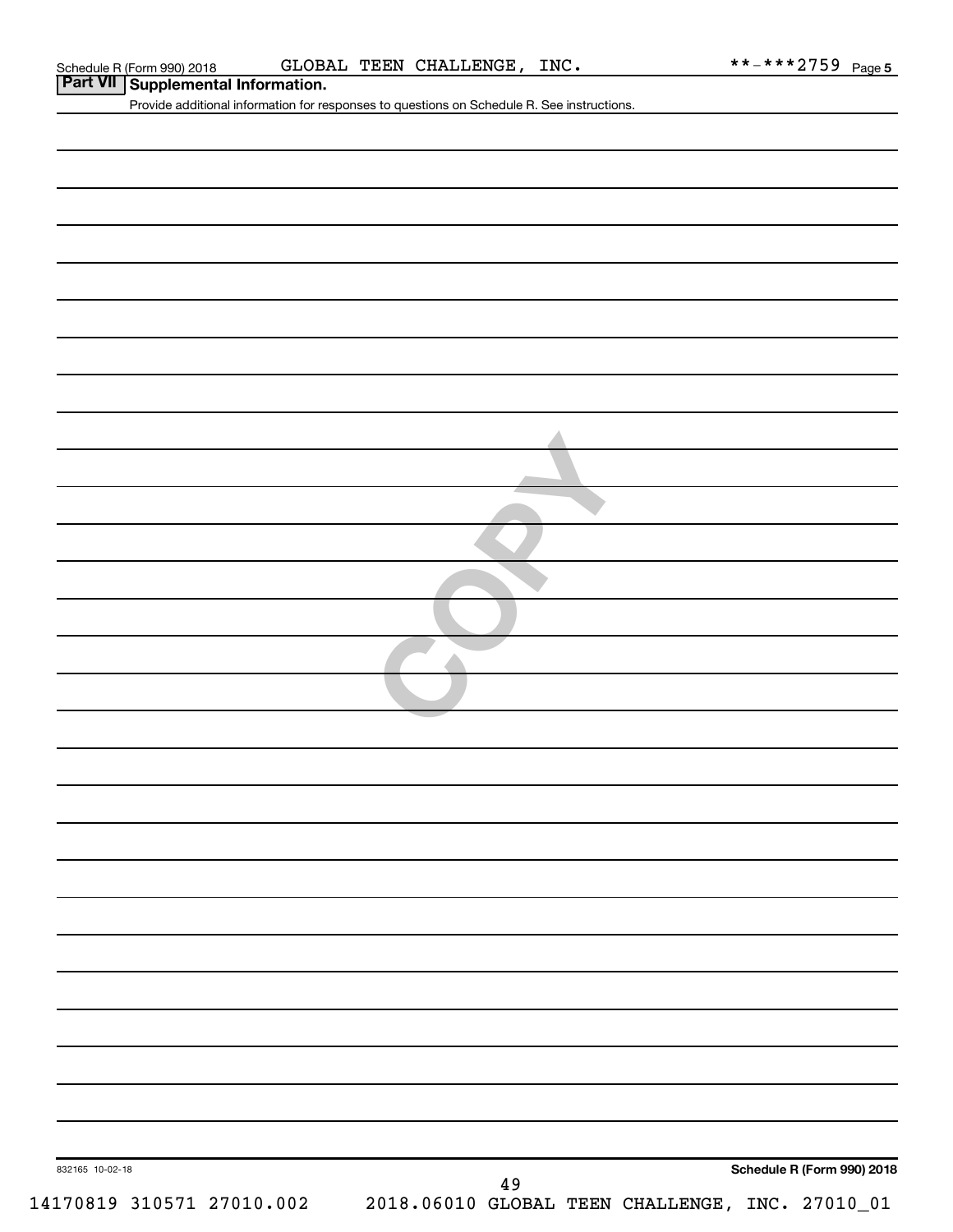Schedule R (Form 990) 2018 GLOBAL TEEN CHALLENGE, INC. **-***2759 Page 5

## Part VII Supplemental Information.

Provide additional information for responses to questions on Schedule R. See instructions.

832165 10-02-18

**Schedule R (Form 990) 2018**

14170819 310571 27010.002 2018.06010 GLOBAL TEEN CHALLENGE, INC. 27010_01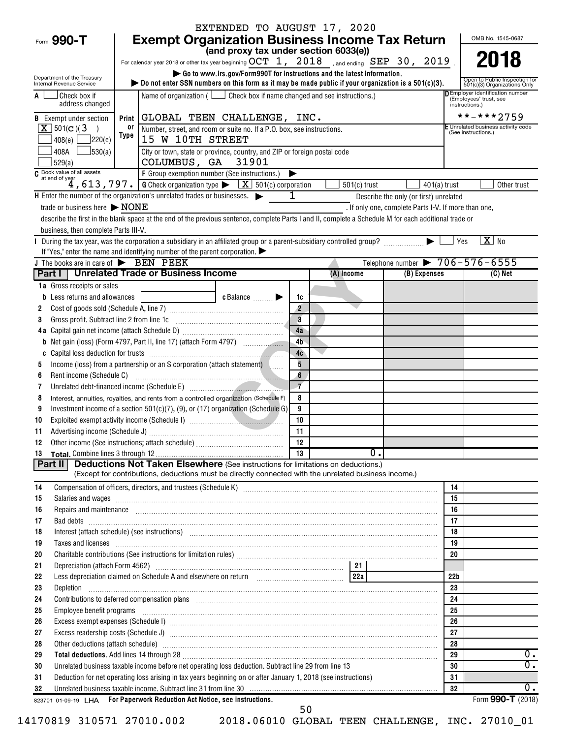EXTENDED TO AUGUST 17, 2020

# Form 990-T Exempt Organization Business Income Tax Return

**(and proxy tax under section 6033(e))**

For calendar year 2018 or other tax year beginning OCT 1, 2018, and ending SEP 30, 2019.

▶ Go to www.irs.gov/Form990T for instructions and the latest information.

▶ Do not enter SSN numbers on this form as it may be made public if your organization is a 501(c)(3).

Department of the Treasury Internal Revenue Service

OMB No. 1545-0687

**2018**

Open to Public Inspection for 501(c)(3) Organizations Only

A ☐ Check box if address changed

B Exempt under section [X] 501(c)(3) ☐ 408(e) ☐ 220(e) ☐ 408A ☐ 530(a) ☐ 529(a)

Name of organization ( ☐ Check box if name changed and see instructions.)
GLOBAL TEEN CHALLENGE, INC.

Number, street, and room or suite no. If a P.O. box, see instructions.
15 W 10TH STREET

City or town, state or province, country, and ZIP or foreign postal code
COLUMBUS, GA 31901

D Employer identification number (Employees' trust, see instructions.) **-***2759

E Unrelated business activity code (See instructions.)

C Book value of all assets at end of year 4,613,797.

F Group exemption number (See instructions.) ▶

G Check organization type ▶ [X] 501(c) corporation ☐ 501(c) trust ☐ 401(a) trust ☐ Other trust

H Enter the number of the organization's unrelated trades or businesses. ▶ 1 Describe the only (or first) unrelated trade or business here ▶ NONE. If only one, complete Parts I-V. If more than one, describe the first in the blank space at the end of the previous sentence, complete Parts I and II, complete a Schedule M for each additional trade or business, then complete Parts III-V.

I During the tax year, was the corporation a subsidiary in an affiliated group or a parent-subsidiary controlled group? ▶ ☐ Yes [X] No

If "Yes," enter the name and identifying number of the parent corporation. ▶

J The books are in care of ▶ BEN PEEK Telephone number ▶ 706-576-6555

## Part I Unrelated Trade or Business Income

| | | | (A) Income | (B) Expenses | (C) Net |
|---|---|---|---|---|---|
| 1a | Gross receipts or sales | | | | |
| b | Less returns and allowances c Balance ▶ | 1c | | | |
| 2 | Cost of goods sold (Schedule A, line 7) | 2 | | | |
| 3 | Gross profit. Subtract line 2 from line 1c | 3 | | | |
| 4a | Capital gain net income (attach Schedule D) | 4a | | | |
| b | Net gain (loss) (Form 4797, Part II, line 17) (attach Form 4797) | 4b | | | |
| c | Capital loss deduction for trusts | 4c | | | |
| 5 | Income (loss) from a partnership or an S corporation (attach statement) | 5 | | | |
| 6 | Rent income (Schedule C) | 6 | | | |
| 7 | Unrelated debt-financed income (Schedule E) | 7 | | | |
| 8 | Interest, annuities, royalties, and rents from a controlled organization (Schedule F) | 8 | | | |
| 9 | Investment income of a section 501(c)(7), (9), or (17) organization (Schedule G) | 9 | | | |
| 10 | Exploited exempt activity income (Schedule I) | 10 | | | |
| 11 | Advertising income (Schedule J) | 11 | | | |
| 12 | Other income (See instructions; attach schedule) | 12 | | | |
| 13 | **Total.** Combine lines 3 through 12 | 13 | 0. | | |

## Part II Deductions Not Taken Elsewhere (See instructions for limitations on deductions.)

(Except for contributions, deductions must be directly connected with the unrelated business income.)

| | | | |
|---|---|---|---|
| 14 | Compensation of officers, directors, and trustees (Schedule K) | 14 | |
| 15 | Salaries and wages | 15 | |
| 16 | Repairs and maintenance | 16 | |
| 17 | Bad debts | 17 | |
| 18 | Interest (attach schedule) (see instructions) | 18 | |
| 19 | Taxes and licenses | 19 | |
| 20 | Charitable contributions (See instructions for limitation rules) | 20 | |
| 21 | Depreciation (attach Form 4562) — 21 | | |
| 22 | Less depreciation claimed on Schedule A and elsewhere on return — 22a | 22b | |
| 23 | Depletion | 23 | |
| 24 | Contributions to deferred compensation plans | 24 | |
| 25 | Employee benefit programs | 25 | |
| 26 | Excess exempt expenses (Schedule I) | 26 | |
| 27 | Excess readership costs (Schedule J) | 27 | |
| 28 | Other deductions (attach schedule) | 28 | |
| 29 | **Total deductions.** Add lines 14 through 28 | 29 | 0. |
| 30 | Unrelated business taxable income before net operating loss deduction. Subtract line 29 from line 13 | 30 | 0. |
| 31 | Deduction for net operating loss arising in tax years beginning on or after January 1, 2018 (see instructions) | 31 | |
| 32 | Unrelated business taxable income. Subtract line 31 from line 30 | 32 | 0. |

823701 01-09-19 LHA **For Paperwork Reduction Act Notice, see instructions.** Form **990-T** (2018)

14170819 310571 27010.002 2018.06010 GLOBAL TEEN CHALLENGE, INC. 27010_01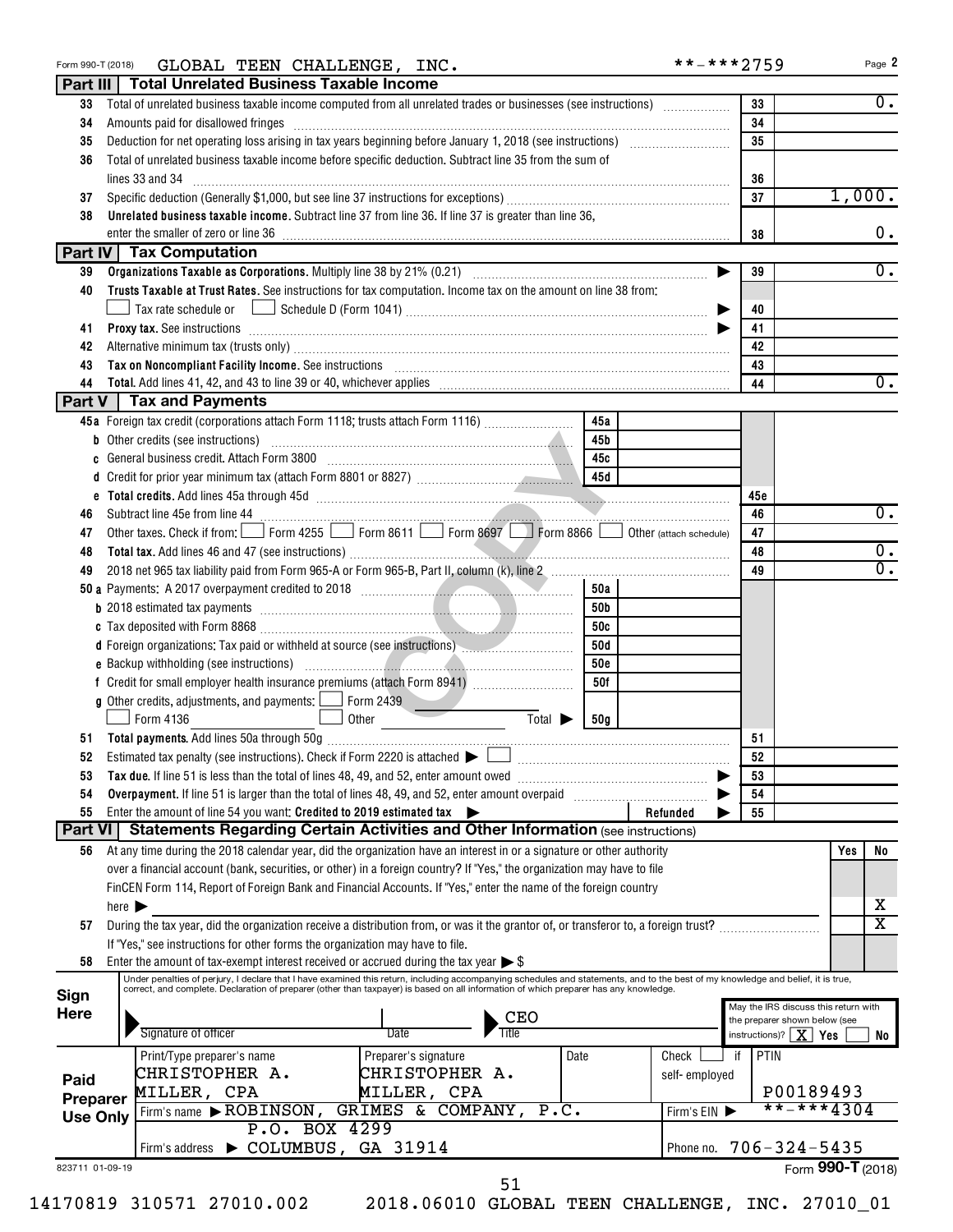Form 990-T (2018) GLOBAL TEEN CHALLENGE, INC. **-***2759 Page 2

## Part III Total Unrelated Business Taxable Income

| | | | |
|---|---|---|---|
| 33 | Total of unrelated business taxable income computed from all unrelated trades or businesses (see instructions) | 33 | 0. |
| 34 | Amounts paid for disallowed fringes | 34 | |
| 35 | Deduction for net operating loss arising in tax years beginning before January 1, 2018 (see instructions) | 35 | |
| 36 | Total of unrelated business taxable income before specific deduction. Subtract line 35 from the sum of lines 33 and 34 | 36 | |
| 37 | Specific deduction (Generally $1,000, but see line 37 instructions for exceptions) | 37 | 1,000. |
| 38 | **Unrelated business taxable income.** Subtract line 37 from line 36. If line 37 is greater than line 36, enter the smaller of zero or line 36 | 38 | 0. |

## Part IV Tax Computation

| | | | |
|---|---|---|---|
| 39 | **Organizations Taxable as Corporations.** Multiply line 38 by 21% (0.21) | 39 | 0. |
| 40 | **Trusts Taxable at Trust Rates.** See instructions for tax computation. Income tax on the amount on line 38 from: ☐ Tax rate schedule or ☐ Schedule D (Form 1041) | 40 | |
| 41 | **Proxy tax.** See instructions | 41 | |
| 42 | Alternative minimum tax (trusts only) | 42 | |
| 43 | **Tax on Noncompliant Facility Income.** See instructions | 43 | |
| 44 | **Total.** Add lines 41, 42, and 43 to line 39 or 40, whichever applies | 44 | 0. |

## Part V Tax and Payments

| | | | | | |
|---|---|---|---|---|---|
| 45a | Foreign tax credit (corporations attach Form 1118; trusts attach Form 1116) | 45a | | | |
| b | Other credits (see instructions) | 45b | | | |
| c | General business credit. Attach Form 3800 | 45c | | | |
| d | Credit for prior year minimum tax (attach Form 8801 or 8827) | 45d | | | |
| e | **Total credits.** Add lines 45a through 45d | | | 45e | |
| 46 | Subtract line 45e from line 44 | | | 46 | 0. |
| 47 | Other taxes. Check if from: ☐ Form 4255 ☐ Form 8611 ☐ Form 8697 ☐ Form 8866 ☐ Other (attach schedule) | | | 47 | |
| 48 | **Total tax.** Add lines 46 and 47 (see instructions) | | | 48 | 0. |
| 49 | 2018 net 965 tax liability paid from Form 965-A or Form 965-B, Part II, column (k), line 2 | | | 49 | 0. |
| 50a | Payments: A 2017 overpayment credited to 2018 | 50a | | | |
| b | 2018 estimated tax payments | 50b | | | |
| c | Tax deposited with Form 8868 | 50c | | | |
| d | Foreign organizations: Tax paid or withheld at source (see instructions) | 50d | | | |
| e | Backup withholding (see instructions) | 50e | | | |
| f | Credit for small employer health insurance premiums (attach Form 8941) | 50f | | | |
| g | Other credits, adjustments, and payments: ☐ Form 2439 ☐ Form 4136 ☐ Other Total ▶ | 50g | | | |
| 51 | **Total payments.** Add lines 50a through 50g | | | 51 | |
| 52 | Estimated tax penalty (see instructions). Check if Form 2220 is attached ▶ ☐ | | | 52 | |
| 53 | **Tax due.** If line 51 is less than the total of lines 48, 49, and 52, enter amount owed | | | 53 | |
| 54 | **Overpayment.** If line 51 is larger than the total of lines 48, 49, and 52, enter amount overpaid | | | 54 | |
| 55 | Enter the amount of line 54 you want: **Credited to 2019 estimated tax** ▶ | | Refunded ▶ | 55 | |

## Part VI Statements Regarding Certain Activities and Other Information (see instructions)

| | | Yes | No |
|---|---|---|---|
| 56 | At any time during the 2018 calendar year, did the organization have an interest in or a signature or other authority over a financial account (bank, securities, or other) in a foreign country? If "Yes," the organization may have to file FinCEN Form 114, Report of Foreign Bank and Financial Accounts. If "Yes," enter the name of the foreign country here ▶ | | X |
| 57 | During the tax year, did the organization receive a distribution from, or was it the grantor of, or transferor to, a foreign trust? If "Yes," see instructions for other forms the organization may have to file. | | X |
| 58 | Enter the amount of tax-exempt interest received or accrued during the tax year ▶ $ | | |

**Sign Here**

Under penalties of perjury, I declare that I have examined this return, including accompanying schedules and statements, and to the best of my knowledge and belief, it is true, correct, and complete. Declaration of preparer (other than taxpayer) is based on all information of which preparer has any knowledge.

Signature of officer | Date | Title: CEO

May the IRS discuss this return with the preparer shown below (see instructions)? [X] Yes ☐ No

**Paid Preparer Use Only**

| Print/Type preparer's name | Preparer's signature | Date | Check ☐ if self-employed | PTIN |
|---|---|---|---|---|
| CHRISTOPHER A. MILLER, CPA | CHRISTOPHER A. MILLER, CPA | | | P00189493 |

Firm's name ▶ ROBINSON, GRIMES & COMPANY, P.C. — Firm's EIN ▶ **-***4304

Firm's address ▶ P.O. BOX 4299, COLUMBUS, GA 31914 — Phone no. 706-324-5435

823711 01-09-19 Form **990-T** (2018)

14170819 310571 27010.002 2018.06010 GLOBAL TEEN CHALLENGE, INC. 27010_01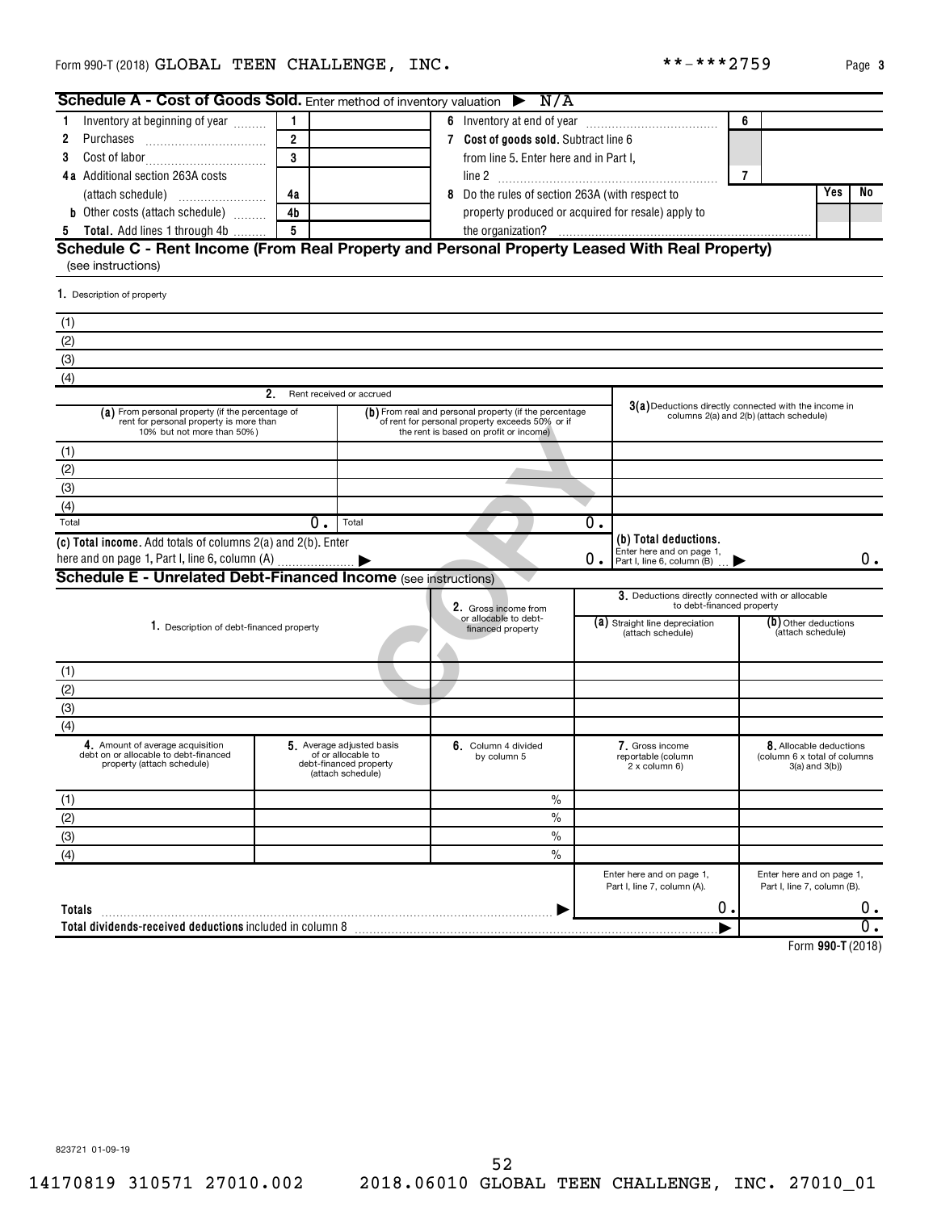Form 990-T (2018) GLOBAL TEEN CHALLENGE, INC. **-***2759

## Schedule A - Cost of Goods Sold. Enter method of inventory valuation ▶ N/A

| | | | | | | |
|---|---|---|---|---|---|---|
| 1 Inventory at beginning of year | 1 | | 6 Inventory at end of year | 6 | | |
| 2 Purchases | 2 | | 7 Cost of goods sold. Subtract line 6 from line 5. Enter here and in Part I, line 2 | 7 | | |
| 3 Cost of labor | 3 | | | | | |
| 4a Additional section 263A costs (attach schedule) | 4a | | 8 Do the rules of section 263A (with respect to property produced or acquired for resale) apply to the organization? | | Yes | No |
| b Other costs (attach schedule) | 4b | | | | | |
| 5 Total. Add lines 1 through 4b | 5 | | | | | |

## Schedule C - Rent Income (From Real Property and Personal Property Leased With Real Property)

(see instructions)

1. Description of property

(1)
(2)
(3)
(4)

| | 2. Rent received or accrued | | 3(a) Deductions directly connected with the income in columns 2(a) and 2(b) (attach schedule) |
|---|---|---|---|
| | (a) From personal property (if the percentage of rent for personal property is more than 10% but not more than 50%) | (b) From real and personal property (if the percentage of rent for personal property exceeds 50% or if the rent is based on profit or income) | |
| (1) | | | |
| (2) | | | |
| (3) | | | |
| (4) | | | |
| Total | 0. | 0. | |

(c) Total income. Add totals of columns 2(a) and 2(b). Enter here and on page 1, Part I, line 6, column (A) ▶ 0.

(b) Total deductions. Enter here and on page 1, Part I, line 6, column (B) ▶ 0.

## Schedule E - Unrelated Debt-Financed Income (see instructions)

| 1. Description of debt-financed property | 2. Gross income from or allocable to debt-financed property | 3. Deductions directly connected with or allocable to debt-financed property: (a) Straight line depreciation (attach schedule) | (b) Other deductions (attach schedule) |
|---|---|---|---|
| (1) | | | |
| (2) | | | |
| (3) | | | |
| (4) | | | |

| | 4. Amount of average acquisition debt on or allocable to debt-financed property (attach schedule) | 5. Average adjusted basis of or allocable to debt-financed property (attach schedule) | 6. Column 4 divided by column 5 | 7. Gross income reportable (column 2 x column 6) | 8. Allocable deductions (column 6 x total of columns 3(a) and 3(b)) |
|---|---|---|---|---|---|
| (1) | | | % | | |
| (2) | | | % | | |
| (3) | | | % | | |
| (4) | | | % | | |
| | | | | Enter here and on page 1, Part I, line 7, column (A). | Enter here and on page 1, Part I, line 7, column (B). |
| Totals | | | ▶ | 0. | 0. |
| Total dividends-received deductions included in column 8 | | | | ▶ | 0. |

Form 990-T (2018)

823721 01-09-19

14170819 310571 27010.002 2018.06010 GLOBAL TEEN CHALLENGE, INC. 27010_01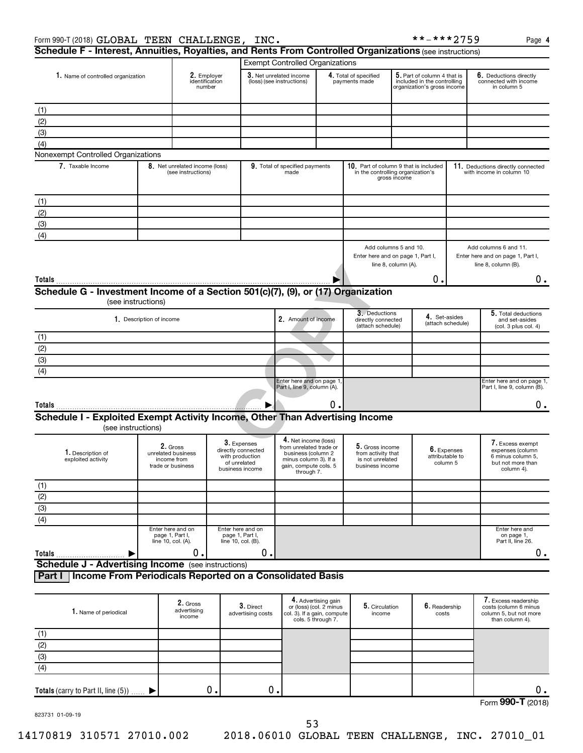Form 990-T (2018) GLOBAL TEEN CHALLENGE, INC. **-***2759 Page 4

## Schedule F - Interest, Annuities, Royalties, and Rents From Controlled Organizations (see instructions)

| 1. Name of controlled organization | 2. Employer identification number | Exempt Controlled Organizations: 3. Net unrelated income (loss) (see instructions) | 4. Total of specified payments made | 5. Part of column 4 that is included in the controlling organization's gross income | 6. Deductions directly connected with income in column 5 |
|---|---|---|---|---|---|
| (1) | | | | | |
| (2) | | | | | |
| (3) | | | | | |
| (4) | | | | | |

Nonexempt Controlled Organizations

| 7. Taxable Income | 8. Net unrelated income (loss) (see instructions) | 9. Total of specified payments made | 10. Part of column 9 that is included in the controlling organization's gross income | 11. Deductions directly connected with income in column 10 |
|---|---|---|---|---|
| (1) | | | | |
| (2) | | | | |
| (3) | | | | |
| (4) | | | | |
| Totals | | | Add columns 5 and 10. Enter here and on page 1, Part I, line 8, column (A). 0. | Add columns 6 and 11. Enter here and on page 1, Part I, line 8, column (B). 0. |

## Schedule G - Investment Income of a Section 501(c)(7), (9), or (17) Organization (see instructions)

| 1. Description of income | 2. Amount of income | 3. Deductions directly connected (attach schedule) | 4. Set-asides (attach schedule) | 5. Total deductions and set-asides (col. 3 plus col. 4) |
|---|---|---|---|---|
| (1) | | | | |
| (2) | | | | |
| (3) | | | | |
| (4) | | | | |
| Totals | Enter here and on page 1, Part I, line 9, column (A). 0. | | | Enter here and on page 1, Part I, line 9, column (B). 0. |

## Schedule I - Exploited Exempt Activity Income, Other Than Advertising Income (see instructions)

| 1. Description of exploited activity | 2. Gross unrelated business income from trade or business | 3. Expenses directly connected with production of unrelated business income | 4. Net income (loss) from unrelated trade or business (column 2 minus column 3). If a gain, compute cols. 5 through 7. | 5. Gross income from activity that is not unrelated business income | 6. Expenses attributable to column 5 | 7. Excess exempt expenses (column 6 minus column 5, but not more than column 4). |
|---|---|---|---|---|---|---|
| (1) | | | | | | |
| (2) | | | | | | |
| (3) | | | | | | |
| (4) | | | | | | |
| Totals | Enter here and on page 1, Part I, line 10, col. (A). 0. | Enter here and on page 1, Part I, line 10, col. (B). 0. | | | | Enter here and on page 1, Part II, line 26. 0. |

## Schedule J - Advertising Income (see instructions)

### Part I Income From Periodicals Reported on a Consolidated Basis

| 1. Name of periodical | 2. Gross advertising income | 3. Direct advertising costs | 4. Advertising gain or (loss) (col. 2 minus col. 3). If a gain, compute cols. 5 through 7. | 5. Circulation income | 6. Readership costs | 7. Excess readership costs (column 6 minus column 5, but not more than column 4). |
|---|---|---|---|---|---|---|
| (1) | | | | | | |
| (2) | | | | | | |
| (3) | | | | | | |
| (4) | | | | | | |
| Totals (carry to Part II, line (5)) | 0. | 0. | | | | 0. |

Form 990-T (2018)

823731 01-09-19

14170819 310571 27010.002 2018.06010 GLOBAL TEEN CHALLENGE, INC. 27010_01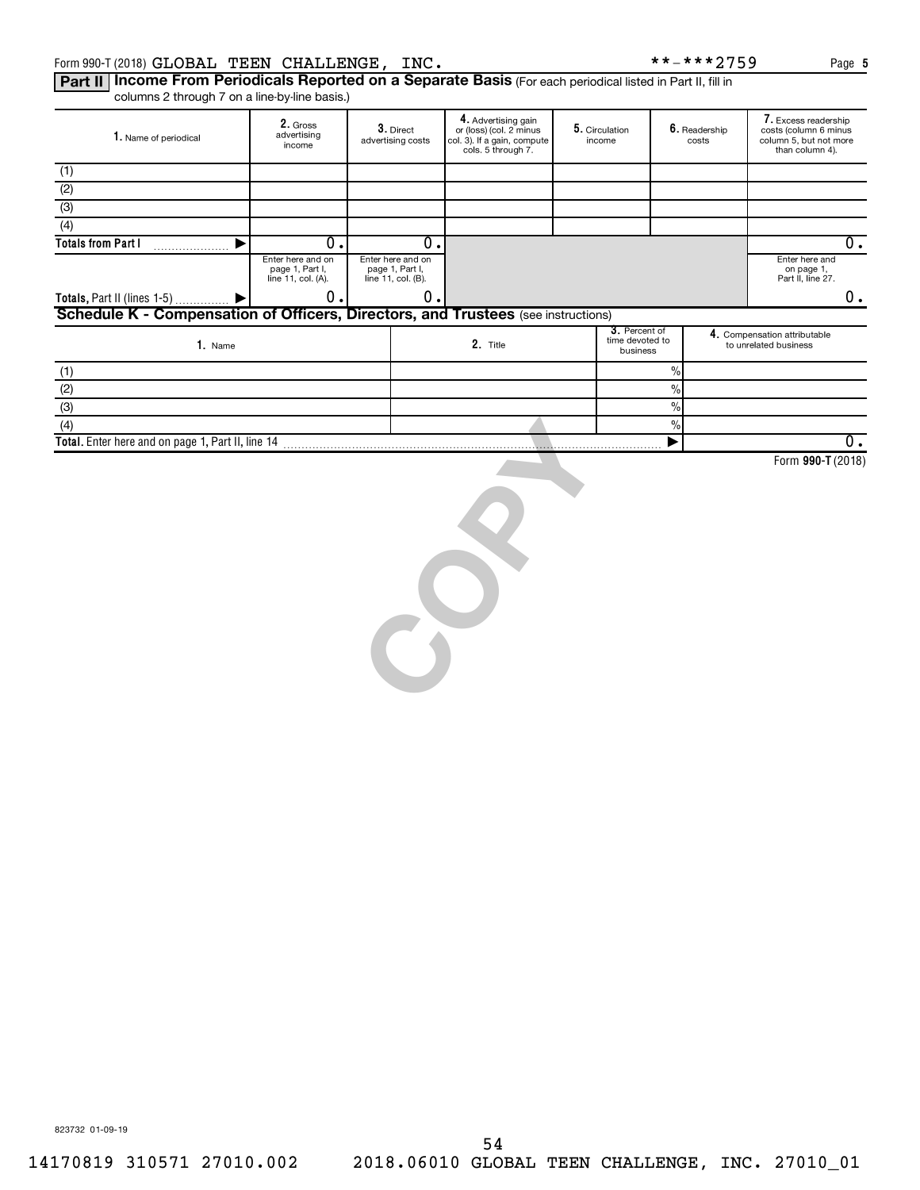Form 990-T (2018) GLOBAL TEEN CHALLENGE, INC. **-***2759 Page 5

**Part II** **Income From Periodicals Reported on a Separate Basis** (For each periodical listed in Part II, fill in columns 2 through 7 on a line-by-line basis.)

| 1. Name of periodical | 2. Gross advertising income | 3. Direct advertising costs | 4. Advertising gain or (loss) (col. 2 minus col. 3). If a gain, compute cols. 5 through 7. | 5. Circulation income | 6. Readership costs | 7. Excess readership costs (column 6 minus column 5, but not more than column 4). |
|---|---|---|---|---|---|---|
| (1) | | | | | | |
| (2) | | | | | | |
| (3) | | | | | | |
| (4) | | | | | | |
| Totals from Part I | 0. | 0. | | | | 0. |
| | Enter here and on page 1, Part I, line 11, col. (A). | Enter here and on page 1, Part I, line 11, col. (B). | | | | Enter here and on page 1, Part II, line 27. |
| Totals, Part II (lines 1-5) | 0. | 0. | | | | 0. |

**Schedule K - Compensation of Officers, Directors, and Trustees** (see instructions)

| 1. Name | 2. Title | 3. Percent of time devoted to business | 4. Compensation attributable to unrelated business |
|---|---|---|---|
| (1) | | % | |
| (2) | | % | |
| (3) | | % | |
| (4) | | % | |
| Total. Enter here and on page 1, Part II, line 14 | | | 0. |

Form **990-T** (2018)

823732 01-09-19

14170819 310571 27010.002 2018.06010 GLOBAL TEEN CHALLENGE, INC. 27010_01